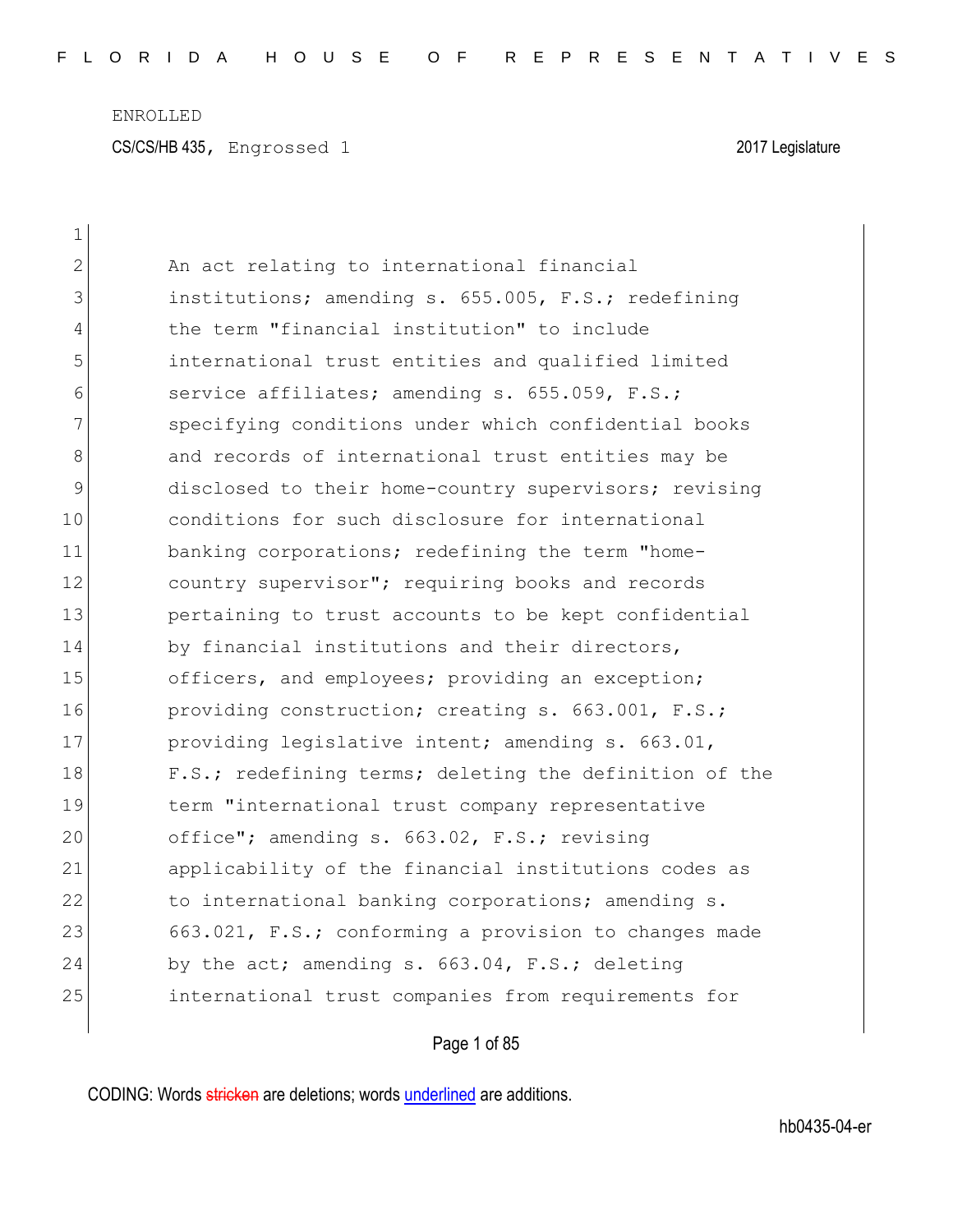ENROLLED

CS/CS/HB 435, Engrossed 1 2017 Legislature

An act relating to international financial institutions; amending s. 655.005, F.S.; redefining the term "financial institution" to include international trust entities and qualified limited service affiliates; amending s. 655.059, F.S.; specifying conditions under which confidential books and records of international trust entities may be disclosed to their home-country supervisors; revising conditions for such disclosure for international banking corporations; redefining the term "home-country supervisor"; requiring books and records pertaining to trust accounts to be kept confidential by financial institutions and their directors, officers, and employees; providing an exception; providing construction; creating s. 663.001, F.S.; providing legislative intent; amending s. 663.01, F.S.; redefining terms; deleting the definition of the term "international trust company representative office"; amending s. 663.02, F.S.; revising applicability of the financial institutions codes as to international banking corporations; amending s. 663.021, F.S.; conforming a provision to changes made by the act; amending s. 663.04, F.S.; deleting international trust companies from requirements for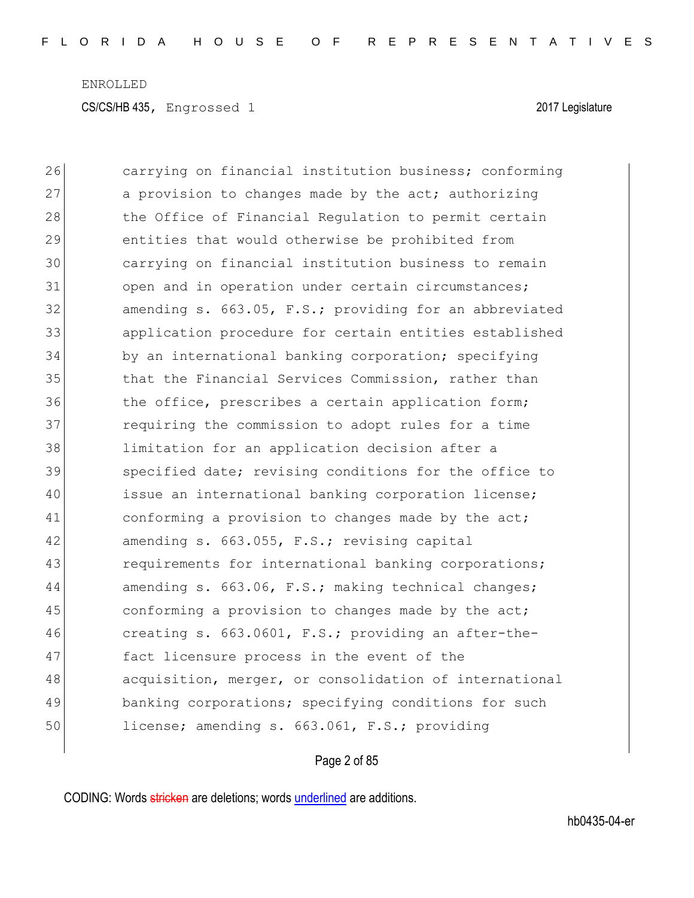26 carrying on financial institution business; conforming
27 a provision to changes made by the act; authorizing
28 the Office of Financial Regulation to permit certain
29 entities that would otherwise be prohibited from
30 carrying on financial institution business to remain
31 open and in operation under certain circumstances;
32 amending s. 663.05, F.S.; providing for an abbreviated
33 application procedure for certain entities established
34 by an international banking corporation; specifying
35 that the Financial Services Commission, rather than
36 the office, prescribes a certain application form;
37 requiring the commission to adopt rules for a time
38 limitation for an application decision after a
39 specified date; revising conditions for the office to
40 issue an international banking corporation license;
41 conforming a provision to changes made by the act;
42 amending s. 663.055, F.S.; revising capital
43 requirements for international banking corporations;
44 amending s. 663.06, F.S.; making technical changes;
45 conforming a provision to changes made by the act;
46 creating s. 663.0601, F.S.; providing an after-the-
47 fact licensure process in the event of the
48 acquisition, merger, or consolidation of international
49 banking corporations; specifying conditions for such
50 license; amending s. 663.061, F.S.; providing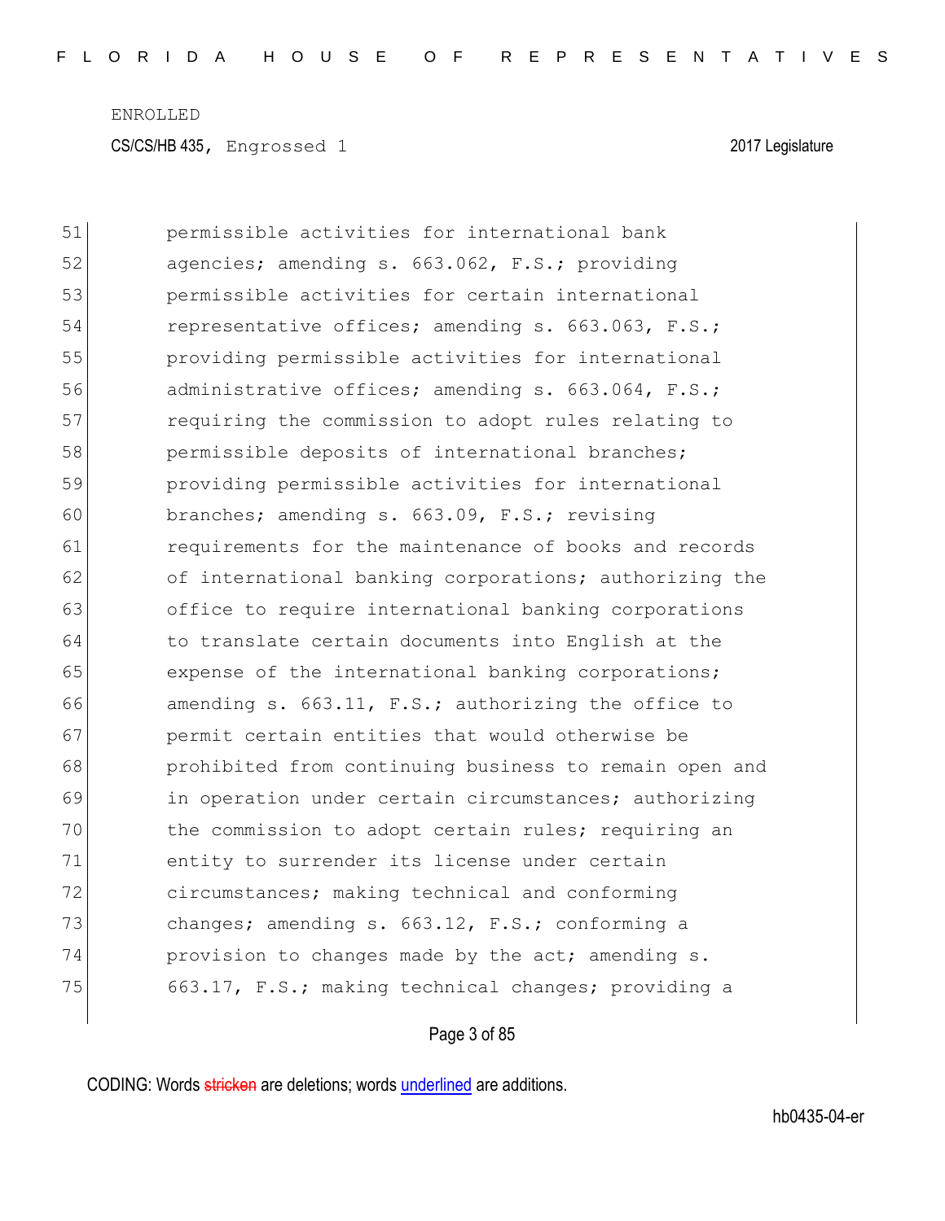51 permissible activities for international bank
52 agencies; amending s. 663.062, F.S.; providing
53 permissible activities for certain international
54 representative offices; amending s. 663.063, F.S.;
55 providing permissible activities for international
56 administrative offices; amending s. 663.064, F.S.;
57 requiring the commission to adopt rules relating to
58 permissible deposits of international branches;
59 providing permissible activities for international
60 branches; amending s. 663.09, F.S.; revising
61 requirements for the maintenance of books and records
62 of international banking corporations; authorizing the
63 office to require international banking corporations
64 to translate certain documents into English at the
65 expense of the international banking corporations;
66 amending s. 663.11, F.S.; authorizing the office to
67 permit certain entities that would otherwise be
68 prohibited from continuing business to remain open and
69 in operation under certain circumstances; authorizing
70 the commission to adopt certain rules; requiring an
71 entity to surrender its license under certain
72 circumstances; making technical and conforming
73 changes; amending s. 663.12, F.S.; conforming a
74 provision to changes made by the act; amending s.
75 663.17, F.S.; making technical changes; providing a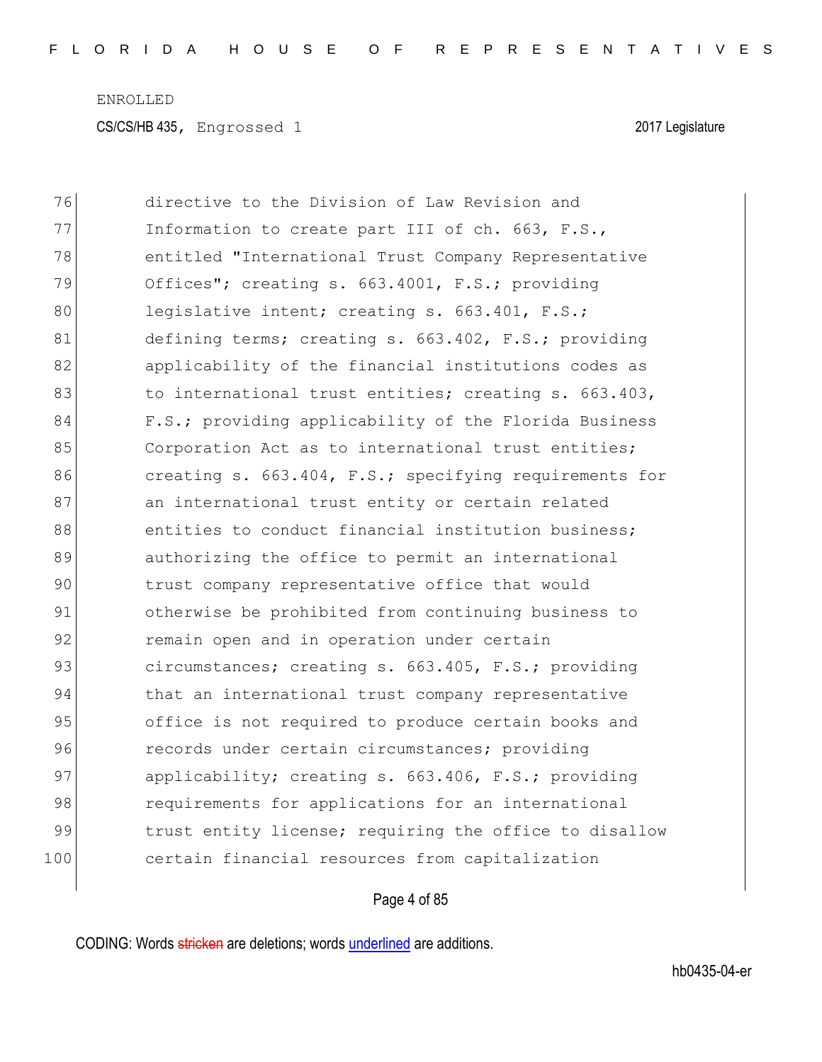76 directive to the Division of Law Revision and
77 Information to create part III of ch. 663, F.S.,
78 entitled "International Trust Company Representative
79 Offices"; creating s. 663.4001, F.S.; providing
80 legislative intent; creating s. 663.401, F.S.;
81 defining terms; creating s. 663.402, F.S.; providing
82 applicability of the financial institutions codes as
83 to international trust entities; creating s. 663.403,
84 F.S.; providing applicability of the Florida Business
85 Corporation Act as to international trust entities;
86 creating s. 663.404, F.S.; specifying requirements for
87 an international trust entity or certain related
88 entities to conduct financial institution business;
89 authorizing the office to permit an international
90 trust company representative office that would
91 otherwise be prohibited from continuing business to
92 remain open and in operation under certain
93 circumstances; creating s. 663.405, F.S.; providing
94 that an international trust company representative
95 office is not required to produce certain books and
96 records under certain circumstances; providing
97 applicability; creating s. 663.406, F.S.; providing
98 requirements for applications for an international
99 trust entity license; requiring the office to disallow
100 certain financial resources from capitalization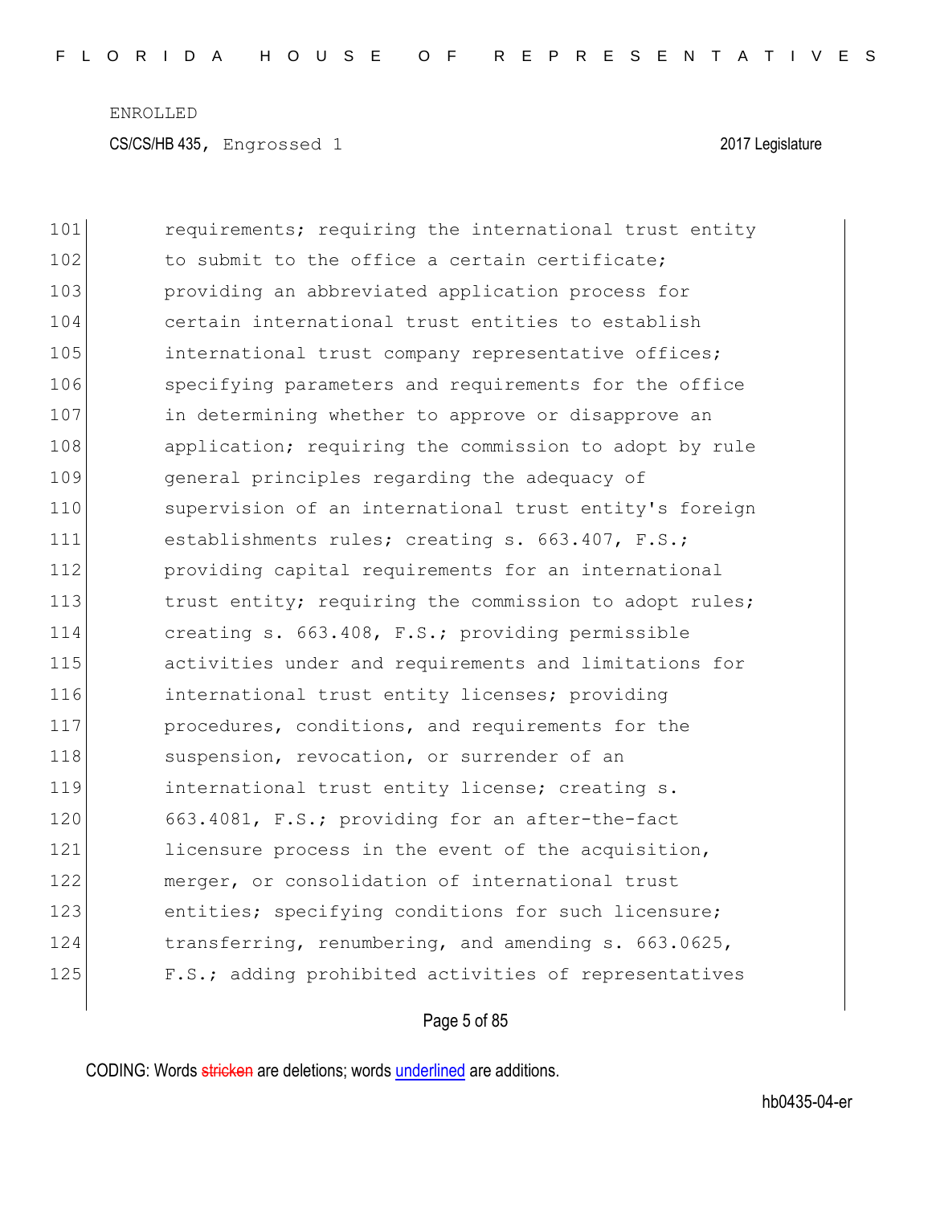101 requirements; requiring the international trust entity
102 to submit to the office a certain certificate;
103 providing an abbreviated application process for
104 certain international trust entities to establish
105 international trust company representative offices;
106 specifying parameters and requirements for the office
107 in determining whether to approve or disapprove an
108 application; requiring the commission to adopt by rule
109 general principles regarding the adequacy of
110 supervision of an international trust entity's foreign
111 establishments rules; creating s. 663.407, F.S.;
112 providing capital requirements for an international
113 trust entity; requiring the commission to adopt rules;
114 creating s. 663.408, F.S.; providing permissible
115 activities under and requirements and limitations for
116 international trust entity licenses; providing
117 procedures, conditions, and requirements for the
118 suspension, revocation, or surrender of an
119 international trust entity license; creating s.
120 663.4081, F.S.; providing for an after-the-fact
121 licensure process in the event of the acquisition,
122 merger, or consolidation of international trust
123 entities; specifying conditions for such licensure;
124 transferring, renumbering, and amending s. 663.0625,
125 F.S.; adding prohibited activities of representatives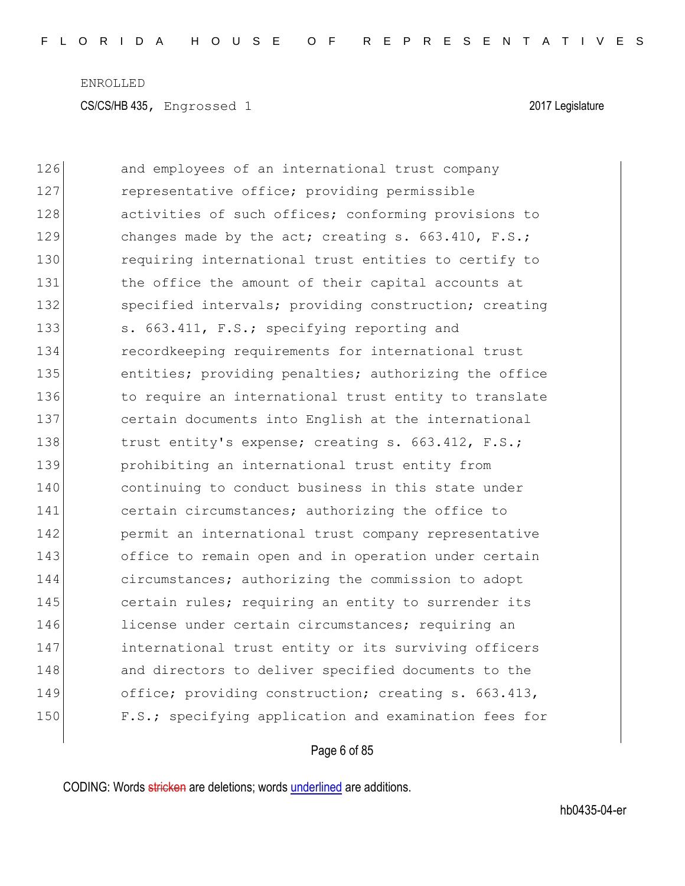126 and employees of an international trust company
127 representative office; providing permissible
128 activities of such offices; conforming provisions to
129 changes made by the act; creating s. 663.410, F.S.;
130 requiring international trust entities to certify to
131 the office the amount of their capital accounts at
132 specified intervals; providing construction; creating
133 s. 663.411, F.S.; specifying reporting and
134 recordkeeping requirements for international trust
135 entities; providing penalties; authorizing the office
136 to require an international trust entity to translate
137 certain documents into English at the international
138 trust entity's expense; creating s. 663.412, F.S.;
139 prohibiting an international trust entity from
140 continuing to conduct business in this state under
141 certain circumstances; authorizing the office to
142 permit an international trust company representative
143 office to remain open and in operation under certain
144 circumstances; authorizing the commission to adopt
145 certain rules; requiring an entity to surrender its
146 license under certain circumstances; requiring an
147 international trust entity or its surviving officers
148 and directors to deliver specified documents to the
149 office; providing construction; creating s. 663.413,
150 F.S.; specifying application and examination fees for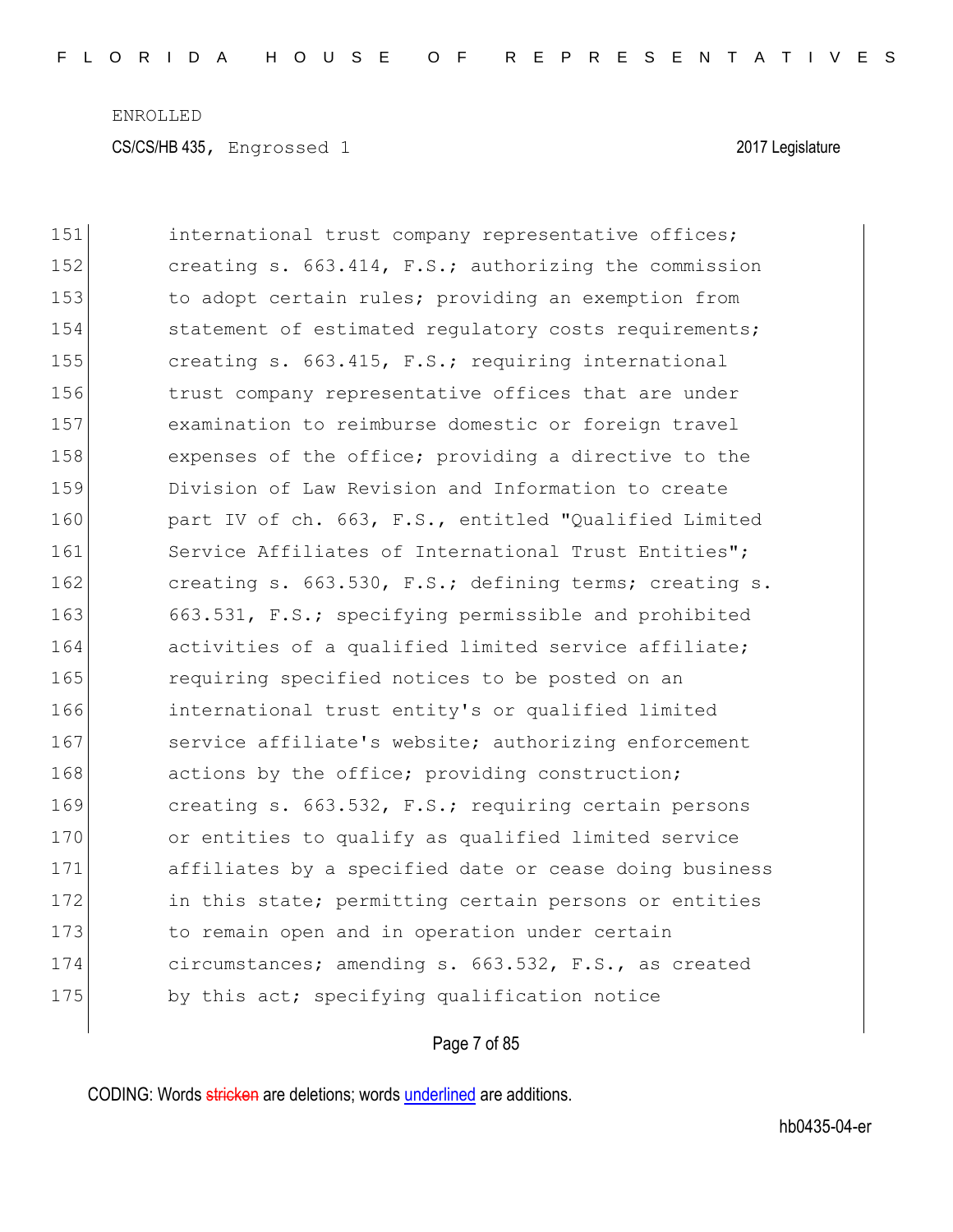international trust company representative offices; creating s. 663.414, F.S.; authorizing the commission to adopt certain rules; providing an exemption from statement of estimated regulatory costs requirements; creating s. 663.415, F.S.; requiring international trust company representative offices that are under examination to reimburse domestic or foreign travel expenses of the office; providing a directive to the Division of Law Revision and Information to create part IV of ch. 663, F.S., entitled "Qualified Limited Service Affiliates of International Trust Entities"; creating s. 663.530, F.S.; defining terms; creating s. 663.531, F.S.; specifying permissible and prohibited activities of a qualified limited service affiliate; requiring specified notices to be posted on an international trust entity's or qualified limited service affiliate's website; authorizing enforcement actions by the office; providing construction; creating s. 663.532, F.S.; requiring certain persons or entities to qualify as qualified limited service affiliates by a specified date or cease doing business in this state; permitting certain persons or entities to remain open and in operation under certain circumstances; amending s. 663.532, F.S., as created by this act; specifying qualification notice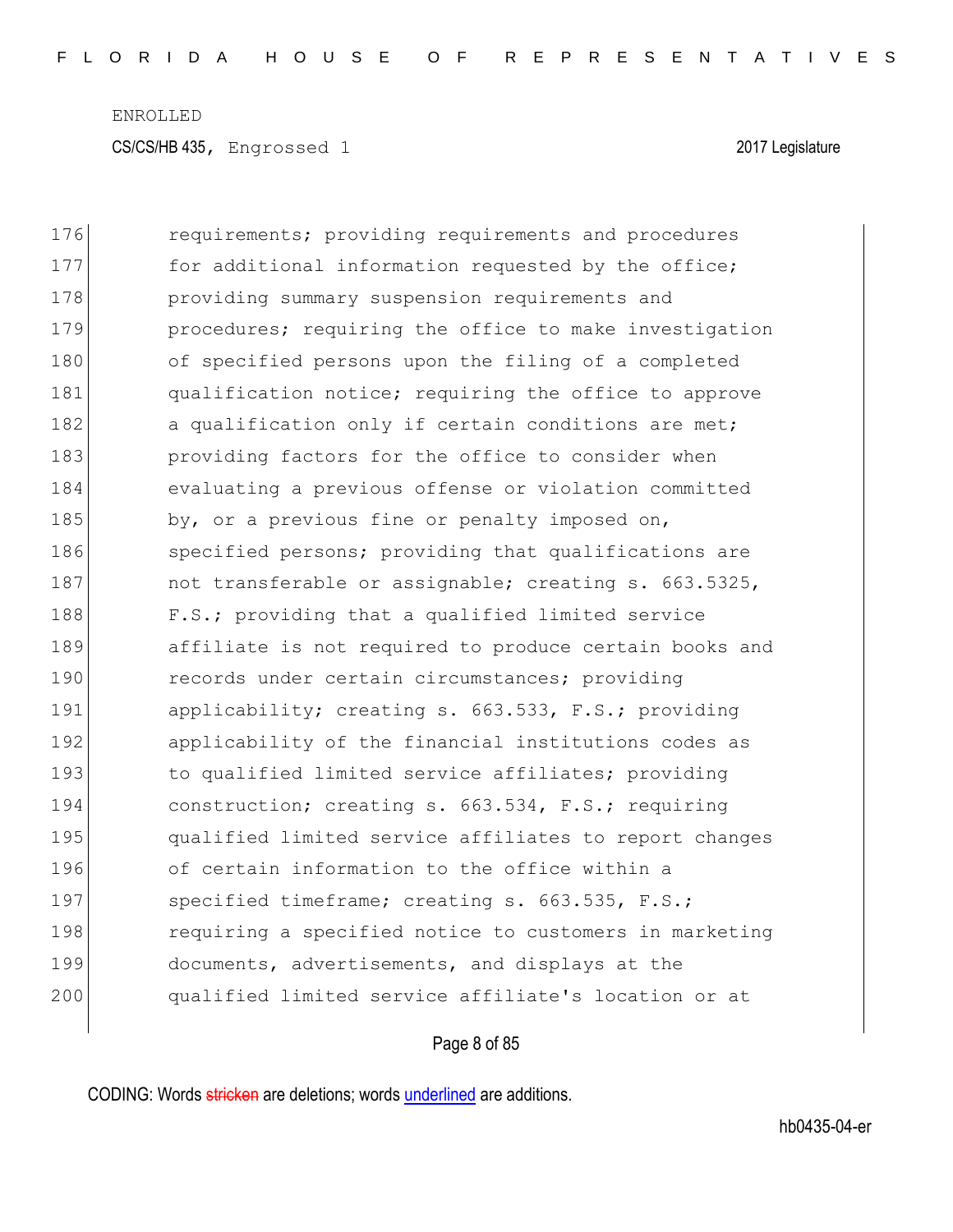176 requirements; providing requirements and procedures
177 for additional information requested by the office;
178 providing summary suspension requirements and
179 procedures; requiring the office to make investigation
180 of specified persons upon the filing of a completed
181 qualification notice; requiring the office to approve
182 a qualification only if certain conditions are met;
183 providing factors for the office to consider when
184 evaluating a previous offense or violation committed
185 by, or a previous fine or penalty imposed on,
186 specified persons; providing that qualifications are
187 not transferable or assignable; creating s. 663.5325,
188 F.S.; providing that a qualified limited service
189 affiliate is not required to produce certain books and
190 records under certain circumstances; providing
191 applicability; creating s. 663.533, F.S.; providing
192 applicability of the financial institutions codes as
193 to qualified limited service affiliates; providing
194 construction; creating s. 663.534, F.S.; requiring
195 qualified limited service affiliates to report changes
196 of certain information to the office within a
197 specified timeframe; creating s. 663.535, F.S.;
198 requiring a specified notice to customers in marketing
199 documents, advertisements, and displays at the
200 qualified limited service affiliate's location or at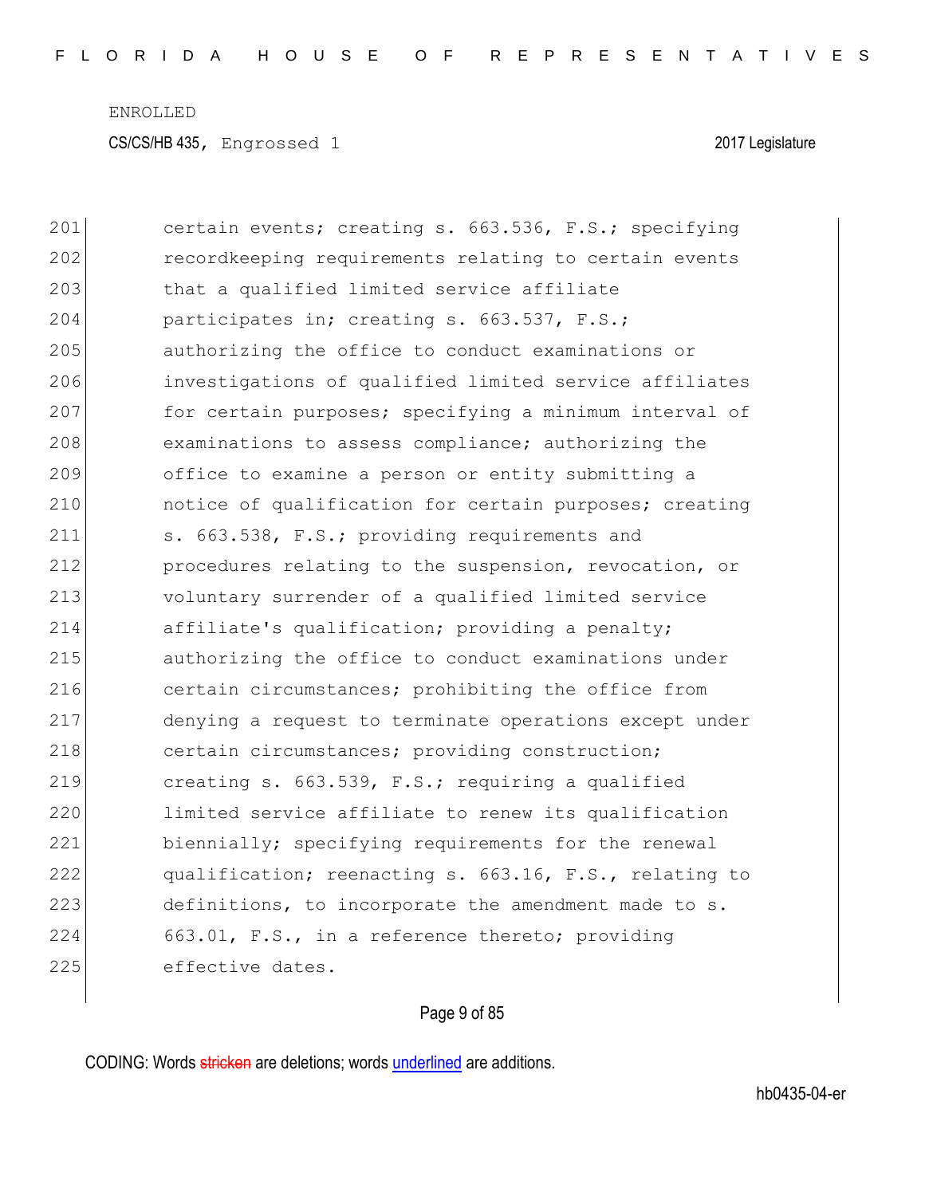201 certain events; creating s. 663.536, F.S.; specifying
202 recordkeeping requirements relating to certain events
203 that a qualified limited service affiliate
204 participates in; creating s. 663.537, F.S.;
205 authorizing the office to conduct examinations or
206 investigations of qualified limited service affiliates
207 for certain purposes; specifying a minimum interval of
208 examinations to assess compliance; authorizing the
209 office to examine a person or entity submitting a
210 notice of qualification for certain purposes; creating
211 s. 663.538, F.S.; providing requirements and
212 procedures relating to the suspension, revocation, or
213 voluntary surrender of a qualified limited service
214 affiliate's qualification; providing a penalty;
215 authorizing the office to conduct examinations under
216 certain circumstances; prohibiting the office from
217 denying a request to terminate operations except under
218 certain circumstances; providing construction;
219 creating s. 663.539, F.S.; requiring a qualified
220 limited service affiliate to renew its qualification
221 biennially; specifying requirements for the renewal
222 qualification; reenacting s. 663.16, F.S., relating to
223 definitions, to incorporate the amendment made to s.
224 663.01, F.S., in a reference thereto; providing
225 effective dates.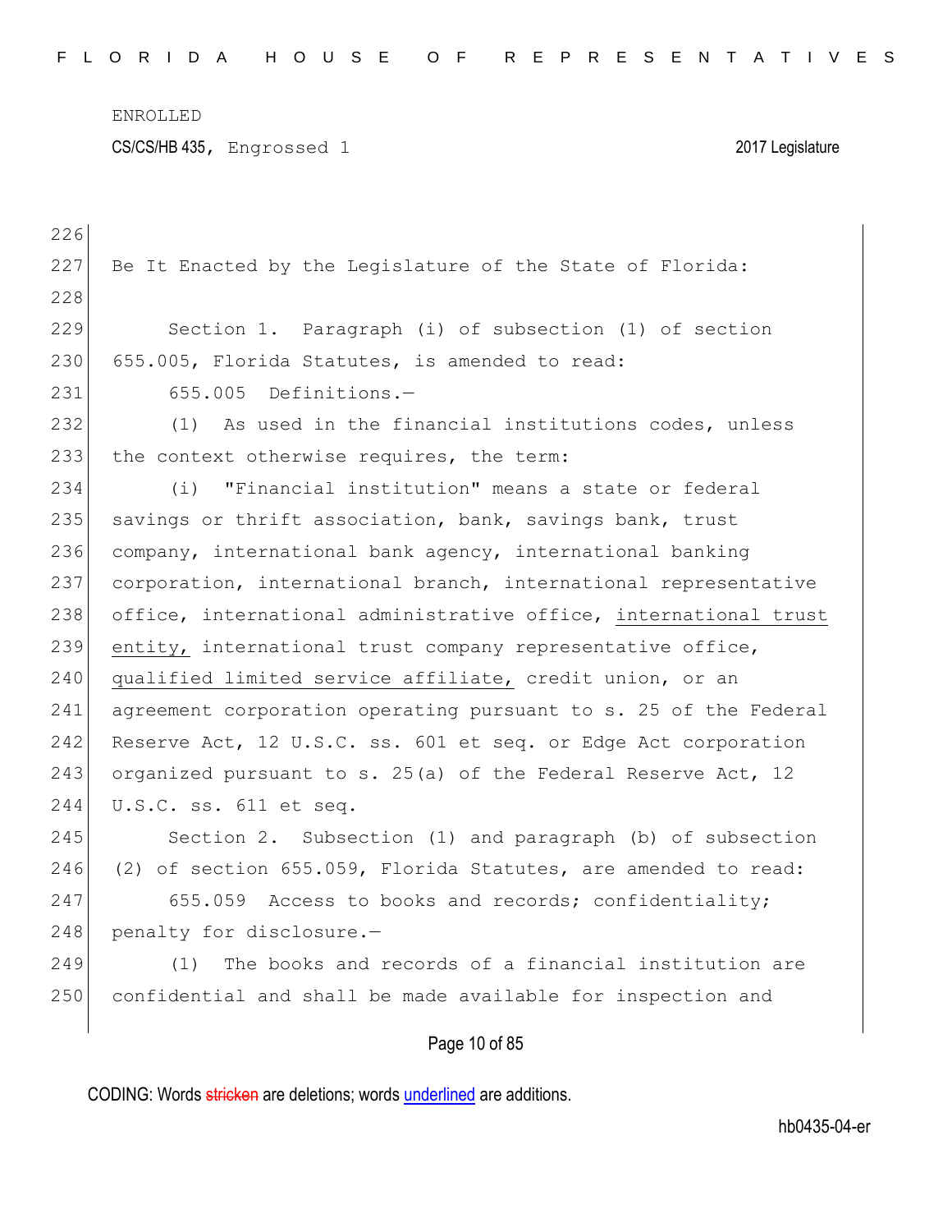ENROLLED

CS/CS/HB 435, Engrossed 1 2017 Legislature

Be It Enacted by the Legislature of the State of Florida:

Section 1. Paragraph (i) of subsection (1) of section 655.005, Florida Statutes, is amended to read:

655.005 Definitions.—

(1) As used in the financial institutions codes, unless the context otherwise requires, the term:

(i) "Financial institution" means a state or federal savings or thrift association, bank, savings bank, trust company, international bank agency, international banking corporation, international branch, international representative office, international administrative office, <u>international trust entity,</u> international trust company representative office, <u>qualified limited service affiliate,</u> credit union, or an agreement corporation operating pursuant to s. 25 of the Federal Reserve Act, 12 U.S.C. ss. 601 et seq. or Edge Act corporation organized pursuant to s. 25(a) of the Federal Reserve Act, 12 U.S.C. ss. 611 et seq.

Section 2. Subsection (1) and paragraph (b) of subsection (2) of section 655.059, Florida Statutes, are amended to read:

655.059 Access to books and records; confidentiality; penalty for disclosure.—

(1) The books and records of a financial institution are confidential and shall be made available for inspection and

CODING: Words ~~stricken~~ are deletions; words <u>underlined</u> are additions.

hb0435-04-er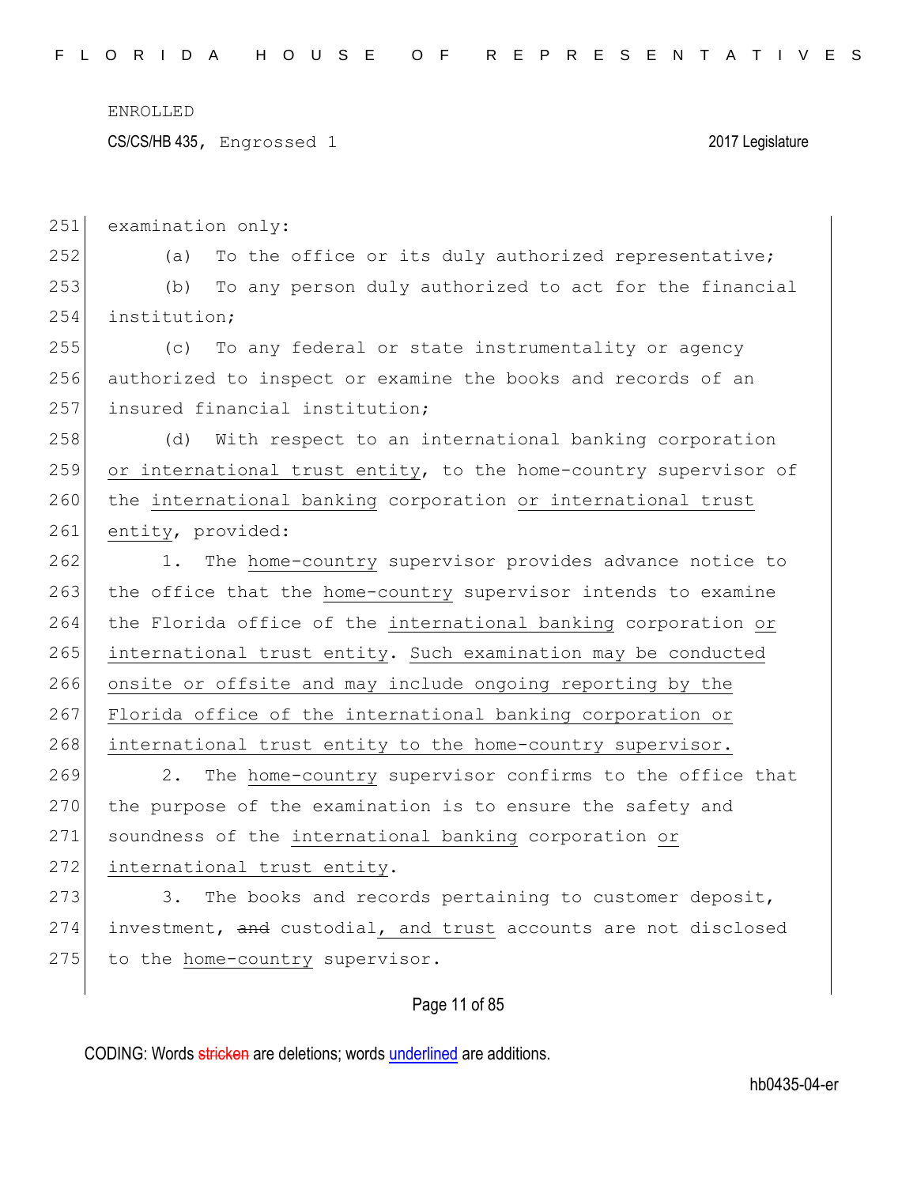examination only:

(a) To the office or its duly authorized representative;

(b) To any person duly authorized to act for the financial institution;

(c) To any federal or state instrumentality or agency authorized to inspect or examine the books and records of an insured financial institution;

(d) With respect to an international banking corporation or international trust entity, to the home-country supervisor of the international banking corporation or international trust entity, provided:

1. The home-country supervisor provides advance notice to the office that the home-country supervisor intends to examine the Florida office of the international banking corporation or international trust entity. Such examination may be conducted onsite or offsite and may include ongoing reporting by the Florida office of the international banking corporation or international trust entity to the home-country supervisor.

2. The home-country supervisor confirms to the office that the purpose of the examination is to ensure the safety and soundness of the international banking corporation or international trust entity.

3. The books and records pertaining to customer deposit, investment, ~~and~~ custodial, and trust accounts are not disclosed to the home-country supervisor.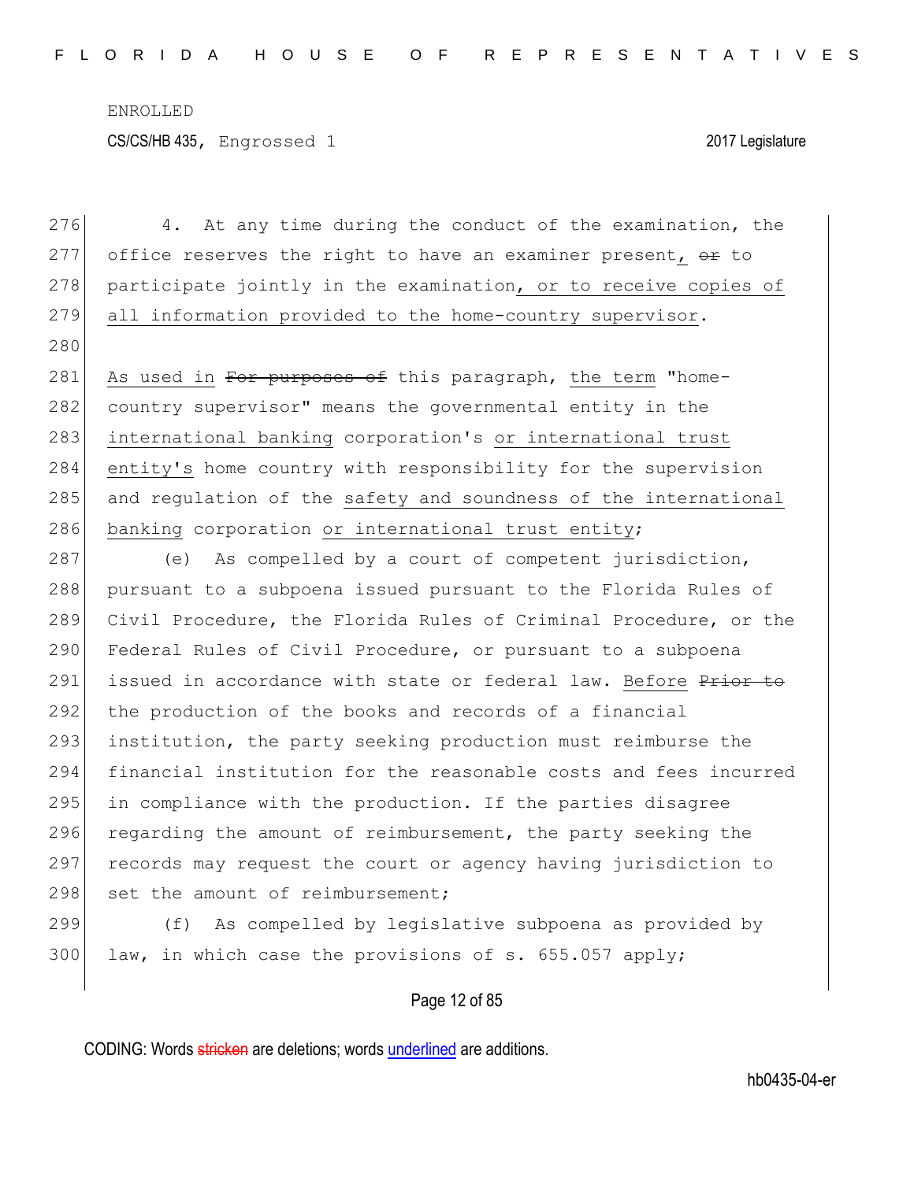ENROLLED

CS/CS/HB 435, Engrossed 1 2017 Legislature

4. At any time during the conduct of the examination, the office reserves the right to have an examiner present, ~~or~~ to participate jointly in the examination, or to receive copies of all information provided to the home-country supervisor.

As used in ~~For purposes of~~ this paragraph, the term "home-country supervisor" means the governmental entity in the international banking corporation's or international trust entity's home country with responsibility for the supervision and regulation of the safety and soundness of the international banking corporation or international trust entity;

(e) As compelled by a court of competent jurisdiction, pursuant to a subpoena issued pursuant to the Florida Rules of Civil Procedure, the Florida Rules of Criminal Procedure, or the Federal Rules of Civil Procedure, or pursuant to a subpoena issued in accordance with state or federal law. Before ~~Prior to~~ the production of the books and records of a financial institution, the party seeking production must reimburse the financial institution for the reasonable costs and fees incurred in compliance with the production. If the parties disagree regarding the amount of reimbursement, the party seeking the records may request the court or agency having jurisdiction to set the amount of reimbursement;

(f) As compelled by legislative subpoena as provided by law, in which case the provisions of s. 655.057 apply;

CODING: Words ~~stricken~~ are deletions; words underlined are additions.

hb0435-04-er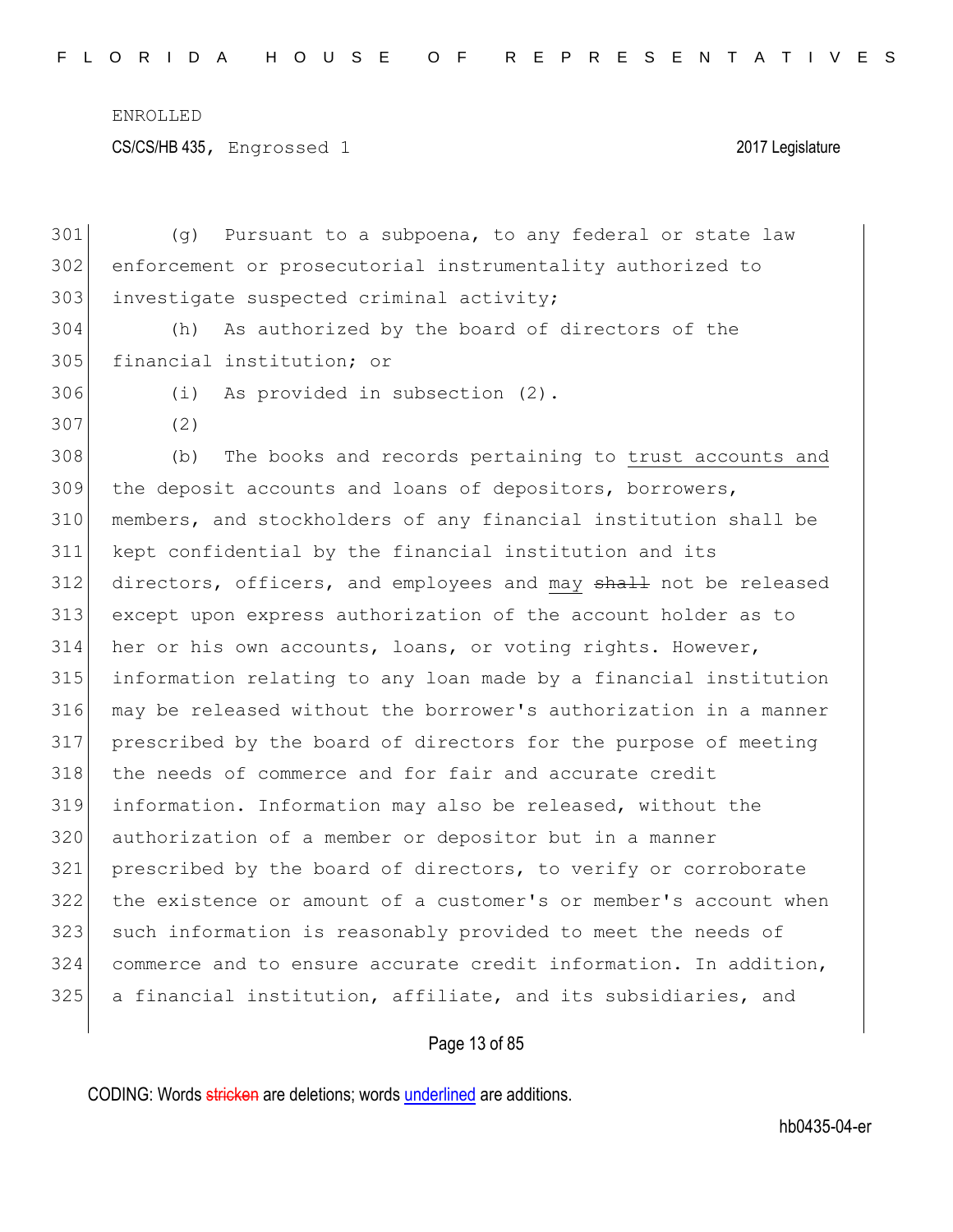(g) Pursuant to a subpoena, to any federal or state law enforcement or prosecutorial instrumentality authorized to investigate suspected criminal activity;

(h) As authorized by the board of directors of the financial institution; or

(i) As provided in subsection (2).

(2)

(b) The books and records pertaining to <u>trust accounts and</u> the deposit accounts and loans of depositors, borrowers, members, and stockholders of any financial institution shall be kept confidential by the financial institution and its directors, officers, and employees and <u>may</u> ~~shall~~ not be released except upon express authorization of the account holder as to her or his own accounts, loans, or voting rights. However, information relating to any loan made by a financial institution may be released without the borrower's authorization in a manner prescribed by the board of directors for the purpose of meeting the needs of commerce and for fair and accurate credit information. Information may also be released, without the authorization of a member or depositor but in a manner prescribed by the board of directors, to verify or corroborate the existence or amount of a customer's or member's account when such information is reasonably provided to meet the needs of commerce and to ensure accurate credit information. In addition, a financial institution, affiliate, and its subsidiaries, and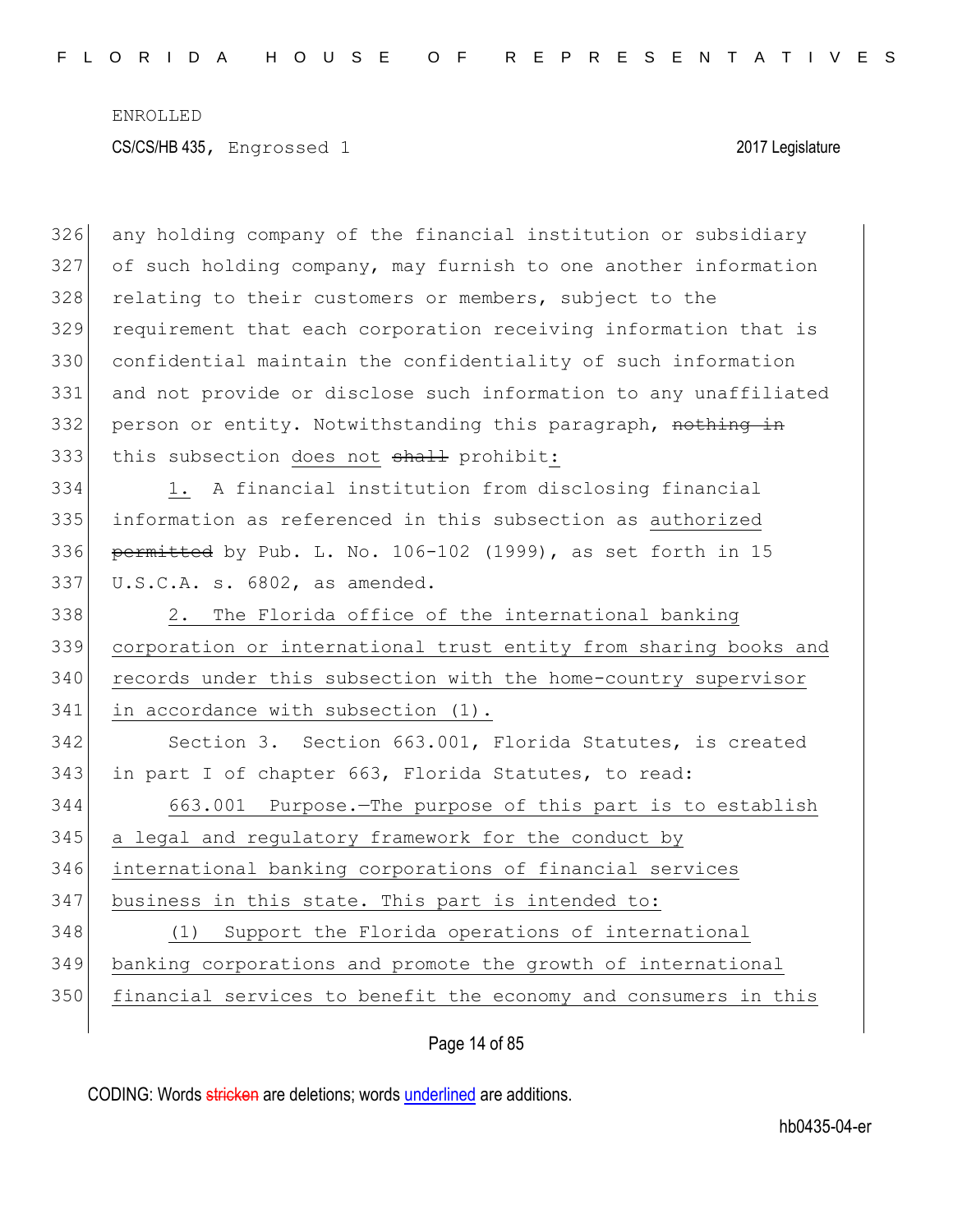any holding company of the financial institution or subsidiary of such holding company, may furnish to one another information relating to their customers or members, subject to the requirement that each corporation receiving information that is confidential maintain the confidentiality of such information and not provide or disclose such information to any unaffiliated person or entity. Notwithstanding this paragraph, ~~nothing in~~ this subsection does not ~~shall~~ prohibit:

1. A financial institution from disclosing financial information as referenced in this subsection as authorized ~~permitted~~ by Pub. L. No. 106-102 (1999), as set forth in 15 U.S.C.A. s. 6802, as amended.

2. The Florida office of the international banking corporation or international trust entity from sharing books and records under this subsection with the home-country supervisor in accordance with subsection (1).

Section 3. Section 663.001, Florida Statutes, is created in part I of chapter 663, Florida Statutes, to read:

663.001 Purpose.—The purpose of this part is to establish a legal and regulatory framework for the conduct by international banking corporations of financial services business in this state. This part is intended to:

(1) Support the Florida operations of international banking corporations and promote the growth of international financial services to benefit the economy and consumers in this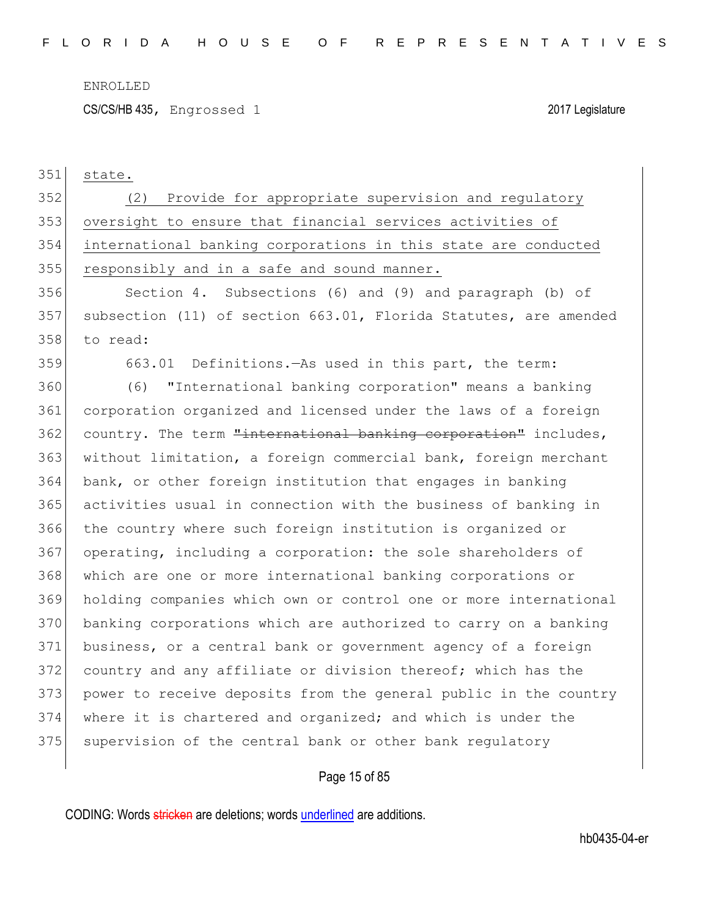state.

(2) Provide for appropriate supervision and regulatory oversight to ensure that financial services activities of international banking corporations in this state are conducted responsibly and in a safe and sound manner.

Section 4. Subsections (6) and (9) and paragraph (b) of subsection (11) of section 663.01, Florida Statutes, are amended to read:

663.01 Definitions.—As used in this part, the term:

(6) "International banking corporation" means a banking corporation organized and licensed under the laws of a foreign country. The term ~~"international banking corporation"~~ includes, without limitation, a foreign commercial bank, foreign merchant bank, or other foreign institution that engages in banking activities usual in connection with the business of banking in the country where such foreign institution is organized or operating, including a corporation: the sole shareholders of which are one or more international banking corporations or holding companies which own or control one or more international banking corporations which are authorized to carry on a banking business, or a central bank or government agency of a foreign country and any affiliate or division thereof; which has the power to receive deposits from the general public in the country where it is chartered and organized; and which is under the supervision of the central bank or other bank regulatory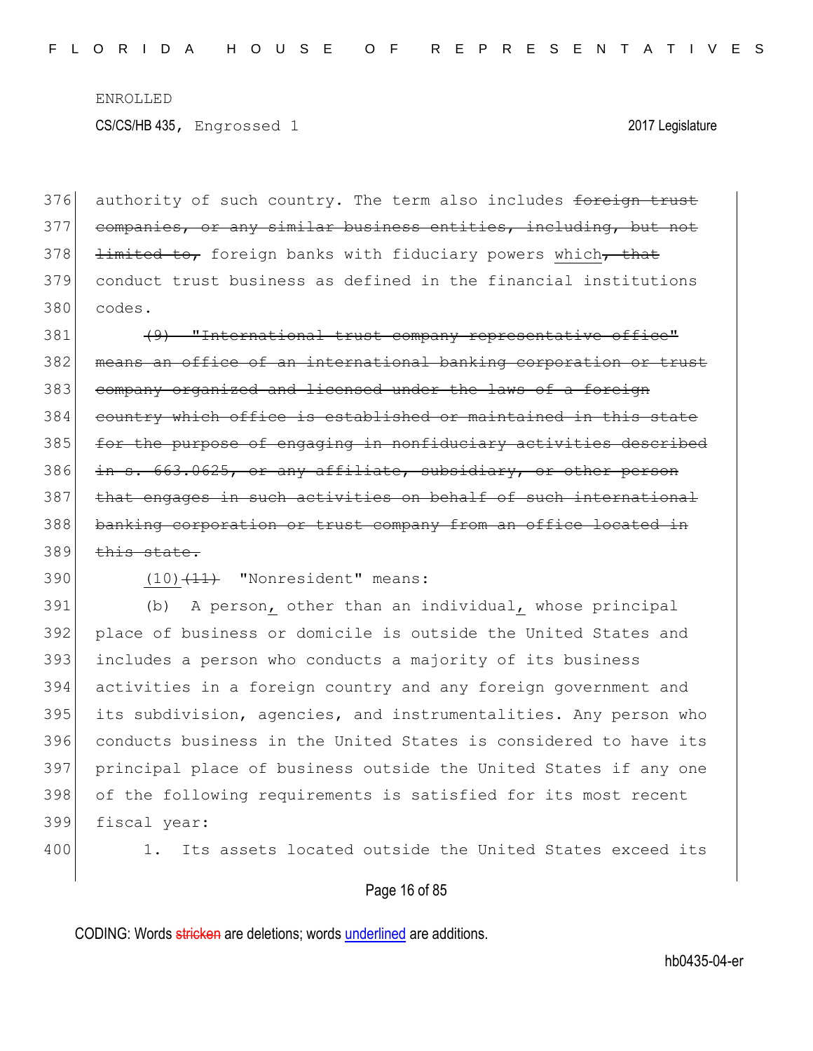376 authority of such country. The term also includes ~~foreign trust~~
377 ~~companies, or any similar business entities, including, but not~~
378 ~~limited to,~~ foreign banks with fiduciary powers <u>which</u>~~, that~~
379 conduct trust business as defined in the financial institutions
380 codes.

381 ~~(9) "International trust company representative office"~~
382 ~~means an office of an international banking corporation or trust~~
383 ~~company organized and licensed under the laws of a foreign~~
384 ~~country which office is established or maintained in this state~~
385 ~~for the purpose of engaging in nonfiduciary activities described~~
386 ~~in s. 663.0625, or any affiliate, subsidiary, or other person~~
387 ~~that engages in such activities on behalf of such international~~
388 ~~banking corporation or trust company from an office located in~~
389 ~~this state.~~

390 <u>(10)</u>~~(11)~~ "Nonresident" means:

391 (b) A person<u>,</u> other than an individual<u>,</u> whose principal
392 place of business or domicile is outside the United States and
393 includes a person who conducts a majority of its business
394 activities in a foreign country and any foreign government and
395 its subdivision, agencies, and instrumentalities. Any person who
396 conducts business in the United States is considered to have its
397 principal place of business outside the United States if any one
398 of the following requirements is satisfied for its most recent
399 fiscal year:

400 1. Its assets located outside the United States exceed its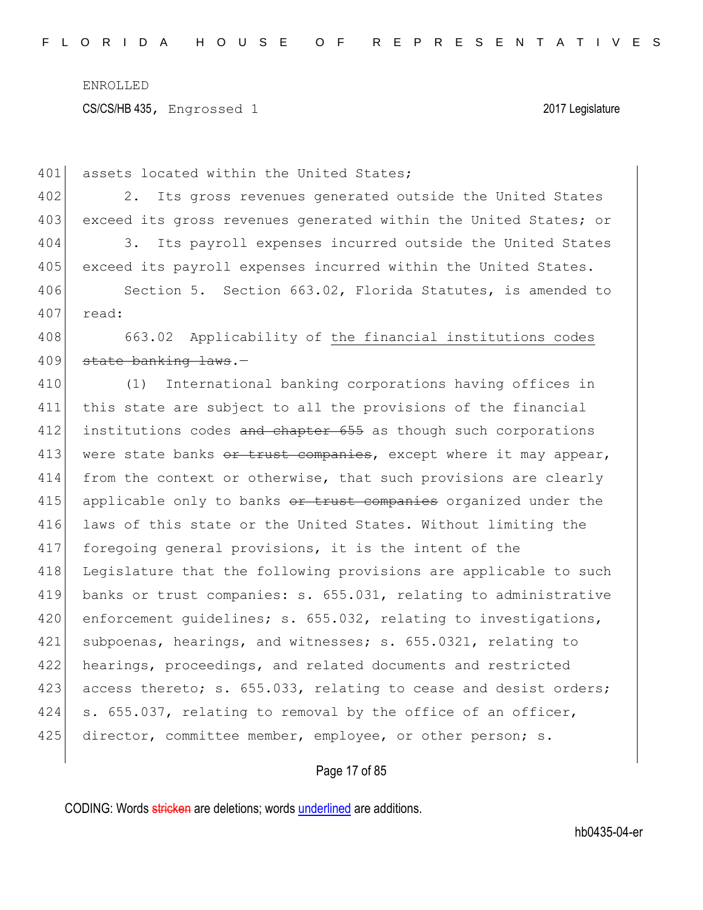ENROLLED

CS/CS/HB 435, Engrossed 1 2017 Legislature

assets located within the United States;

2. Its gross revenues generated outside the United States exceed its gross revenues generated within the United States; or

3. Its payroll expenses incurred outside the United States exceed its payroll expenses incurred within the United States.

Section 5. Section 663.02, Florida Statutes, is amended to read:

663.02 Applicability of <u>the financial institutions codes</u> ~~state banking laws~~.—

(1) International banking corporations having offices in this state are subject to all the provisions of the financial institutions codes ~~and chapter 655~~ as though such corporations were state banks ~~or trust companies~~, except where it may appear, from the context or otherwise, that such provisions are clearly applicable only to banks ~~or trust companies~~ organized under the laws of this state or the United States. Without limiting the foregoing general provisions, it is the intent of the Legislature that the following provisions are applicable to such banks or trust companies: s. 655.031, relating to administrative enforcement guidelines; s. 655.032, relating to investigations, subpoenas, hearings, and witnesses; s. 655.0321, relating to hearings, proceedings, and related documents and restricted access thereto; s. 655.033, relating to cease and desist orders; s. 655.037, relating to removal by the office of an officer, director, committee member, employee, or other person; s.

CODING: Words ~~stricken~~ are deletions; words <u>underlined</u> are additions.

hb0435-04-er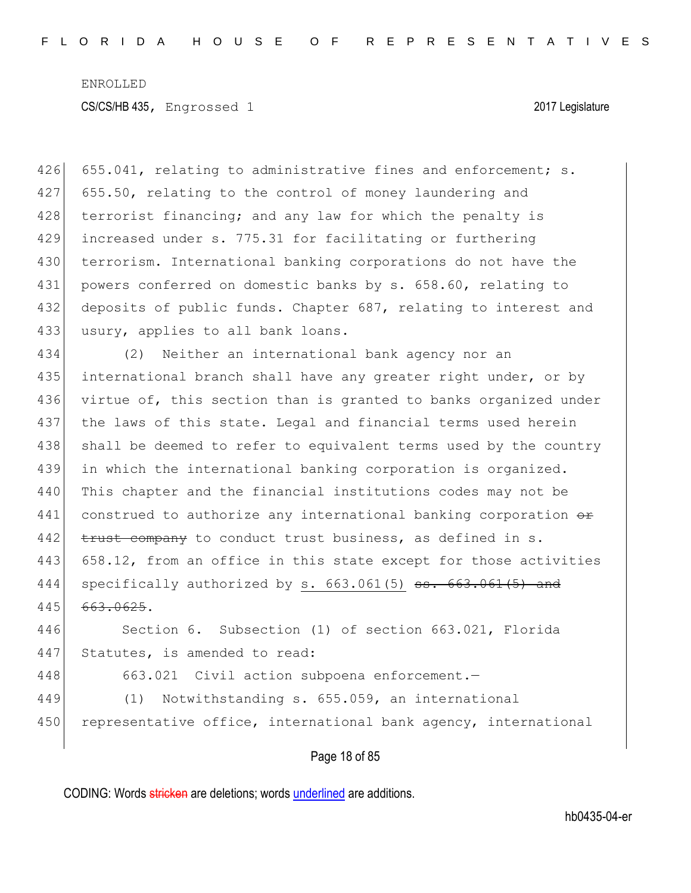655.041, relating to administrative fines and enforcement; s. 655.50, relating to the control of money laundering and terrorist financing; and any law for which the penalty is increased under s. 775.31 for facilitating or furthering terrorism. International banking corporations do not have the powers conferred on domestic banks by s. 658.60, relating to deposits of public funds. Chapter 687, relating to interest and usury, applies to all bank loans.

(2) Neither an international bank agency nor an international branch shall have any greater right under, or by virtue of, this section than is granted to banks organized under the laws of this state. Legal and financial terms used herein shall be deemed to refer to equivalent terms used by the country in which the international banking corporation is organized. This chapter and the financial institutions codes may not be construed to authorize any international banking corporation ~~or trust company~~ to conduct trust business, as defined in s. 658.12, from an office in this state except for those activities specifically authorized by <u>s. 663.061(5)</u> ~~ss. 663.061(5) and 663.0625~~.

Section 6. Subsection (1) of section 663.021, Florida Statutes, is amended to read:

663.021 Civil action subpoena enforcement.—

(1) Notwithstanding s. 655.059, an international representative office, international bank agency, international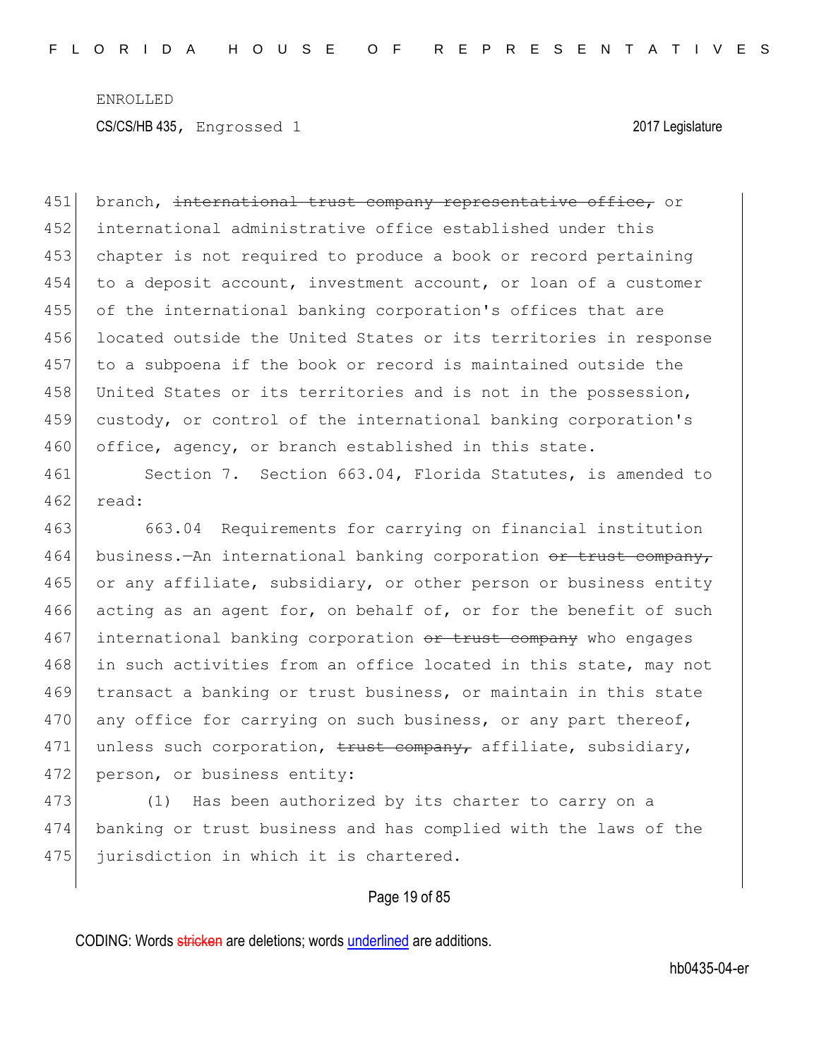branch, ~~international trust company representative office,~~ or international administrative office established under this chapter is not required to produce a book or record pertaining to a deposit account, investment account, or loan of a customer of the international banking corporation's offices that are located outside the United States or its territories in response to a subpoena if the book or record is maintained outside the United States or its territories and is not in the possession, custody, or control of the international banking corporation's office, agency, or branch established in this state.

Section 7. Section 663.04, Florida Statutes, is amended to read:

663.04 Requirements for carrying on financial institution business.—An international banking corporation ~~or trust company,~~ or any affiliate, subsidiary, or other person or business entity acting as an agent for, on behalf of, or for the benefit of such international banking corporation ~~or trust company~~ who engages in such activities from an office located in this state, may not transact a banking or trust business, or maintain in this state any office for carrying on such business, or any part thereof, unless such corporation, ~~trust company,~~ affiliate, subsidiary, person, or business entity:

(1) Has been authorized by its charter to carry on a banking or trust business and has complied with the laws of the jurisdiction in which it is chartered.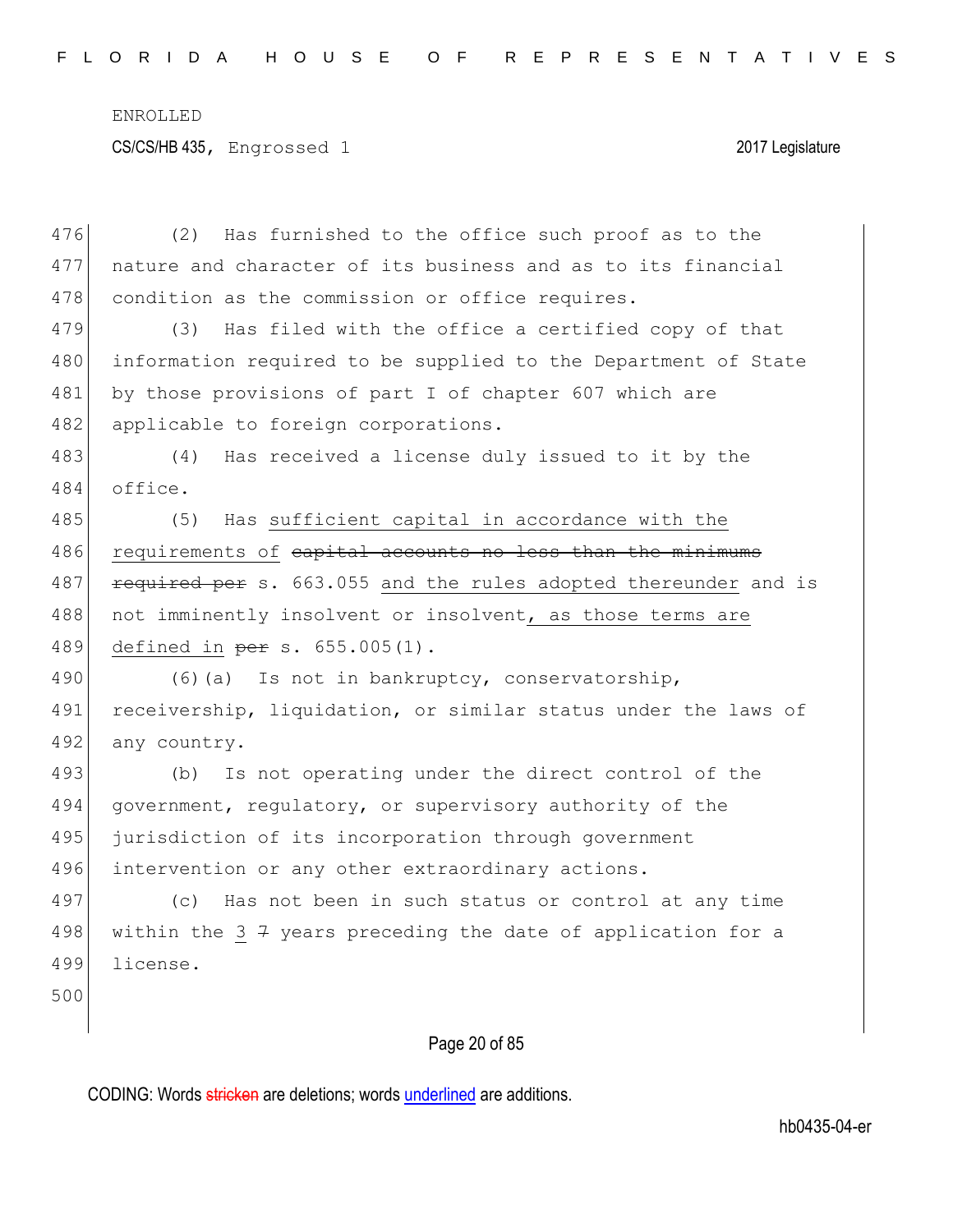(2) Has furnished to the office such proof as to the nature and character of its business and as to its financial condition as the commission or office requires.

(3) Has filed with the office a certified copy of that information required to be supplied to the Department of State by those provisions of part I of chapter 607 which are applicable to foreign corporations.

(4) Has received a license duly issued to it by the office.

(5) Has sufficient capital in accordance with the requirements of ~~capital accounts no less than the minimums required per~~ s. 663.055 and the rules adopted thereunder and is not imminently insolvent or insolvent, as those terms are defined in ~~per~~ s. 655.005(1).

(6)(a) Is not in bankruptcy, conservatorship, receivership, liquidation, or similar status under the laws of any country.

(b) Is not operating under the direct control of the government, regulatory, or supervisory authority of the jurisdiction of its incorporation through government intervention or any other extraordinary actions.

(c) Has not been in such status or control at any time within the 3 ~~7~~ years preceding the date of application for a license.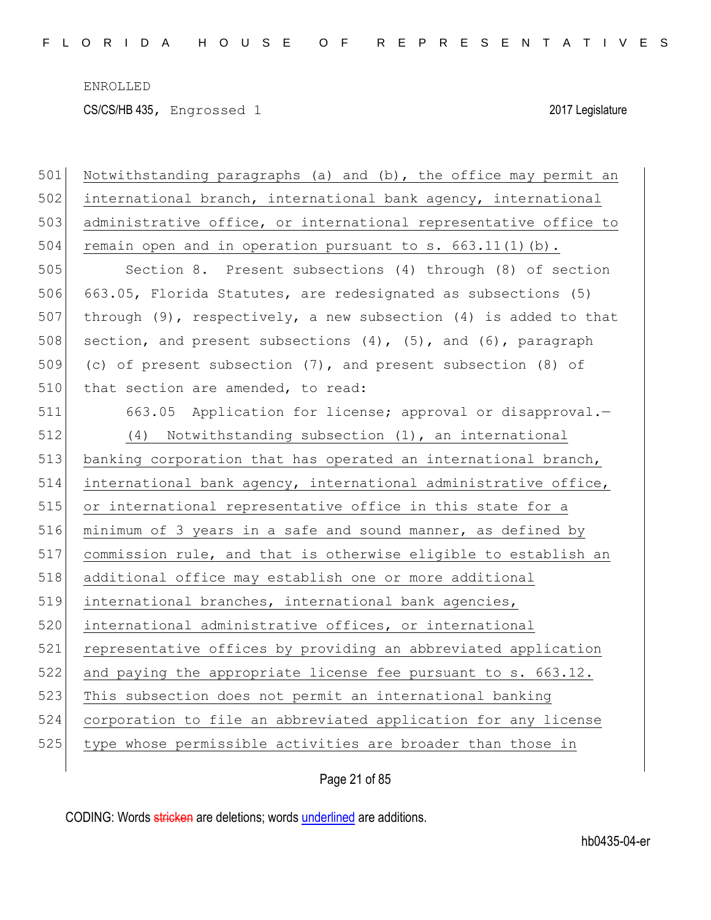Notwithstanding paragraphs (a) and (b), the office may permit an international branch, international bank agency, international administrative office, or international representative office to remain open and in operation pursuant to s. 663.11(1)(b).

Section 8. Present subsections (4) through (8) of section 663.05, Florida Statutes, are redesignated as subsections (5) through (9), respectively, a new subsection (4) is added to that section, and present subsections (4), (5), and (6), paragraph (c) of present subsection (7), and present subsection (8) of that section are amended, to read:

663.05 Application for license; approval or disapproval.—

(4) Notwithstanding subsection (1), an international banking corporation that has operated an international branch, international bank agency, international administrative office, or international representative office in this state for a minimum of 3 years in a safe and sound manner, as defined by commission rule, and that is otherwise eligible to establish an additional office may establish one or more additional international branches, international bank agencies, international administrative offices, or international representative offices by providing an abbreviated application and paying the appropriate license fee pursuant to s. 663.12. This subsection does not permit an international banking corporation to file an abbreviated application for any license type whose permissible activities are broader than those in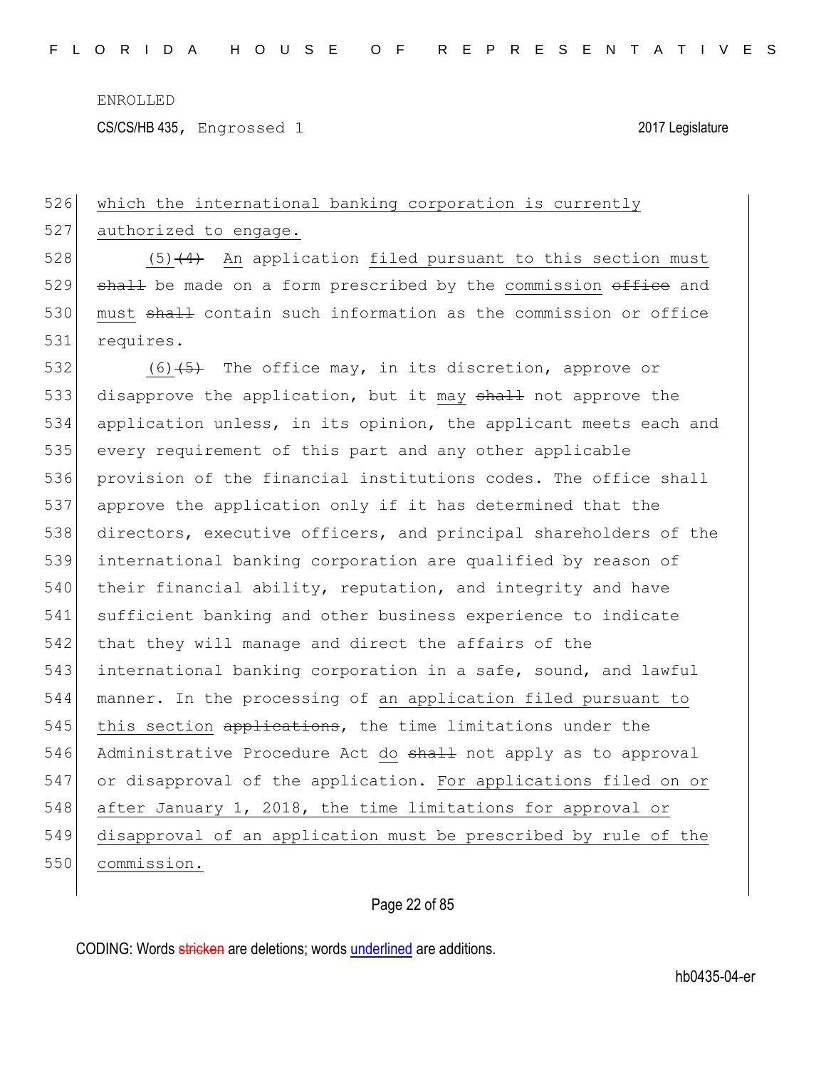526 which the international banking corporation is currently
527 authorized to engage.

528 (5)~~(4)~~ An application filed pursuant to this section must
529 ~~shall~~ be made on a form prescribed by the commission ~~office~~ and
530 must ~~shall~~ contain such information as the commission or office
531 requires.

532 (6)~~(5)~~ The office may, in its discretion, approve or
533 disapprove the application, but it may ~~shall~~ not approve the
534 application unless, in its opinion, the applicant meets each and
535 every requirement of this part and any other applicable
536 provision of the financial institutions codes. The office shall
537 approve the application only if it has determined that the
538 directors, executive officers, and principal shareholders of the
539 international banking corporation are qualified by reason of
540 their financial ability, reputation, and integrity and have
541 sufficient banking and other business experience to indicate
542 that they will manage and direct the affairs of the
543 international banking corporation in a safe, sound, and lawful
544 manner. In the processing of an application filed pursuant to
545 this section ~~applications~~, the time limitations under the
546 Administrative Procedure Act do ~~shall~~ not apply as to approval
547 or disapproval of the application. For applications filed on or
548 after January 1, 2018, the time limitations for approval or
549 disapproval of an application must be prescribed by rule of the
550 commission.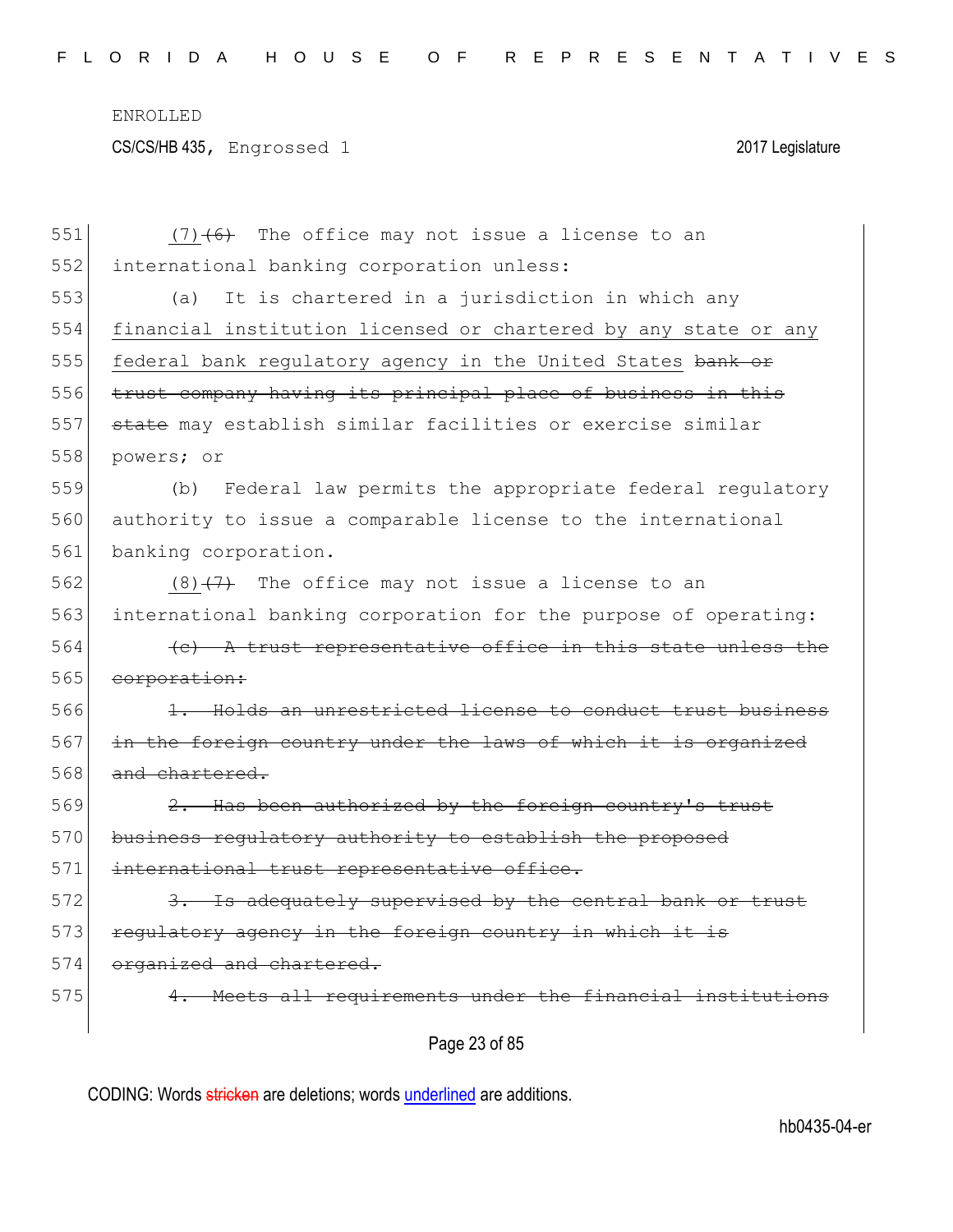ENROLLED

CS/CS/HB 435, Engrossed 1 2017 Legislature

551 (7)~~(6)~~ The office may not issue a license to an
552 international banking corporation unless:
553 (a) It is chartered in a jurisdiction in which any
554 <u>financial institution licensed or chartered by any state or any</u>
555 <u>federal bank regulatory agency in the United States</u> ~~bank or~~
556 ~~trust company having its principal place of business in this~~
557 ~~state~~ may establish similar facilities or exercise similar
558 powers; or
559 (b) Federal law permits the appropriate federal regulatory
560 authority to issue a comparable license to the international
561 banking corporation.
562 (8)~~(7)~~ The office may not issue a license to an
563 international banking corporation for the purpose of operating:
564 ~~(c) A trust representative office in this state unless the~~
565 ~~corporation:~~
566 ~~1. Holds an unrestricted license to conduct trust business~~
567 ~~in the foreign country under the laws of which it is organized~~
568 ~~and chartered.~~
569 ~~2. Has been authorized by the foreign country's trust~~
570 ~~business regulatory authority to establish the proposed~~
571 ~~international trust representative office.~~
572 ~~3. Is adequately supervised by the central bank or trust~~
573 ~~regulatory agency in the foreign country in which it is~~
574 ~~organized and chartered.~~
575 ~~4. Meets all requirements under the financial institutions~~

CODING: Words ~~stricken~~ are deletions; words <u>underlined</u> are additions.

hb0435-04-er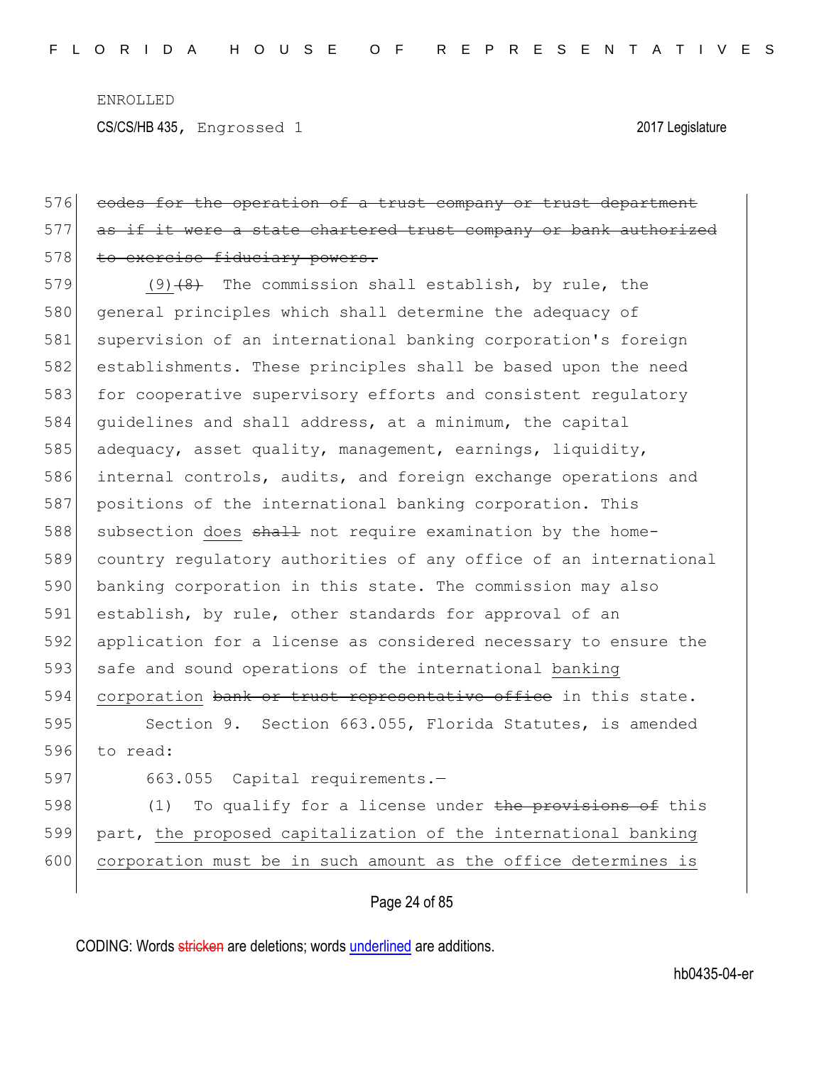~~codes for the operation of a trust company or trust department as if it were a state chartered trust company or bank authorized to exercise fiduciary powers.~~

(9)~~(8)~~ The commission shall establish, by rule, the general principles which shall determine the adequacy of supervision of an international banking corporation's foreign establishments. These principles shall be based upon the need for cooperative supervisory efforts and consistent regulatory guidelines and shall address, at a minimum, the capital adequacy, asset quality, management, earnings, liquidity, internal controls, audits, and foreign exchange operations and positions of the international banking corporation. This subsection <u>does</u> ~~shall~~ not require examination by the home-country regulatory authorities of any office of an international banking corporation in this state. The commission may also establish, by rule, other standards for approval of an application for a license as considered necessary to ensure the safe and sound operations of the international <u>banking corporation</u> ~~bank or trust representative office~~ in this state.

Section 9. Section 663.055, Florida Statutes, is amended to read:

663.055 Capital requirements.—

(1) To qualify for a license under ~~the provisions of~~ this part, <u>the proposed capitalization of the international banking corporation must be in such amount as the office determines is</u>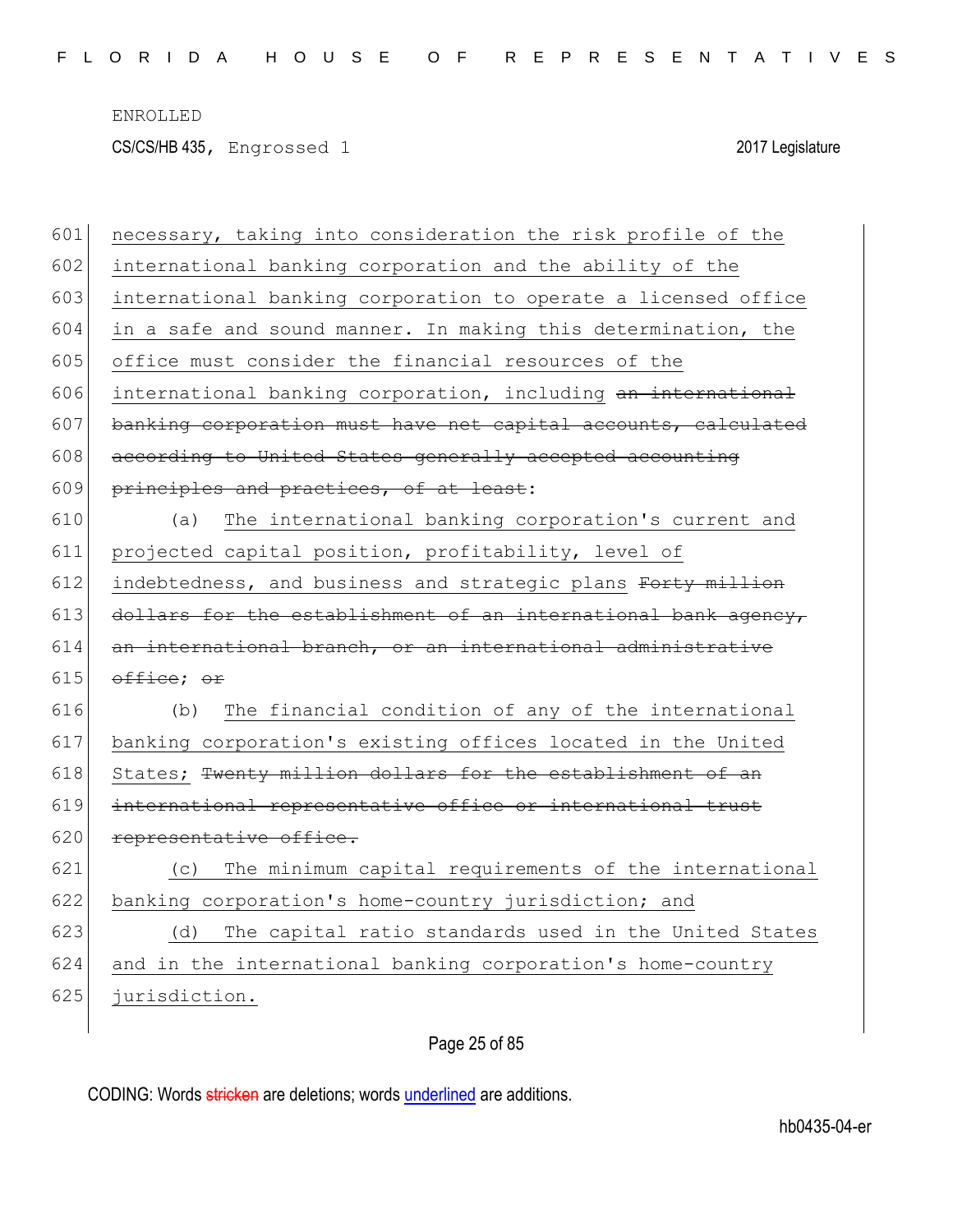necessary, taking into consideration the risk profile of the international banking corporation and the ability of the international banking corporation to operate a licensed office in a safe and sound manner. In making this determination, the office must consider the financial resources of the international banking corporation, including ~~an international banking corporation must have net capital accounts, calculated according to United States generally accepted accounting principles and practices, of at least~~:

(a) The international banking corporation's current and projected capital position, profitability, level of indebtedness, and business and strategic plans ~~Forty million dollars for the establishment of an international bank agency, an international branch, or an international administrative office; or~~

(b) The financial condition of any of the international banking corporation's existing offices located in the United States; ~~Twenty million dollars for the establishment of an international representative office or international trust representative office.~~

(c) The minimum capital requirements of the international banking corporation's home-country jurisdiction; and

(d) The capital ratio standards used in the United States and in the international banking corporation's home-country jurisdiction.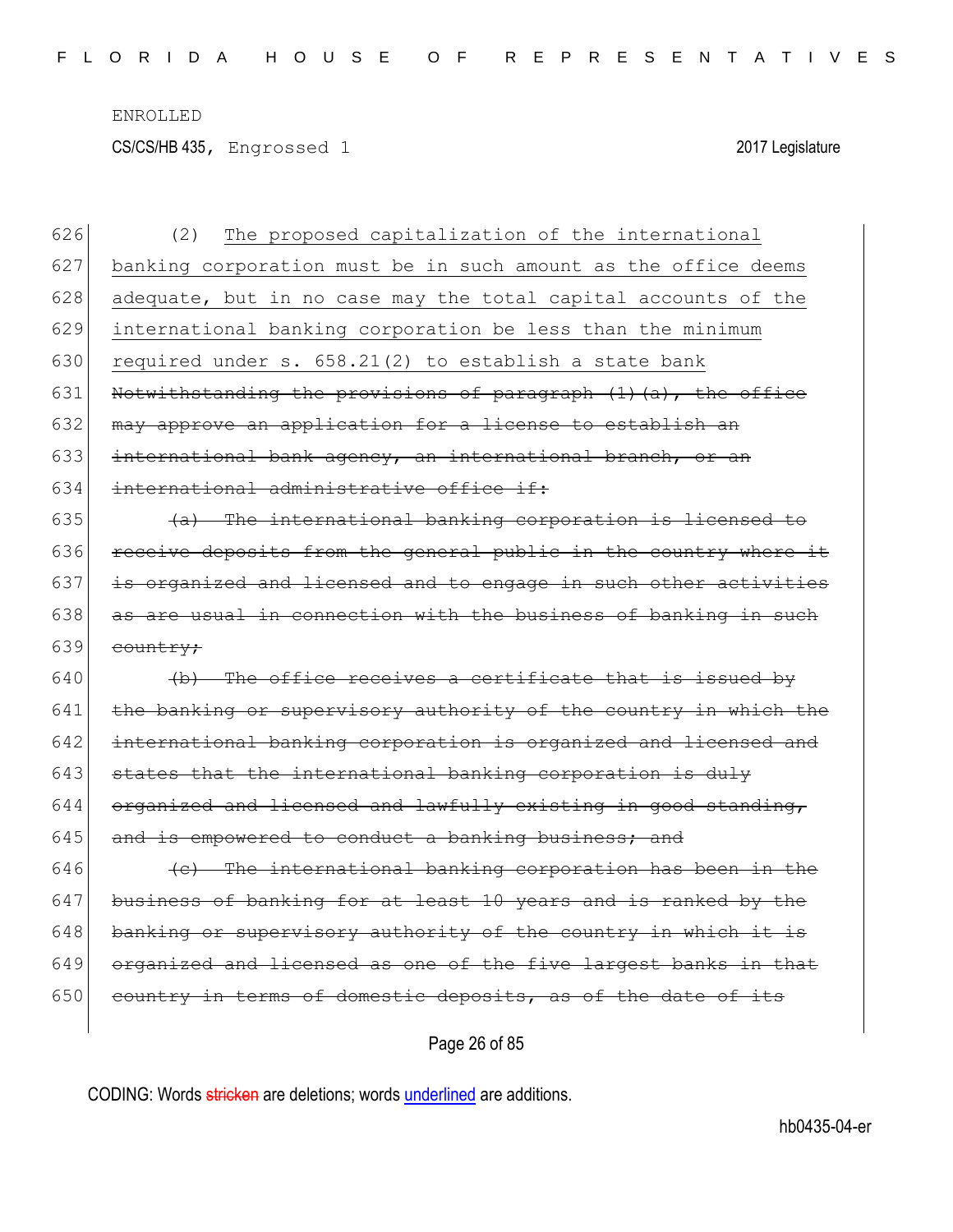(2) <u>The proposed capitalization of the international banking corporation must be in such amount as the office deems adequate, but in no case may the total capital accounts of the international banking corporation be less than the minimum required under s. 658.21(2) to establish a state bank</u> ~~Notwithstanding the provisions of paragraph (1)(a), the office may approve an application for a license to establish an international bank agency, an international branch, or an international administrative office if:~~

~~(a) The international banking corporation is licensed to receive deposits from the general public in the country where it is organized and licensed and to engage in such other activities as are usual in connection with the business of banking in such country;~~

~~(b) The office receives a certificate that is issued by the banking or supervisory authority of the country in which the international banking corporation is organized and licensed and states that the international banking corporation is duly organized and licensed and lawfully existing in good standing, and is empowered to conduct a banking business; and~~

~~(c) The international banking corporation has been in the business of banking for at least 10 years and is ranked by the banking or supervisory authority of the country in which it is organized and licensed as one of the five largest banks in that country in terms of domestic deposits, as of the date of its~~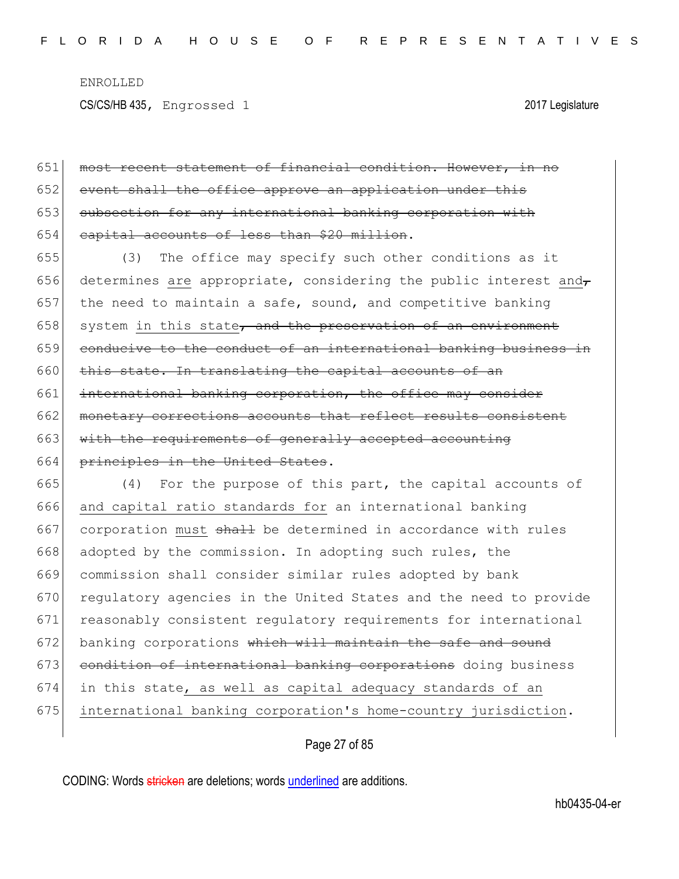~~most recent statement of financial condition. However, in no event shall the office approve an application under this subsection for any international banking corporation with capital accounts of less than $20 million~~.

(3) The office may specify such other conditions as it determines <u>are</u> appropriate, considering the public interest <u>and</u>~~,~~ the need to maintain a safe, sound, and competitive banking system <u>in this state</u>~~, and the preservation of an environment conducive to the conduct of an international banking business in this state. In translating the capital accounts of an international banking corporation, the office may consider monetary corrections accounts that reflect results consistent with the requirements of generally accepted accounting principles in the United States~~.

(4) For the purpose of this part, the capital accounts of <u>and capital ratio standards for</u> an international banking corporation <u>must</u> ~~shall~~ be determined in accordance with rules adopted by the commission. In adopting such rules, the commission shall consider similar rules adopted by bank regulatory agencies in the United States and the need to provide reasonably consistent regulatory requirements for international banking corporations ~~which will maintain the safe and sound condition of international banking corporations~~ doing business in this state<u>, as well as capital adequacy standards of an international banking corporation's home-country jurisdiction</u>.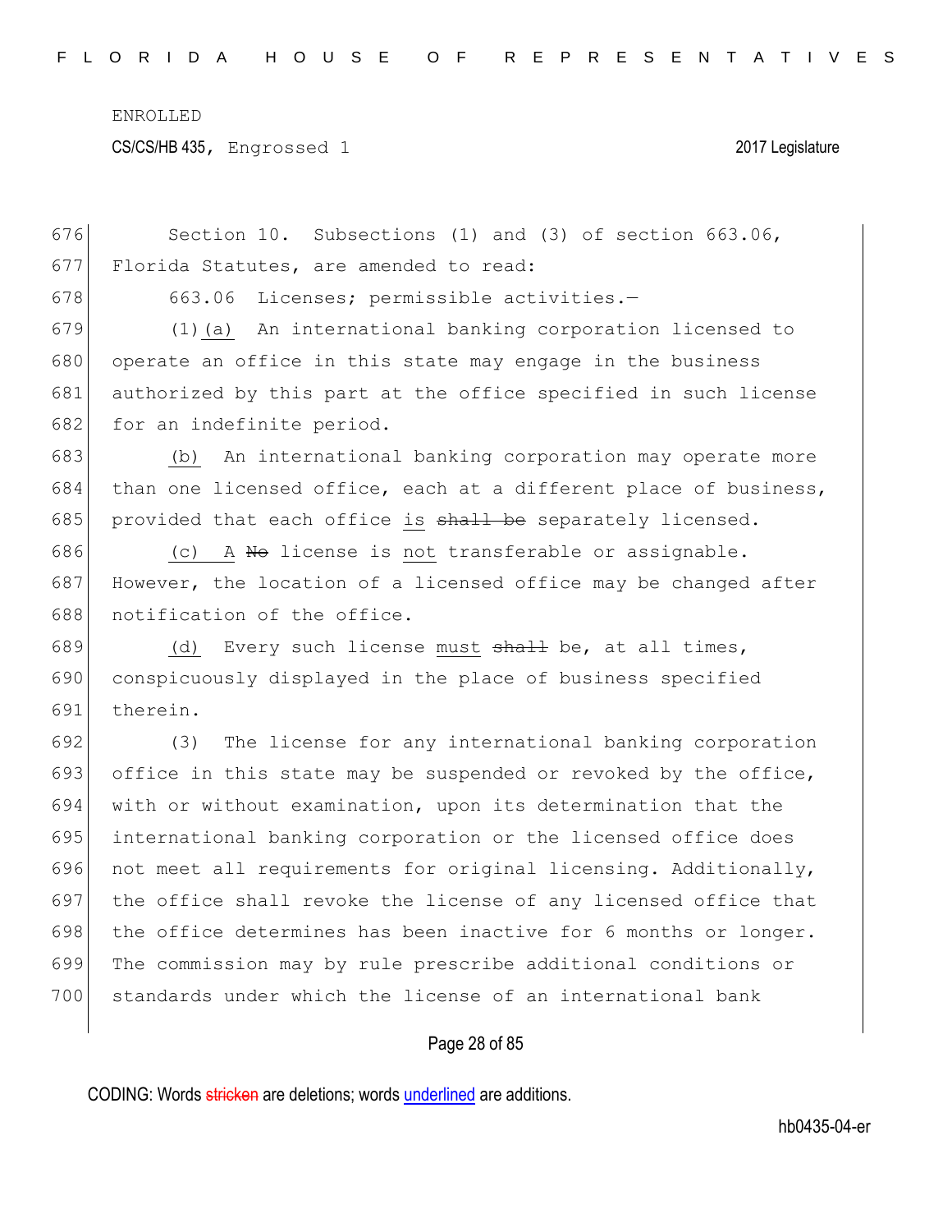ENROLLED

CS/CS/HB 435, Engrossed 1 2017 Legislature

Section 10. Subsections (1) and (3) of section 663.06, Florida Statutes, are amended to read:

663.06 Licenses; permissible activities.—

(1)(a) An international banking corporation licensed to operate an office in this state may engage in the business authorized by this part at the office specified in such license for an indefinite period.

(b) An international banking corporation may operate more than one licensed office, each at a different place of business, provided that each office is ~~shall be~~ separately licensed.

(c) A ~~No~~ license is not transferable or assignable. However, the location of a licensed office may be changed after notification of the office.

(d) Every such license must ~~shall~~ be, at all times, conspicuously displayed in the place of business specified therein.

(3) The license for any international banking corporation office in this state may be suspended or revoked by the office, with or without examination, upon its determination that the international banking corporation or the licensed office does not meet all requirements for original licensing. Additionally, the office shall revoke the license of any licensed office that the office determines has been inactive for 6 months or longer. The commission may by rule prescribe additional conditions or standards under which the license of an international bank

CODING: Words ~~stricken~~ are deletions; words underlined are additions.

hb0435-04-er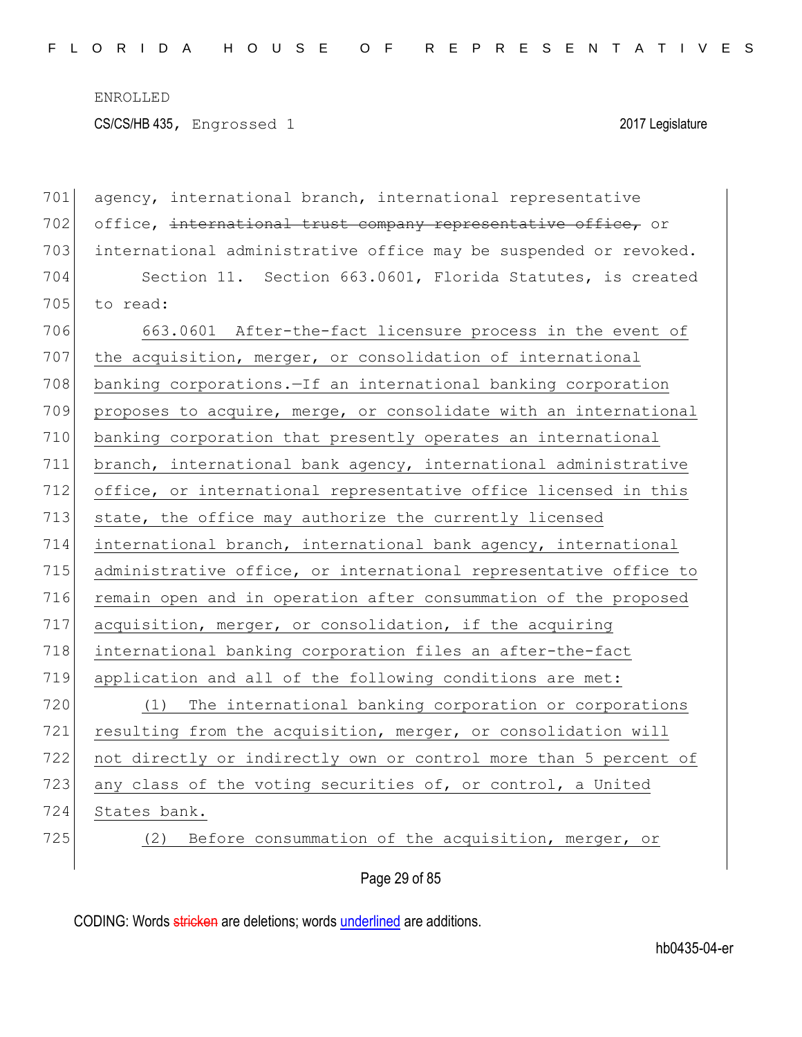ENROLLED

CS/CS/HB 435, Engrossed 1 2017 Legislature

701 agency, international branch, international representative
702 office, ~~international trust company representative office,~~ or
703 international administrative office may be suspended or revoked.

704 Section 11. Section 663.0601, Florida Statutes, is created
705 to read:

706 663.0601 After-the-fact licensure process in the event of
707 the acquisition, merger, or consolidation of international
708 banking corporations.—If an international banking corporation
709 proposes to acquire, merge, or consolidate with an international
710 banking corporation that presently operates an international
711 branch, international bank agency, international administrative
712 office, or international representative office licensed in this
713 state, the office may authorize the currently licensed
714 international branch, international bank agency, international
715 administrative office, or international representative office to
716 remain open and in operation after consummation of the proposed
717 acquisition, merger, or consolidation, if the acquiring
718 international banking corporation files an after-the-fact
719 application and all of the following conditions are met:

720 (1) The international banking corporation or corporations
721 resulting from the acquisition, merger, or consolidation will
722 not directly or indirectly own or control more than 5 percent of
723 any class of the voting securities of, or control, a United
724 States bank.

725 (2) Before consummation of the acquisition, merger, or

CODING: Words ~~stricken~~ are deletions; words underlined are additions.

hb0435-04-er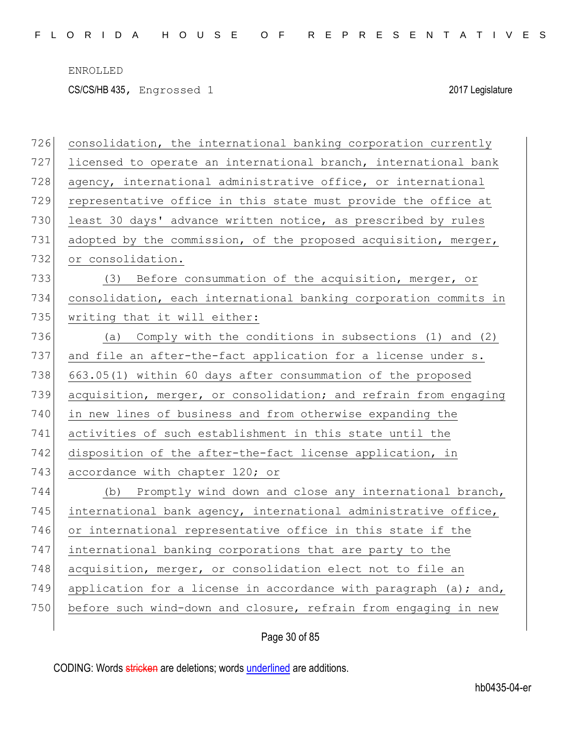consolidation, the international banking corporation currently licensed to operate an international branch, international bank agency, international administrative office, or international representative office in this state must provide the office at least 30 days' advance written notice, as prescribed by rules adopted by the commission, of the proposed acquisition, merger, or consolidation.

(3) Before consummation of the acquisition, merger, or consolidation, each international banking corporation commits in writing that it will either:

(a) Comply with the conditions in subsections (1) and (2) and file an after-the-fact application for a license under s. 663.05(1) within 60 days after consummation of the proposed acquisition, merger, or consolidation; and refrain from engaging in new lines of business and from otherwise expanding the activities of such establishment in this state until the disposition of the after-the-fact license application, in accordance with chapter 120; or

(b) Promptly wind down and close any international branch, international bank agency, international administrative office, or international representative office in this state if the international banking corporations that are party to the acquisition, merger, or consolidation elect not to file an application for a license in accordance with paragraph (a); and, before such wind-down and closure, refrain from engaging in new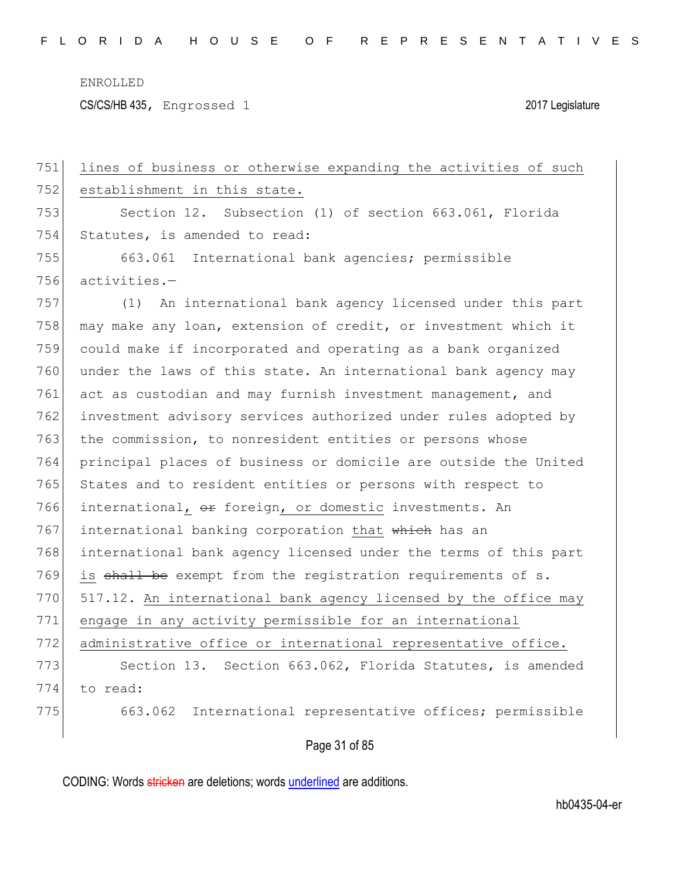lines of business or otherwise expanding the activities of such establishment in this state.

Section 12. Subsection (1) of section 663.061, Florida Statutes, is amended to read:

663.061 International bank agencies; permissible activities.—

(1) An international bank agency licensed under this part may make any loan, extension of credit, or investment which it could make if incorporated and operating as a bank organized under the laws of this state. An international bank agency may act as custodian and may furnish investment management, and investment advisory services authorized under rules adopted by the commission, to nonresident entities or persons whose principal places of business or domicile are outside the United States and to resident entities or persons with respect to international, ~~or~~ foreign, or domestic investments. An international banking corporation that ~~which~~ has an international bank agency licensed under the terms of this part is ~~shall be~~ exempt from the registration requirements of s. 517.12. An international bank agency licensed by the office may engage in any activity permissible for an international administrative office or international representative office.

Section 13. Section 663.062, Florida Statutes, is amended to read:

663.062 International representative offices; permissible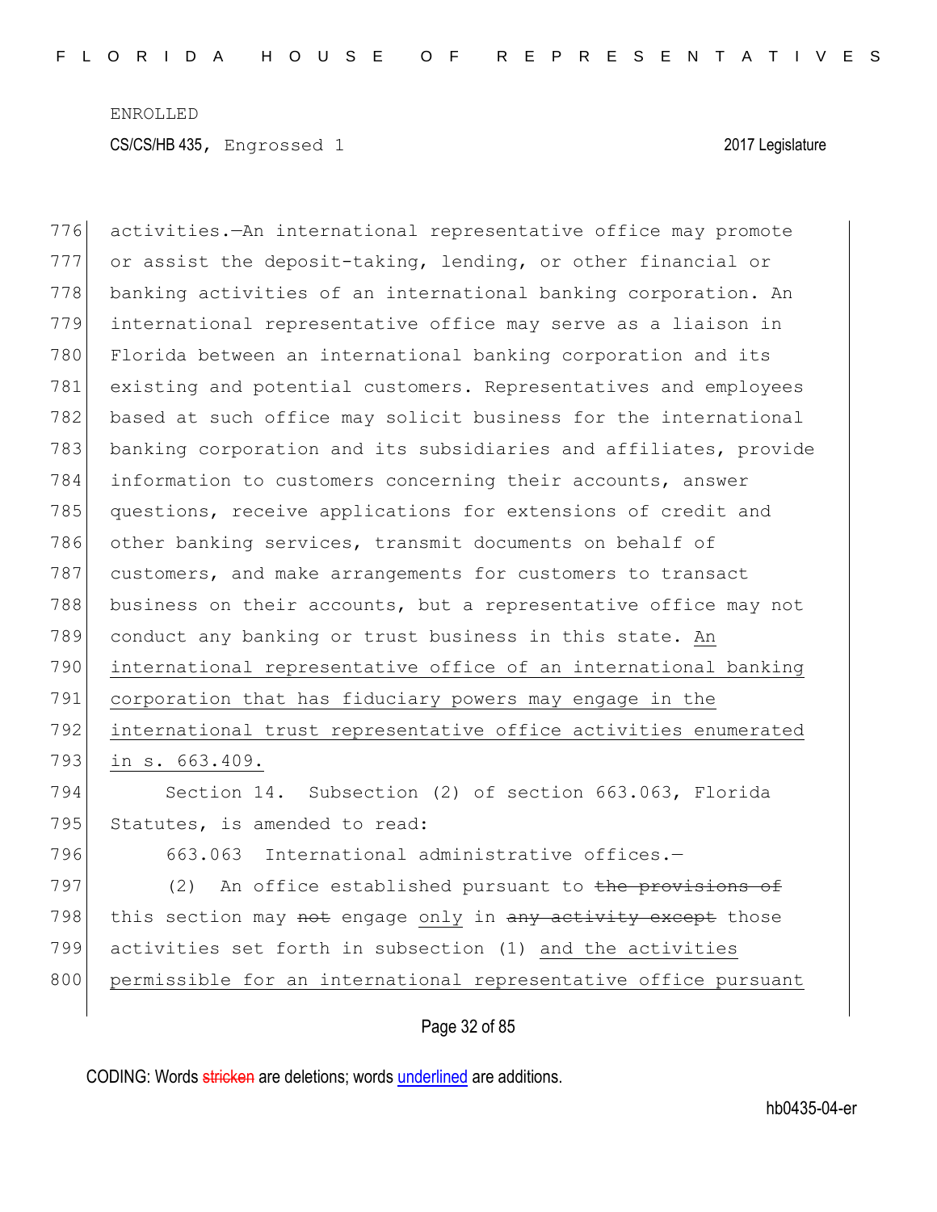activities.—An international representative office may promote or assist the deposit-taking, lending, or other financial or banking activities of an international banking corporation. An international representative office may serve as a liaison in Florida between an international banking corporation and its existing and potential customers. Representatives and employees based at such office may solicit business for the international banking corporation and its subsidiaries and affiliates, provide information to customers concerning their accounts, answer questions, receive applications for extensions of credit and other banking services, transmit documents on behalf of customers, and make arrangements for customers to transact business on their accounts, but a representative office may not conduct any banking or trust business in this state. An international representative office of an international banking corporation that has fiduciary powers may engage in the international trust representative office activities enumerated in s. 663.409.

Section 14. Subsection (2) of section 663.063, Florida Statutes, is amended to read:

663.063 International administrative offices.—

(2) An office established pursuant to ~~the provisions of~~ this section may ~~not~~ engage only in ~~any activity except~~ those activities set forth in subsection (1) and the activities permissible for an international representative office pursuant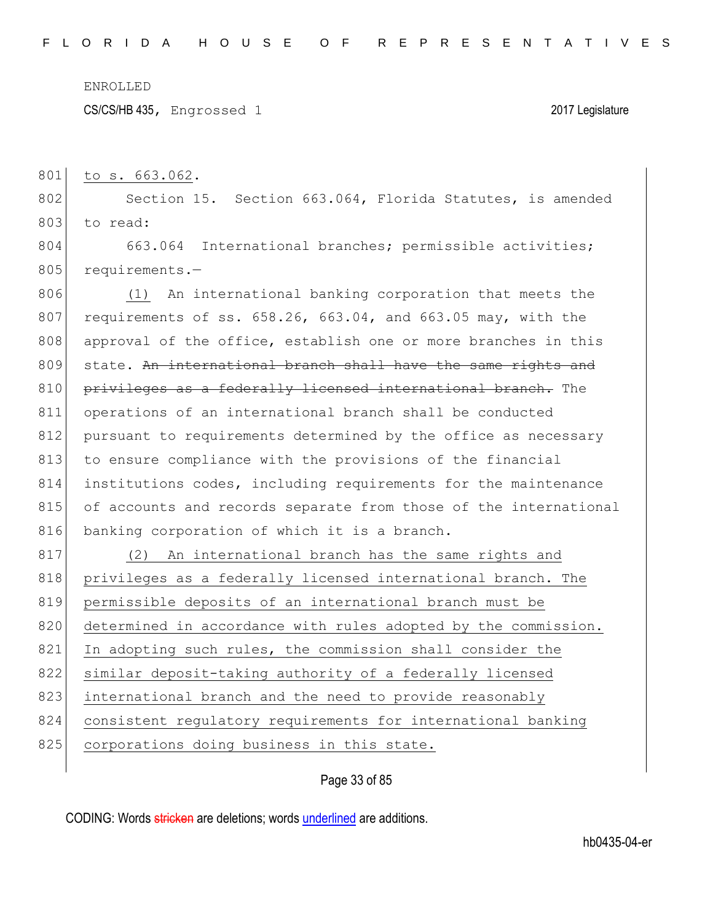ENROLLED

CS/CS/HB 435, Engrossed 1 2017 Legislature

to s. 663.062.

Section 15. Section 663.064, Florida Statutes, is amended to read:

663.064 International branches; permissible activities; requirements.—

(1) An international banking corporation that meets the requirements of ss. 658.26, 663.04, and 663.05 may, with the approval of the office, establish one or more branches in this state. ~~An international branch shall have the same rights and privileges as a federally licensed international branch.~~ The operations of an international branch shall be conducted pursuant to requirements determined by the office as necessary to ensure compliance with the provisions of the financial institutions codes, including requirements for the maintenance of accounts and records separate from those of the international banking corporation of which it is a branch.

(2) An international branch has the same rights and privileges as a federally licensed international branch. The permissible deposits of an international branch must be determined in accordance with rules adopted by the commission. In adopting such rules, the commission shall consider the similar deposit-taking authority of a federally licensed international branch and the need to provide reasonably consistent regulatory requirements for international banking corporations doing business in this state.

CODING: Words ~~stricken~~ are deletions; words underlined are additions.

hb0435-04-er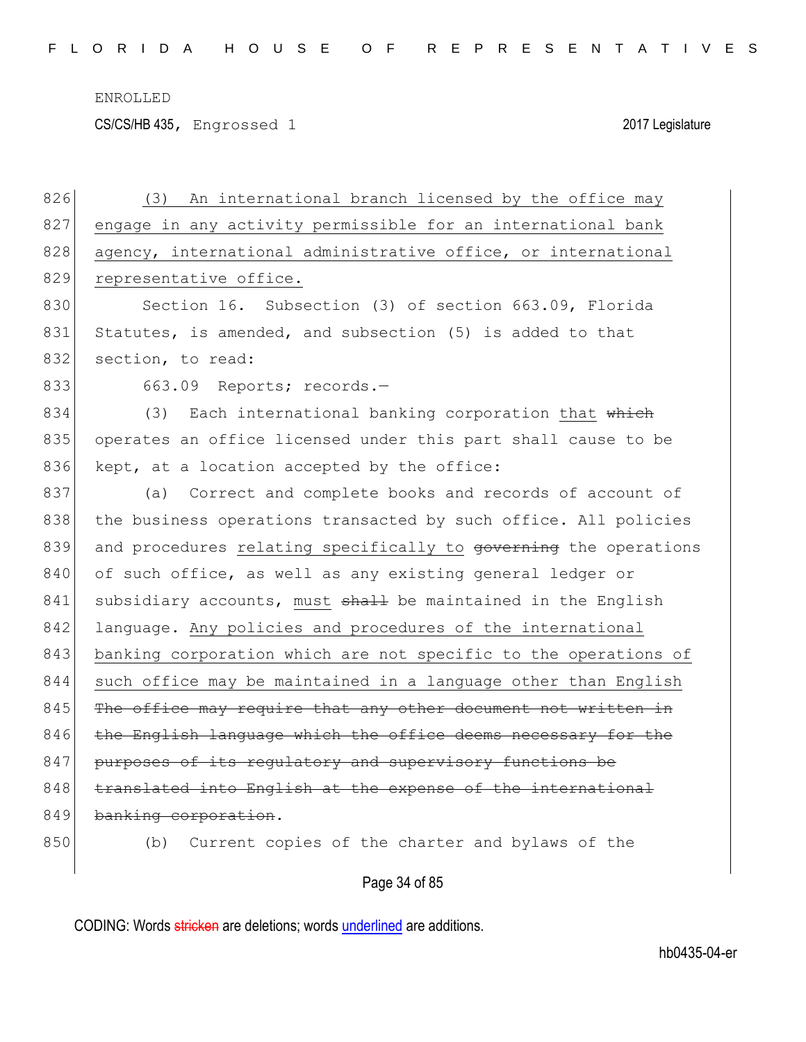ENROLLED

CS/CS/HB 435, Engrossed 1 2017 Legislature

826 (3) An international branch licensed by the office may
827 engage in any activity permissible for an international bank
828 agency, international administrative office, or international
829 representative office.

830 Section 16. Subsection (3) of section 663.09, Florida
831 Statutes, is amended, and subsection (5) is added to that
832 section, to read:

833 663.09 Reports; records.—

834 (3) Each international banking corporation that ~~which~~
835 operates an office licensed under this part shall cause to be
836 kept, at a location accepted by the office:

837 (a) Correct and complete books and records of account of
838 the business operations transacted by such office. All policies
839 and procedures relating specifically to ~~governing~~ the operations
840 of such office, as well as any existing general ledger or
841 subsidiary accounts, must ~~shall~~ be maintained in the English
842 language. Any policies and procedures of the international
843 banking corporation which are not specific to the operations of
844 such office may be maintained in a language other than English
845 ~~The office may require that any other document not written in~~
846 ~~the English language which the office deems necessary for the~~
847 ~~purposes of its regulatory and supervisory functions be~~
848 ~~translated into English at the expense of the international~~
849 ~~banking corporation~~.

850 (b) Current copies of the charter and bylaws of the

CODING: Words ~~stricken~~ are deletions; words underlined are additions.

hb0435-04-er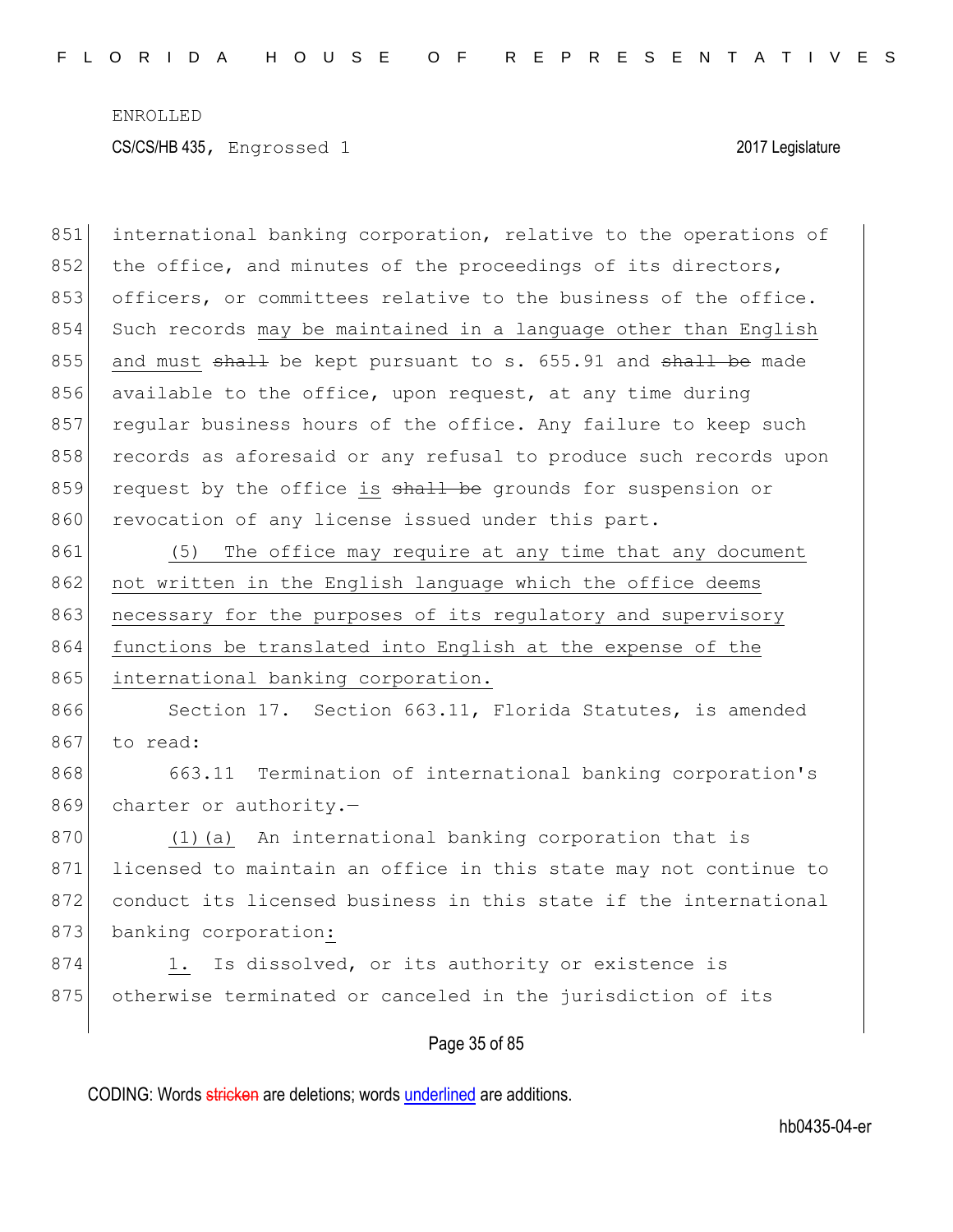international banking corporation, relative to the operations of the office, and minutes of the proceedings of its directors, officers, or committees relative to the business of the office. Such records may be maintained in a language other than English and must ~~shall~~ be kept pursuant to s. 655.91 and ~~shall be~~ made available to the office, upon request, at any time during regular business hours of the office. Any failure to keep such records as aforesaid or any refusal to produce such records upon request by the office is ~~shall be~~ grounds for suspension or revocation of any license issued under this part.

(5) The office may require at any time that any document not written in the English language which the office deems necessary for the purposes of its regulatory and supervisory functions be translated into English at the expense of the international banking corporation.

Section 17. Section 663.11, Florida Statutes, is amended to read:

663.11 Termination of international banking corporation's charter or authority.—

(1)(a) An international banking corporation that is licensed to maintain an office in this state may not continue to conduct its licensed business in this state if the international banking corporation:

1. Is dissolved, or its authority or existence is otherwise terminated or canceled in the jurisdiction of its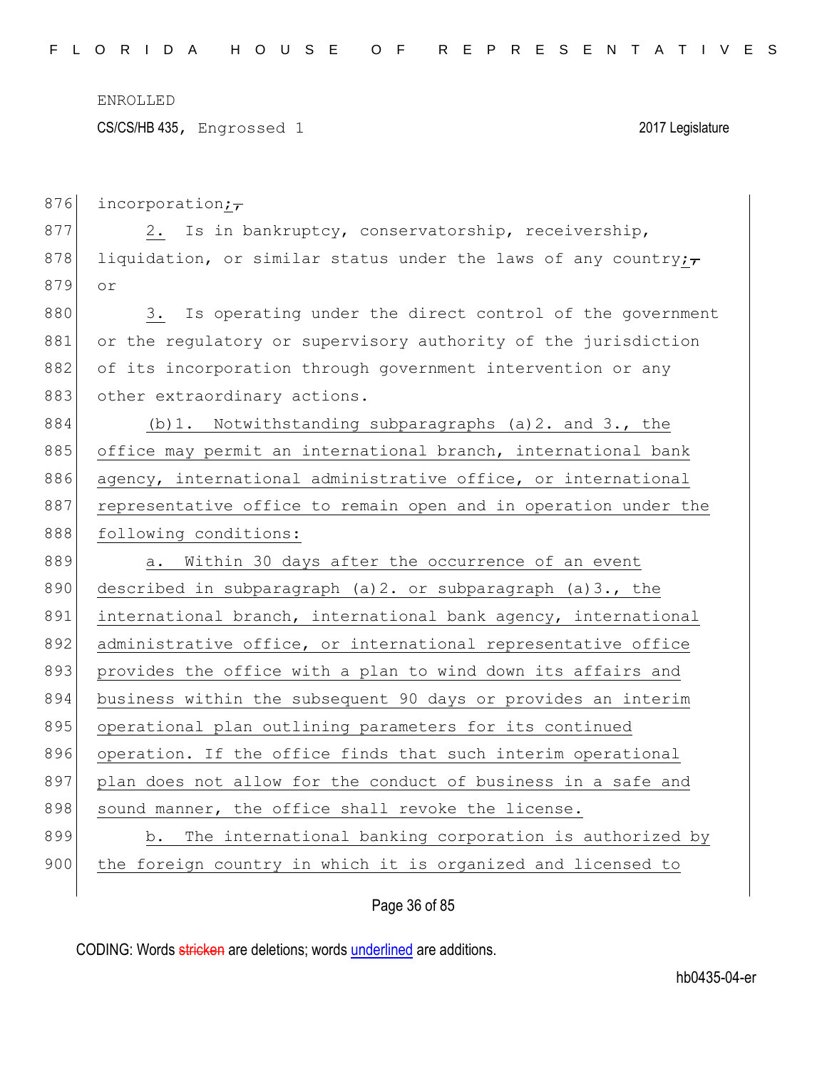incorporation;,

2. Is in bankruptcy, conservatorship, receivership, liquidation, or similar status under the laws of any country;, or

3. Is operating under the direct control of the government or the regulatory or supervisory authority of the jurisdiction of its incorporation through government intervention or any other extraordinary actions.

(b)1. Notwithstanding subparagraphs (a)2. and 3., the office may permit an international branch, international bank agency, international administrative office, or international representative office to remain open and in operation under the following conditions:

a. Within 30 days after the occurrence of an event described in subparagraph (a)2. or subparagraph (a)3., the international branch, international bank agency, international administrative office, or international representative office provides the office with a plan to wind down its affairs and business within the subsequent 90 days or provides an interim operational plan outlining parameters for its continued operation. If the office finds that such interim operational plan does not allow for the conduct of business in a safe and sound manner, the office shall revoke the license.

b. The international banking corporation is authorized by the foreign country in which it is organized and licensed to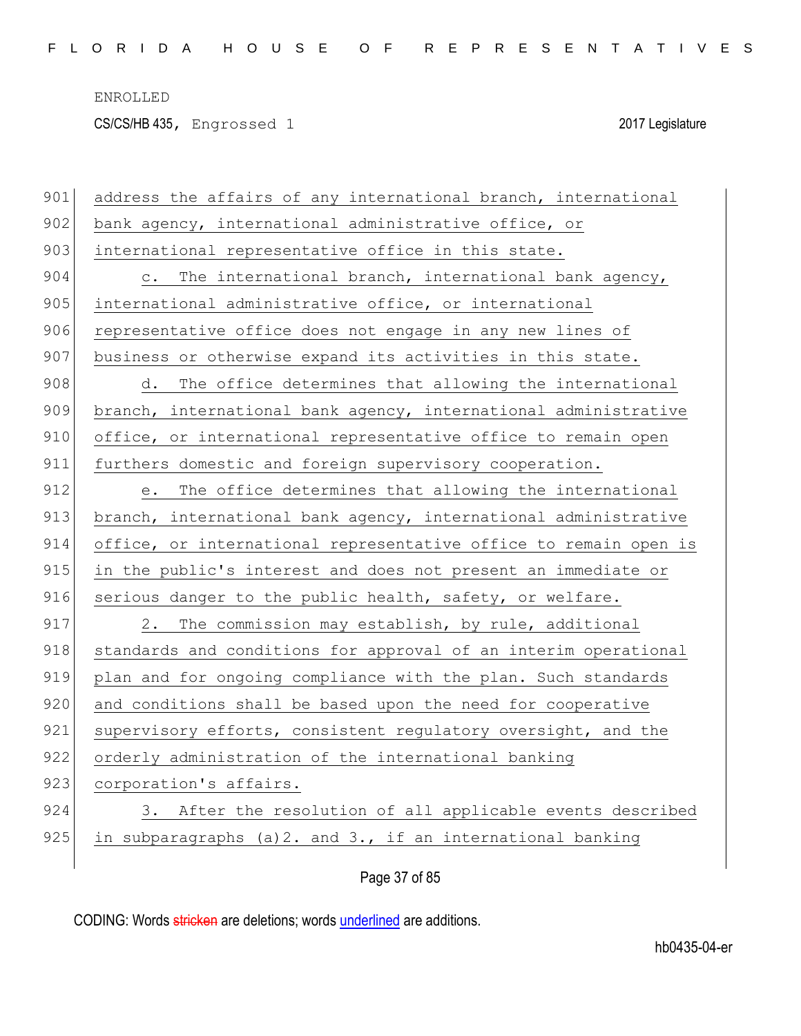address the affairs of any international branch, international bank agency, international administrative office, or international representative office in this state.

c. The international branch, international bank agency, international administrative office, or international representative office does not engage in any new lines of business or otherwise expand its activities in this state.

d. The office determines that allowing the international branch, international bank agency, international administrative office, or international representative office to remain open furthers domestic and foreign supervisory cooperation.

e. The office determines that allowing the international branch, international bank agency, international administrative office, or international representative office to remain open is in the public's interest and does not present an immediate or serious danger to the public health, safety, or welfare.

2. The commission may establish, by rule, additional standards and conditions for approval of an interim operational plan and for ongoing compliance with the plan. Such standards and conditions shall be based upon the need for cooperative supervisory efforts, consistent regulatory oversight, and the orderly administration of the international banking corporation's affairs.

3. After the resolution of all applicable events described in subparagraphs (a)2. and 3., if an international banking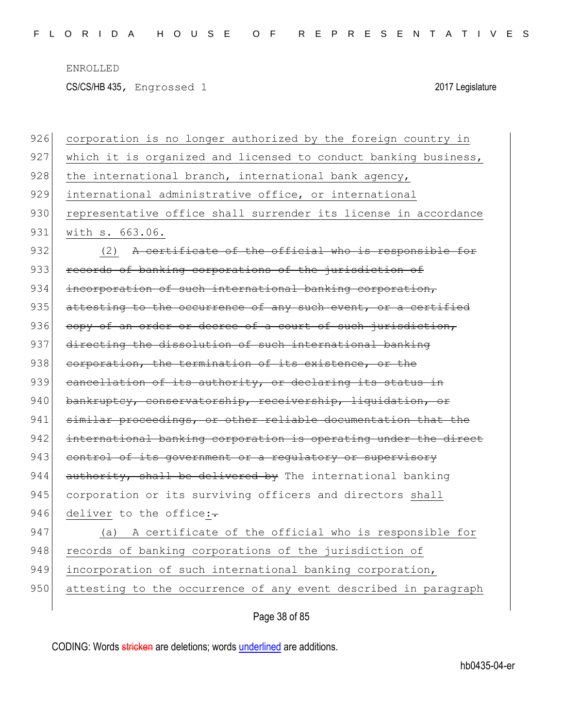926 corporation is no longer authorized by the foreign country in
927 which it is organized and licensed to conduct banking business,
928 the international branch, international bank agency,
929 international administrative office, or international
930 representative office shall surrender its license in accordance
931 with s. 663.06.

932 (2) ~~A certificate of the official who is responsible for~~
933 ~~records of banking corporations of the jurisdiction of~~
934 ~~incorporation of such international banking corporation,~~
935 ~~attesting to the occurrence of any such event, or a certified~~
936 ~~copy of an order or decree of a court of such jurisdiction,~~
937 ~~directing the dissolution of such international banking~~
938 ~~corporation, the termination of its existence, or the~~
939 ~~cancellation of its authority, or declaring its status in~~
940 ~~bankruptcy, conservatorship, receivership, liquidation, or~~
941 ~~similar proceedings, or other reliable documentation that the~~
942 ~~international banking corporation is operating under the direct~~
943 ~~control of its government or a regulatory or supervisory~~
944 ~~authority, shall be delivered by~~ The international banking
945 corporation or its surviving officers and directors shall
946 deliver to the office:~~.~~

947 (a) A certificate of the official who is responsible for
948 records of banking corporations of the jurisdiction of
949 incorporation of such international banking corporation,
950 attesting to the occurrence of any event described in paragraph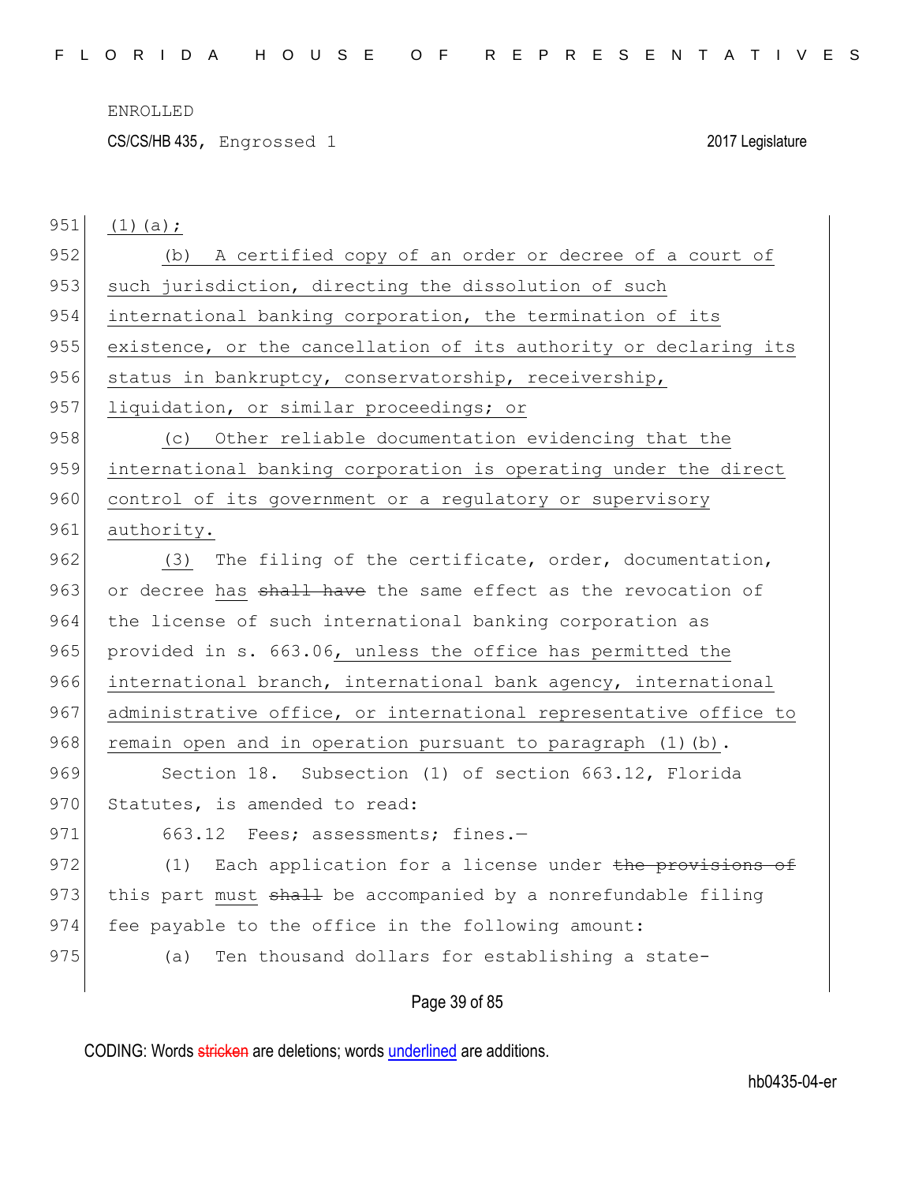(1)(a);

(b) A certified copy of an order or decree of a court of such jurisdiction, directing the dissolution of such international banking corporation, the termination of its existence, or the cancellation of its authority or declaring its status in bankruptcy, conservatorship, receivership, liquidation, or similar proceedings; or

(c) Other reliable documentation evidencing that the international banking corporation is operating under the direct control of its government or a regulatory or supervisory authority.

(3) The filing of the certificate, order, documentation, or decree has ~~shall have~~ the same effect as the revocation of the license of such international banking corporation as provided in s. 663.06, unless the office has permitted the international branch, international bank agency, international administrative office, or international representative office to remain open and in operation pursuant to paragraph (1)(b).

Section 18. Subsection (1) of section 663.12, Florida Statutes, is amended to read:

663.12 Fees; assessments; fines.—

(1) Each application for a license under ~~the provisions of~~ this part must ~~shall~~ be accompanied by a nonrefundable filing fee payable to the office in the following amount:

(a) Ten thousand dollars for establishing a state-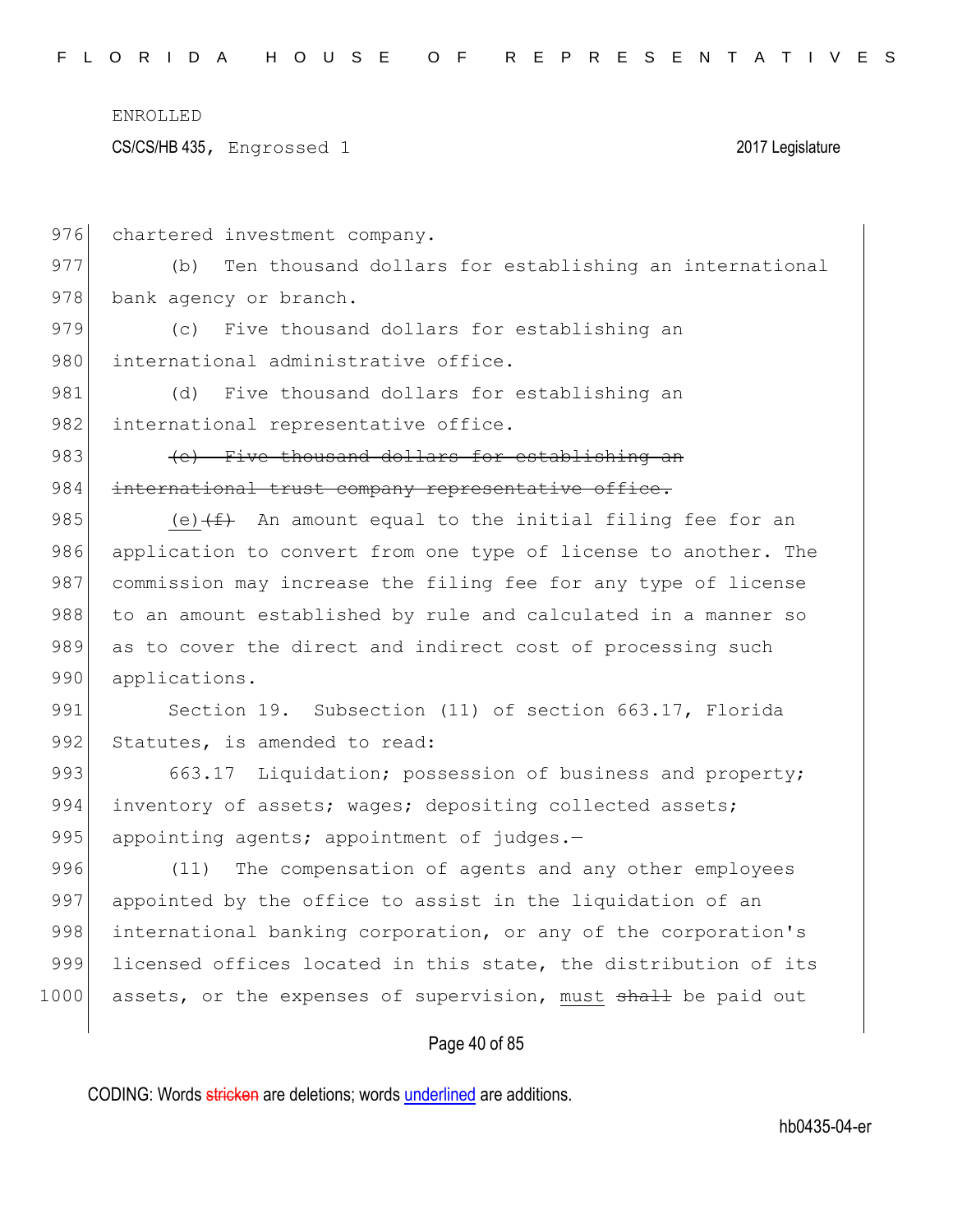976 chartered investment company.

977 (b) Ten thousand dollars for establishing an international
978 bank agency or branch.

979 (c) Five thousand dollars for establishing an
980 international administrative office.

981 (d) Five thousand dollars for establishing an
982 international representative office.

983 ~~(e) Five thousand dollars for establishing an~~
984 ~~international trust company representative office.~~

985 <u>(e)</u>~~(f)~~ An amount equal to the initial filing fee for an
986 application to convert from one type of license to another. The
987 commission may increase the filing fee for any type of license
988 to an amount established by rule and calculated in a manner so
989 as to cover the direct and indirect cost of processing such
990 applications.

991 Section 19. Subsection (11) of section 663.17, Florida
992 Statutes, is amended to read:

993 663.17 Liquidation; possession of business and property;
994 inventory of assets; wages; depositing collected assets;
995 appointing agents; appointment of judges.—

996 (11) The compensation of agents and any other employees
997 appointed by the office to assist in the liquidation of an
998 international banking corporation, or any of the corporation's
999 licensed offices located in this state, the distribution of its
1000 assets, or the expenses of supervision, <u>must</u> ~~shall~~ be paid out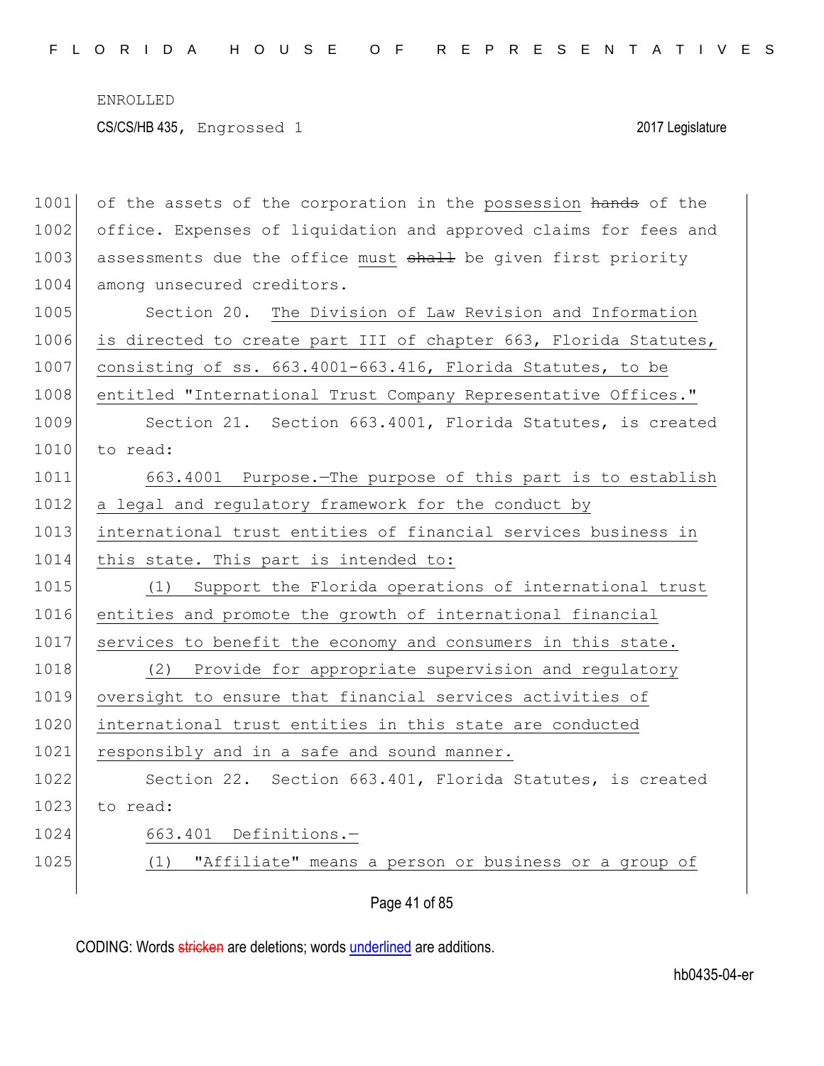ENROLLED

CS/CS/HB 435, Engrossed 1 2017 Legislature

1001 of the assets of the corporation in the possession ~~hands~~ of the
1002 office. Expenses of liquidation and approved claims for fees and
1003 assessments due the office must ~~shall~~ be given first priority
1004 among unsecured creditors.

1005 Section 20. The Division of Law Revision and Information
1006 is directed to create part III of chapter 663, Florida Statutes,
1007 consisting of ss. 663.4001-663.416, Florida Statutes, to be
1008 entitled "International Trust Company Representative Offices."

1009 Section 21. Section 663.4001, Florida Statutes, is created
1010 to read:

1011 663.4001 Purpose.—The purpose of this part is to establish
1012 a legal and regulatory framework for the conduct by
1013 international trust entities of financial services business in
1014 this state. This part is intended to:

1015 (1) Support the Florida operations of international trust
1016 entities and promote the growth of international financial
1017 services to benefit the economy and consumers in this state.

1018 (2) Provide for appropriate supervision and regulatory
1019 oversight to ensure that financial services activities of
1020 international trust entities in this state are conducted
1021 responsibly and in a safe and sound manner.

1022 Section 22. Section 663.401, Florida Statutes, is created
1023 to read:

1024 663.401 Definitions.—

1025 (1) "Affiliate" means a person or business or a group of

CODING: Words ~~stricken~~ are deletions; words underlined are additions.

hb0435-04-er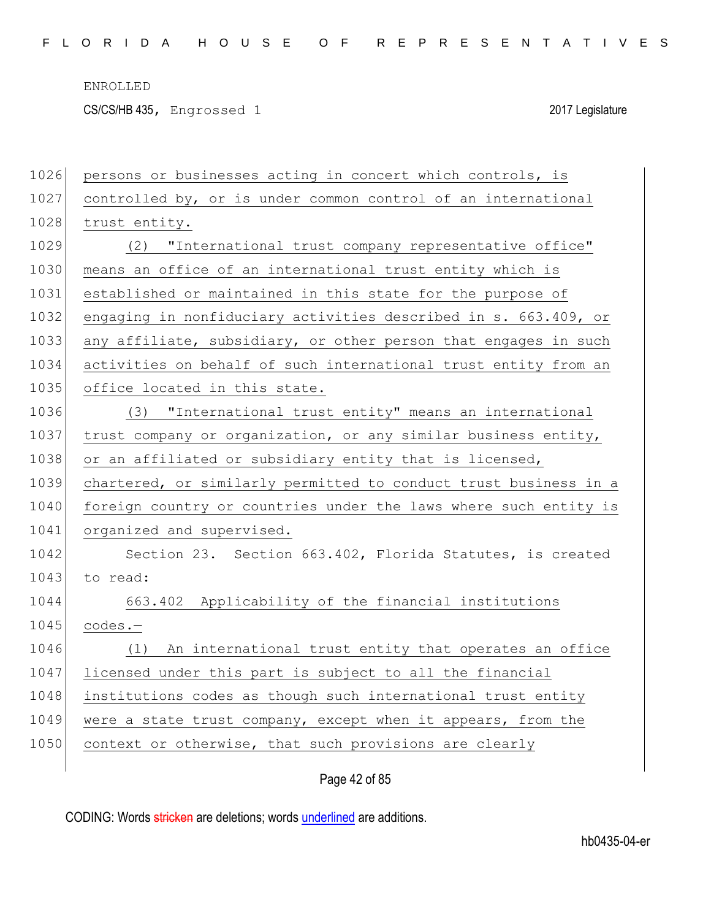persons or businesses acting in concert which controls, is controlled by, or is under common control of an international trust entity.

(2) "International trust company representative office" means an office of an international trust entity which is established or maintained in this state for the purpose of engaging in nonfiduciary activities described in s. 663.409, or any affiliate, subsidiary, or other person that engages in such activities on behalf of such international trust entity from an office located in this state.

(3) "International trust entity" means an international trust company or organization, or any similar business entity, or an affiliated or subsidiary entity that is licensed, chartered, or similarly permitted to conduct trust business in a foreign country or countries under the laws where such entity is organized and supervised.

Section 23. Section 663.402, Florida Statutes, is created to read:

663.402 Applicability of the financial institutions codes.—

(1) An international trust entity that operates an office licensed under this part is subject to all the financial institutions codes as though such international trust entity were a state trust company, except when it appears, from the context or otherwise, that such provisions are clearly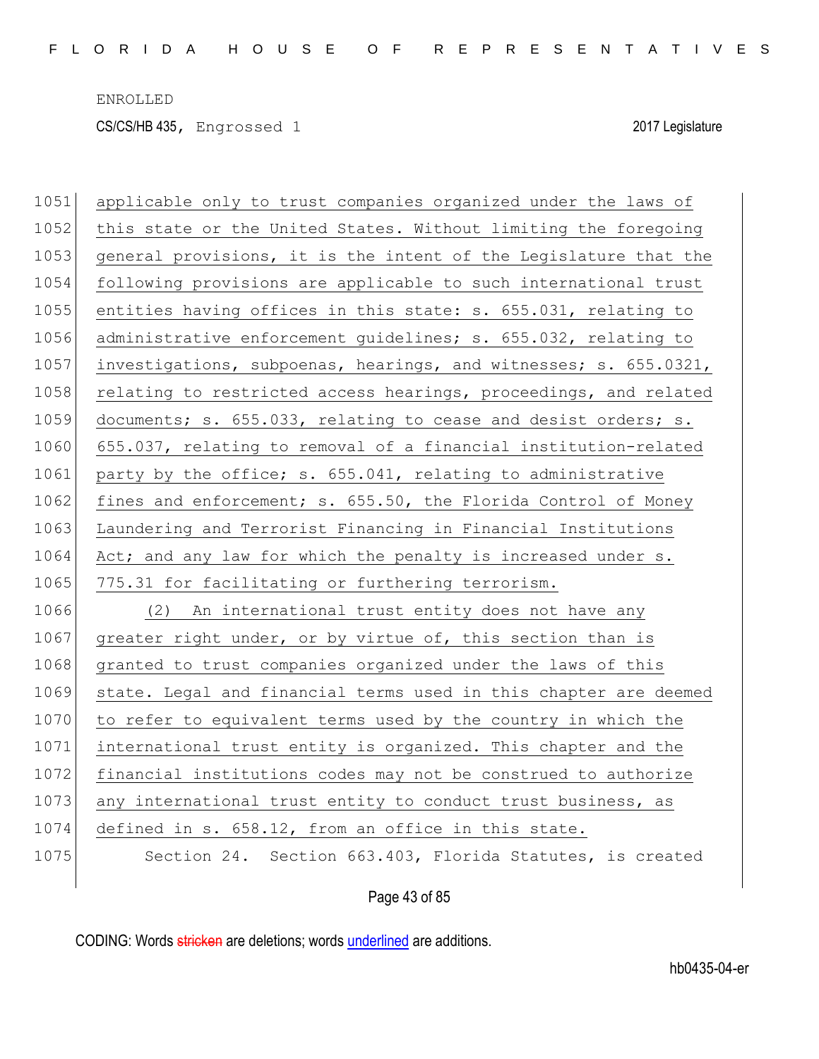applicable only to trust companies organized under the laws of this state or the United States. Without limiting the foregoing general provisions, it is the intent of the Legislature that the following provisions are applicable to such international trust entities having offices in this state: s. 655.031, relating to administrative enforcement guidelines; s. 655.032, relating to investigations, subpoenas, hearings, and witnesses; s. 655.0321, relating to restricted access hearings, proceedings, and related documents; s. 655.033, relating to cease and desist orders; s. 655.037, relating to removal of a financial institution-related party by the office; s. 655.041, relating to administrative fines and enforcement; s. 655.50, the Florida Control of Money Laundering and Terrorist Financing in Financial Institutions Act; and any law for which the penalty is increased under s. 775.31 for facilitating or furthering terrorism.

(2) An international trust entity does not have any greater right under, or by virtue of, this section than is granted to trust companies organized under the laws of this state. Legal and financial terms used in this chapter are deemed to refer to equivalent terms used by the country in which the international trust entity is organized. This chapter and the financial institutions codes may not be construed to authorize any international trust entity to conduct trust business, as defined in s. 658.12, from an office in this state.

Section 24. Section 663.403, Florida Statutes, is created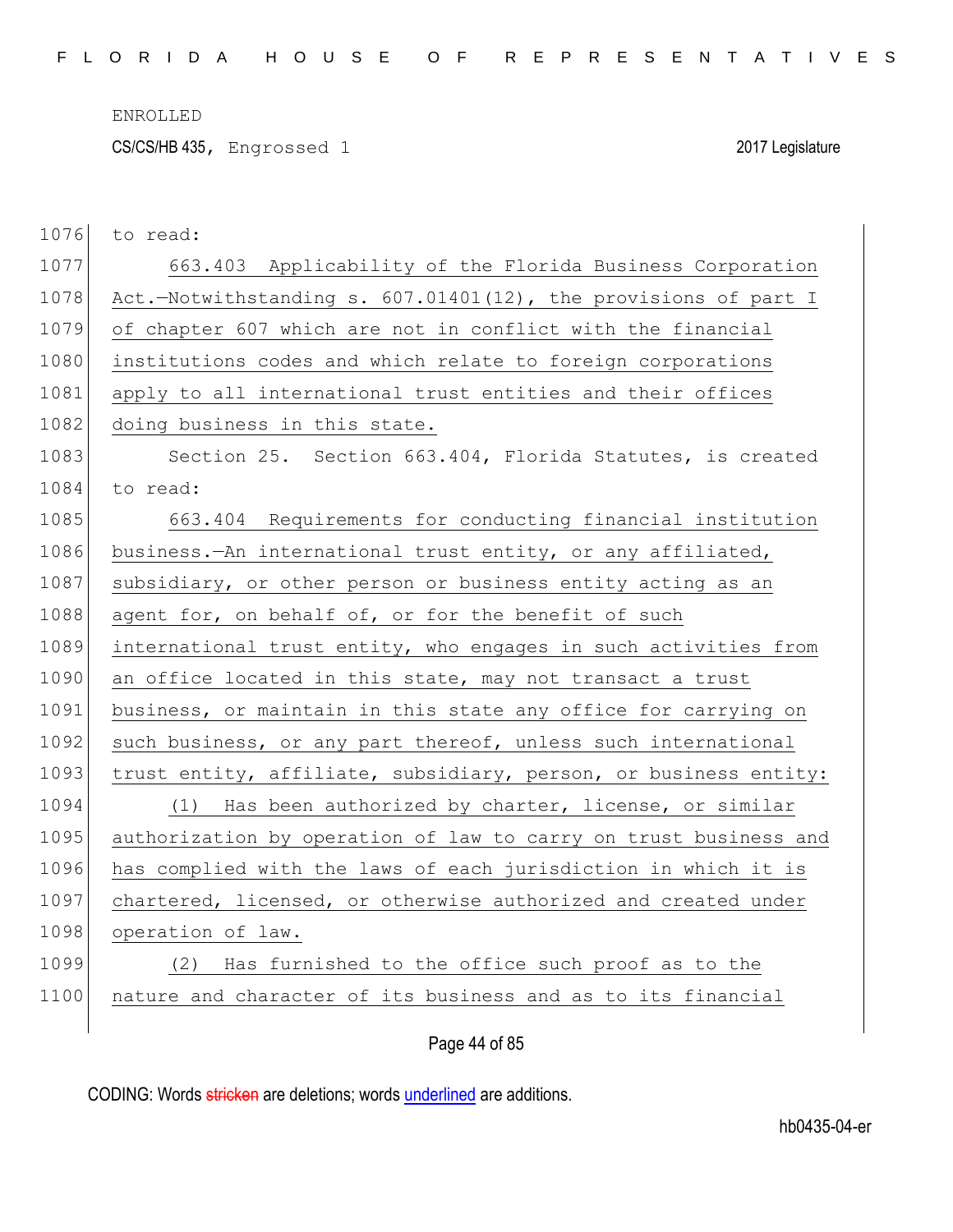to read:

663.403 Applicability of the Florida Business Corporation Act.—Notwithstanding s. 607.01401(12), the provisions of part I of chapter 607 which are not in conflict with the financial institutions codes and which relate to foreign corporations apply to all international trust entities and their offices doing business in this state.

Section 25. Section 663.404, Florida Statutes, is created to read:

663.404 Requirements for conducting financial institution business.—An international trust entity, or any affiliated, subsidiary, or other person or business entity acting as an agent for, on behalf of, or for the benefit of such international trust entity, who engages in such activities from an office located in this state, may not transact a trust business, or maintain in this state any office for carrying on such business, or any part thereof, unless such international trust entity, affiliate, subsidiary, person, or business entity:

(1) Has been authorized by charter, license, or similar authorization by operation of law to carry on trust business and has complied with the laws of each jurisdiction in which it is chartered, licensed, or otherwise authorized and created under operation of law.

(2) Has furnished to the office such proof as to the nature and character of its business and as to its financial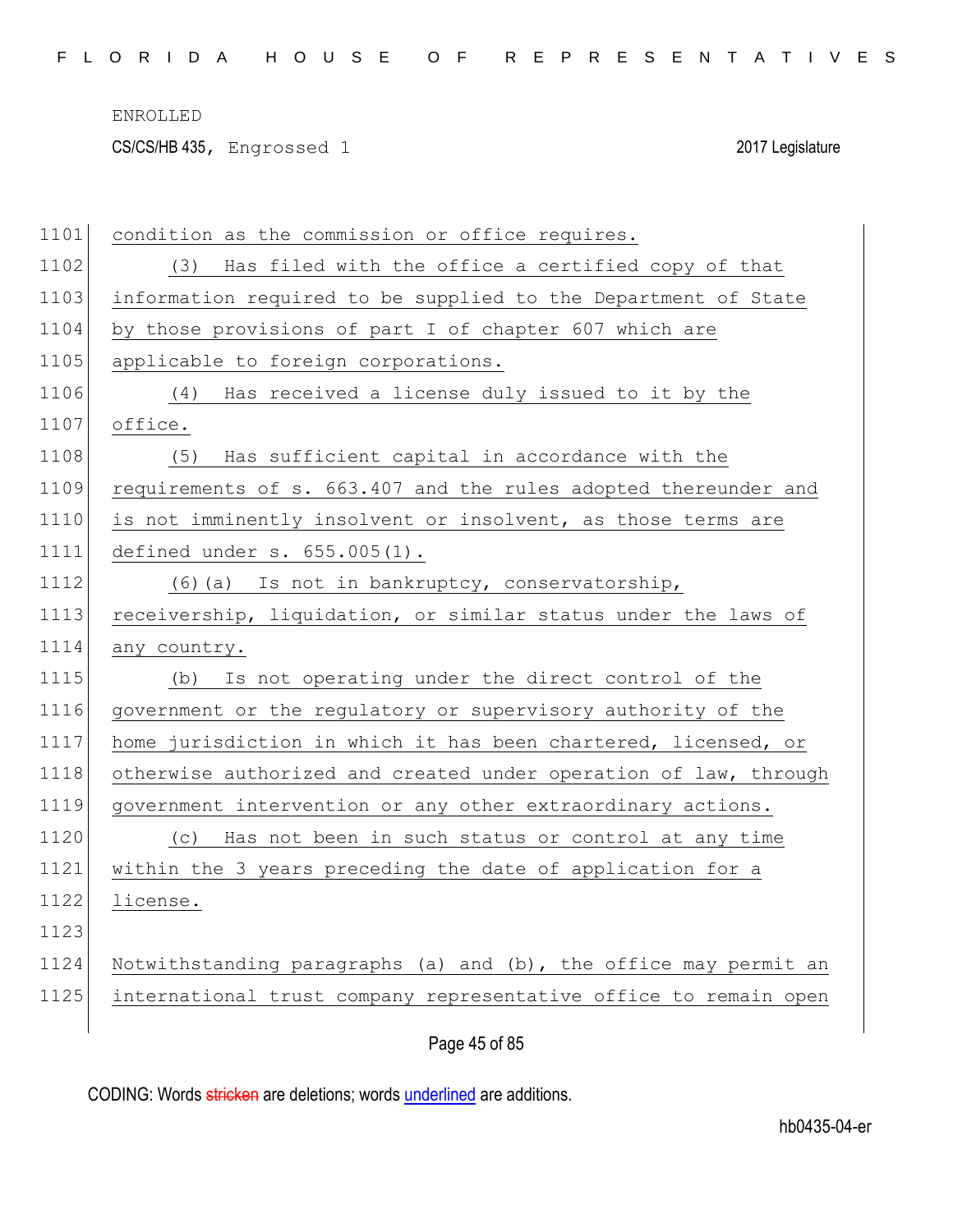condition as the commission or office requires.

(3) Has filed with the office a certified copy of that information required to be supplied to the Department of State by those provisions of part I of chapter 607 which are applicable to foreign corporations.

(4) Has received a license duly issued to it by the office.

(5) Has sufficient capital in accordance with the requirements of s. 663.407 and the rules adopted thereunder and is not imminently insolvent or insolvent, as those terms are defined under s. 655.005(1).

(6)(a) Is not in bankruptcy, conservatorship, receivership, liquidation, or similar status under the laws of any country.

(b) Is not operating under the direct control of the government or the regulatory or supervisory authority of the home jurisdiction in which it has been chartered, licensed, or otherwise authorized and created under operation of law, through government intervention or any other extraordinary actions.

(c) Has not been in such status or control at any time within the 3 years preceding the date of application for a license.

Notwithstanding paragraphs (a) and (b), the office may permit an international trust company representative office to remain open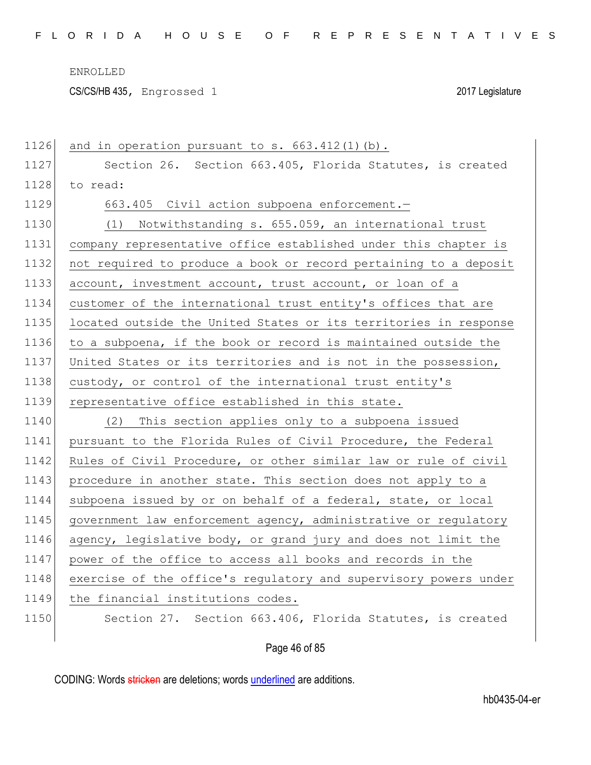ENROLLED

CS/CS/HB 435, Engrossed 1 2017 Legislature

1126 and in operation pursuant to s. 663.412(1)(b).

1127 Section 26. Section 663.405, Florida Statutes, is created
1128 to read:

1129 663.405 Civil action subpoena enforcement.—

1130 (1) Notwithstanding s. 655.059, an international trust
1131 company representative office established under this chapter is
1132 not required to produce a book or record pertaining to a deposit
1133 account, investment account, trust account, or loan of a
1134 customer of the international trust entity's offices that are
1135 located outside the United States or its territories in response
1136 to a subpoena, if the book or record is maintained outside the
1137 United States or its territories and is not in the possession,
1138 custody, or control of the international trust entity's
1139 representative office established in this state.

1140 (2) This section applies only to a subpoena issued
1141 pursuant to the Florida Rules of Civil Procedure, the Federal
1142 Rules of Civil Procedure, or other similar law or rule of civil
1143 procedure in another state. This section does not apply to a
1144 subpoena issued by or on behalf of a federal, state, or local
1145 government law enforcement agency, administrative or regulatory
1146 agency, legislative body, or grand jury and does not limit the
1147 power of the office to access all books and records in the
1148 exercise of the office's regulatory and supervisory powers under
1149 the financial institutions codes.

1150 Section 27. Section 663.406, Florida Statutes, is created

CODING: Words stricken are deletions; words underlined are additions.

hb0435-04-er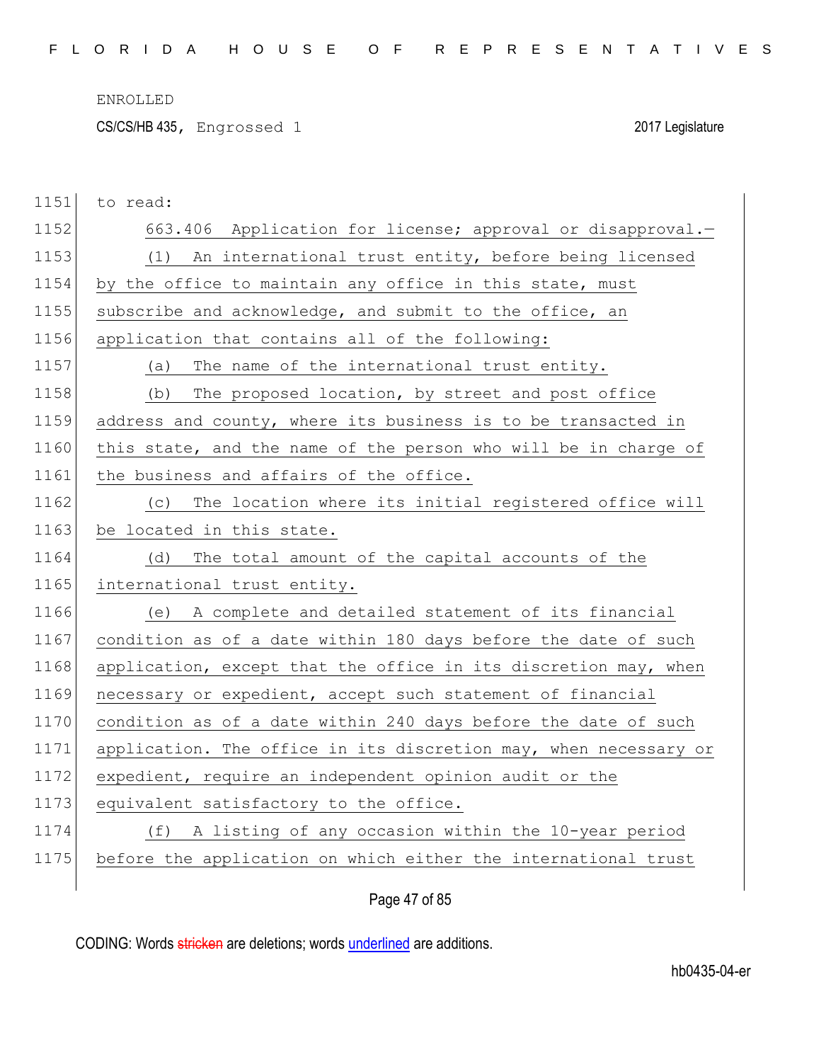to read:

663.406 Application for license; approval or disapproval.—

(1) An international trust entity, before being licensed by the office to maintain any office in this state, must subscribe and acknowledge, and submit to the office, an application that contains all of the following:

(a) The name of the international trust entity.

(b) The proposed location, by street and post office address and county, where its business is to be transacted in this state, and the name of the person who will be in charge of the business and affairs of the office.

(c) The location where its initial registered office will be located in this state.

(d) The total amount of the capital accounts of the international trust entity.

(e) A complete and detailed statement of its financial condition as of a date within 180 days before the date of such application, except that the office in its discretion may, when necessary or expedient, accept such statement of financial condition as of a date within 240 days before the date of such application. The office in its discretion may, when necessary or expedient, require an independent opinion audit or the equivalent satisfactory to the office.

(f) A listing of any occasion within the 10-year period before the application on which either the international trust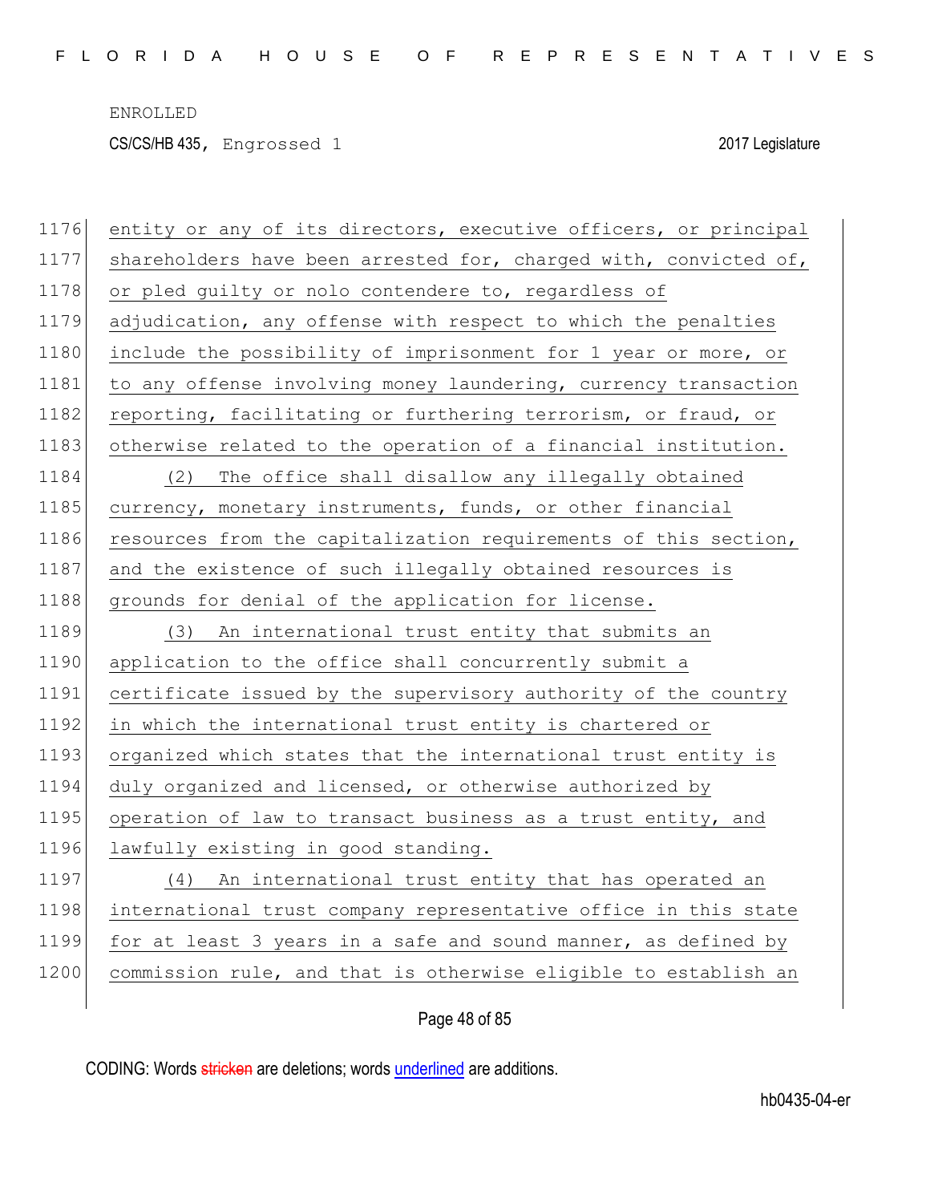entity or any of its directors, executive officers, or principal shareholders have been arrested for, charged with, convicted of, or pled guilty or nolo contendere to, regardless of adjudication, any offense with respect to which the penalties include the possibility of imprisonment for 1 year or more, or to any offense involving money laundering, currency transaction reporting, facilitating or furthering terrorism, or fraud, or otherwise related to the operation of a financial institution.

(2) The office shall disallow any illegally obtained currency, monetary instruments, funds, or other financial resources from the capitalization requirements of this section, and the existence of such illegally obtained resources is grounds for denial of the application for license.

(3) An international trust entity that submits an application to the office shall concurrently submit a certificate issued by the supervisory authority of the country in which the international trust entity is chartered or organized which states that the international trust entity is duly organized and licensed, or otherwise authorized by operation of law to transact business as a trust entity, and lawfully existing in good standing.

(4) An international trust entity that has operated an international trust company representative office in this state for at least 3 years in a safe and sound manner, as defined by commission rule, and that is otherwise eligible to establish an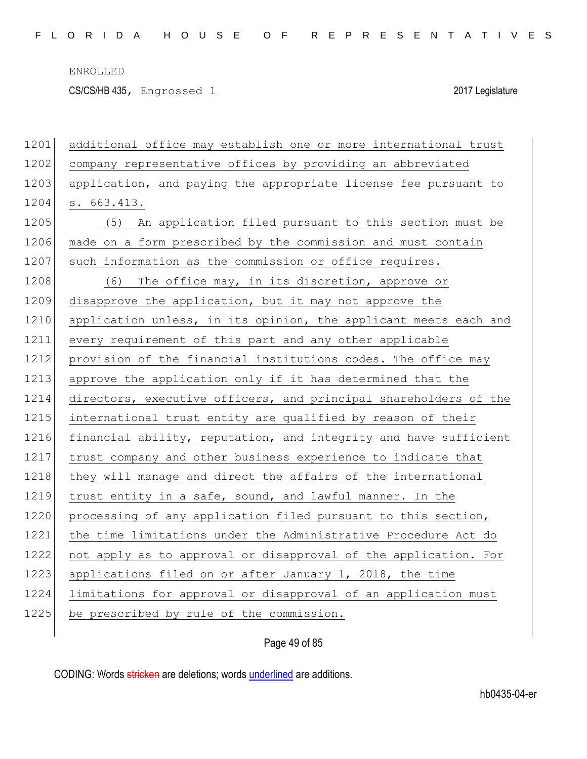additional office may establish one or more international trust company representative offices by providing an abbreviated application, and paying the appropriate license fee pursuant to s. 663.413.

(5) An application filed pursuant to this section must be made on a form prescribed by the commission and must contain such information as the commission or office requires.

(6) The office may, in its discretion, approve or disapprove the application, but it may not approve the application unless, in its opinion, the applicant meets each and every requirement of this part and any other applicable provision of the financial institutions codes. The office may approve the application only if it has determined that the directors, executive officers, and principal shareholders of the international trust entity are qualified by reason of their financial ability, reputation, and integrity and have sufficient trust company and other business experience to indicate that they will manage and direct the affairs of the international trust entity in a safe, sound, and lawful manner. In the processing of any application filed pursuant to this section, the time limitations under the Administrative Procedure Act do not apply as to approval or disapproval of the application. For applications filed on or after January 1, 2018, the time limitations for approval or disapproval of an application must be prescribed by rule of the commission.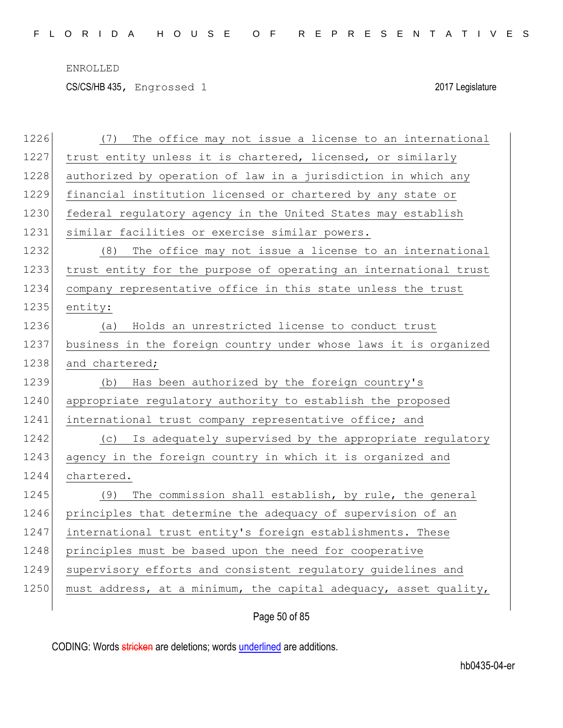(7) The office may not issue a license to an international trust entity unless it is chartered, licensed, or similarly authorized by operation of law in a jurisdiction in which any financial institution licensed or chartered by any state or federal regulatory agency in the United States may establish similar facilities or exercise similar powers.

(8) The office may not issue a license to an international trust entity for the purpose of operating an international trust company representative office in this state unless the trust entity:

(a) Holds an unrestricted license to conduct trust business in the foreign country under whose laws it is organized and chartered;

(b) Has been authorized by the foreign country's appropriate regulatory authority to establish the proposed international trust company representative office; and

(c) Is adequately supervised by the appropriate regulatory agency in the foreign country in which it is organized and chartered.

(9) The commission shall establish, by rule, the general principles that determine the adequacy of supervision of an international trust entity's foreign establishments. These principles must be based upon the need for cooperative supervisory efforts and consistent regulatory guidelines and must address, at a minimum, the capital adequacy, asset quality,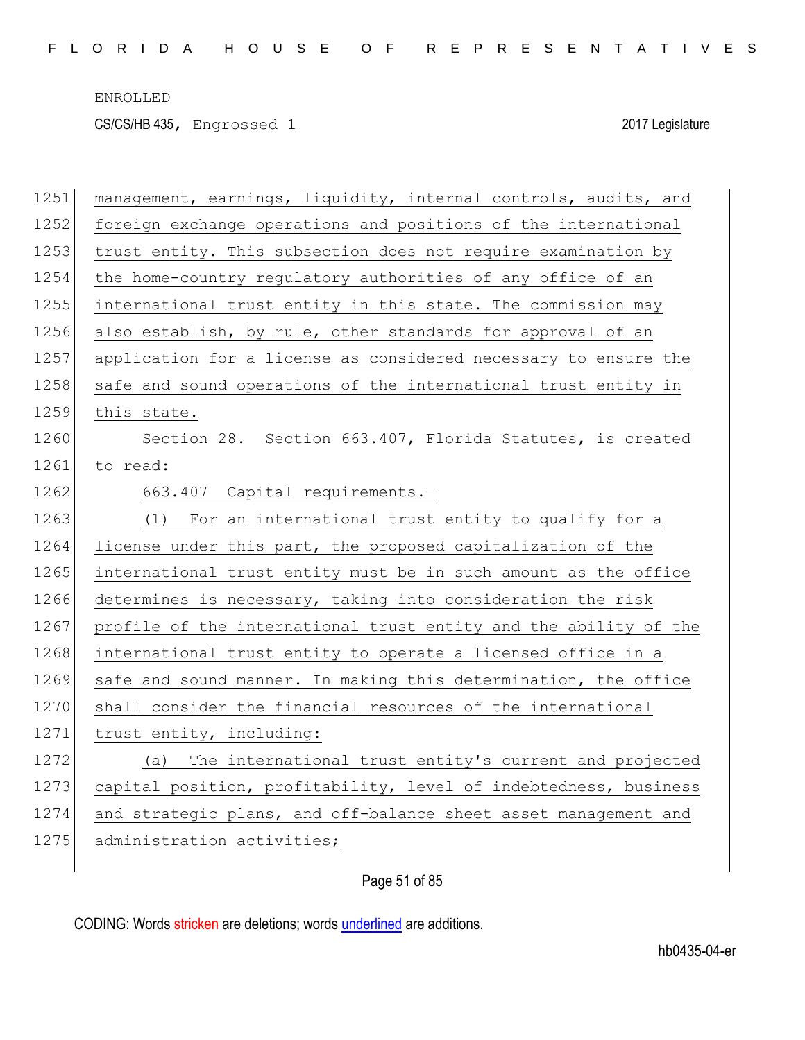management, earnings, liquidity, internal controls, audits, and foreign exchange operations and positions of the international trust entity. This subsection does not require examination by the home-country regulatory authorities of any office of an international trust entity in this state. The commission may also establish, by rule, other standards for approval of an application for a license as considered necessary to ensure the safe and sound operations of the international trust entity in this state.

Section 28. Section 663.407, Florida Statutes, is created to read:

663.407 Capital requirements.—

(1) For an international trust entity to qualify for a license under this part, the proposed capitalization of the international trust entity must be in such amount as the office determines is necessary, taking into consideration the risk profile of the international trust entity and the ability of the international trust entity to operate a licensed office in a safe and sound manner. In making this determination, the office shall consider the financial resources of the international trust entity, including:

(a) The international trust entity's current and projected capital position, profitability, level of indebtedness, business and strategic plans, and off-balance sheet asset management and administration activities;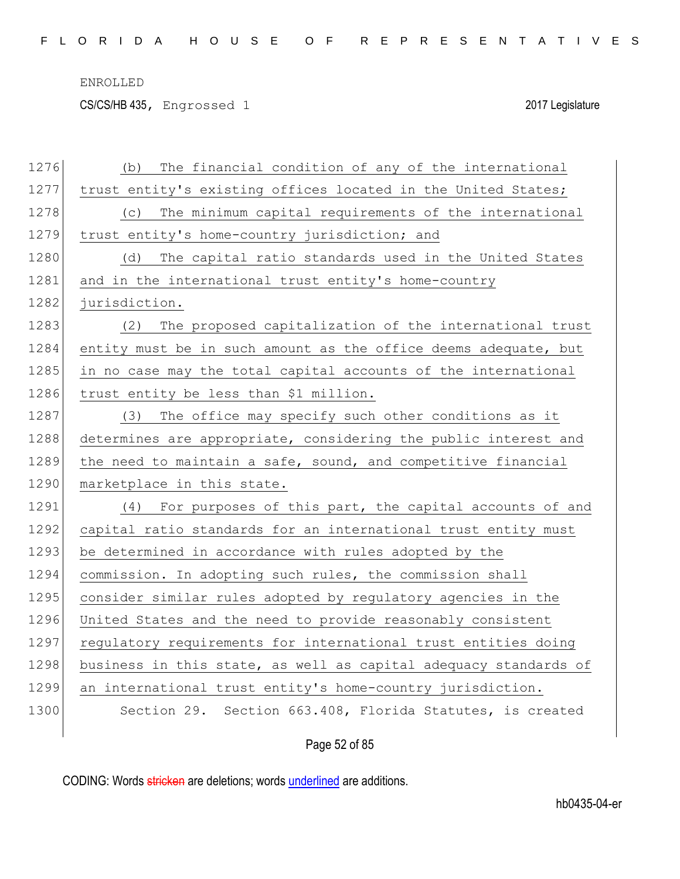(b) The financial condition of any of the international trust entity's existing offices located in the United States;

(c) The minimum capital requirements of the international trust entity's home-country jurisdiction; and

(d) The capital ratio standards used in the United States and in the international trust entity's home-country jurisdiction.

(2) The proposed capitalization of the international trust entity must be in such amount as the office deems adequate, but in no case may the total capital accounts of the international trust entity be less than $1 million.

(3) The office may specify such other conditions as it determines are appropriate, considering the public interest and the need to maintain a safe, sound, and competitive financial marketplace in this state.

(4) For purposes of this part, the capital accounts of and capital ratio standards for an international trust entity must be determined in accordance with rules adopted by the commission. In adopting such rules, the commission shall consider similar rules adopted by regulatory agencies in the United States and the need to provide reasonably consistent regulatory requirements for international trust entities doing business in this state, as well as capital adequacy standards of an international trust entity's home-country jurisdiction.

Section 29. Section 663.408, Florida Statutes, is created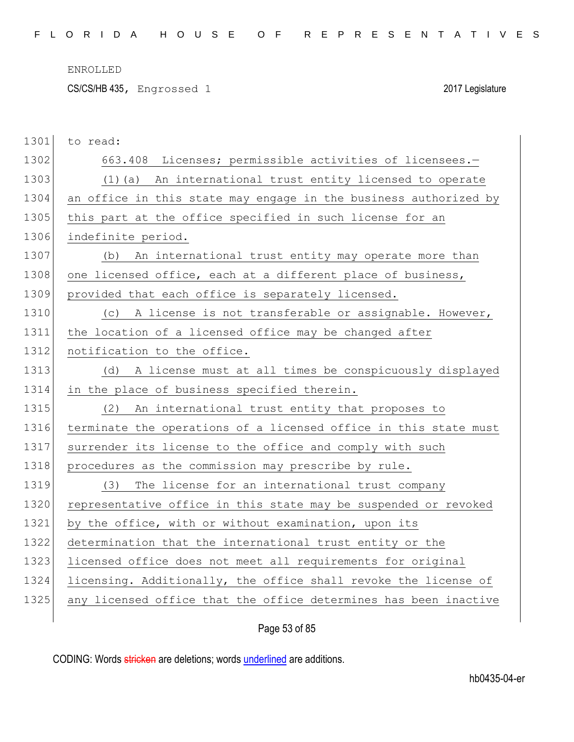to read:

663.408 Licenses; permissible activities of licensees.—

(1)(a) An international trust entity licensed to operate an office in this state may engage in the business authorized by this part at the office specified in such license for an indefinite period.

(b) An international trust entity may operate more than one licensed office, each at a different place of business, provided that each office is separately licensed.

(c) A license is not transferable or assignable. However, the location of a licensed office may be changed after notification to the office.

(d) A license must at all times be conspicuously displayed in the place of business specified therein.

(2) An international trust entity that proposes to terminate the operations of a licensed office in this state must surrender its license to the office and comply with such procedures as the commission may prescribe by rule.

(3) The license for an international trust company representative office in this state may be suspended or revoked by the office, with or without examination, upon its determination that the international trust entity or the licensed office does not meet all requirements for original licensing. Additionally, the office shall revoke the license of any licensed office that the office determines has been inactive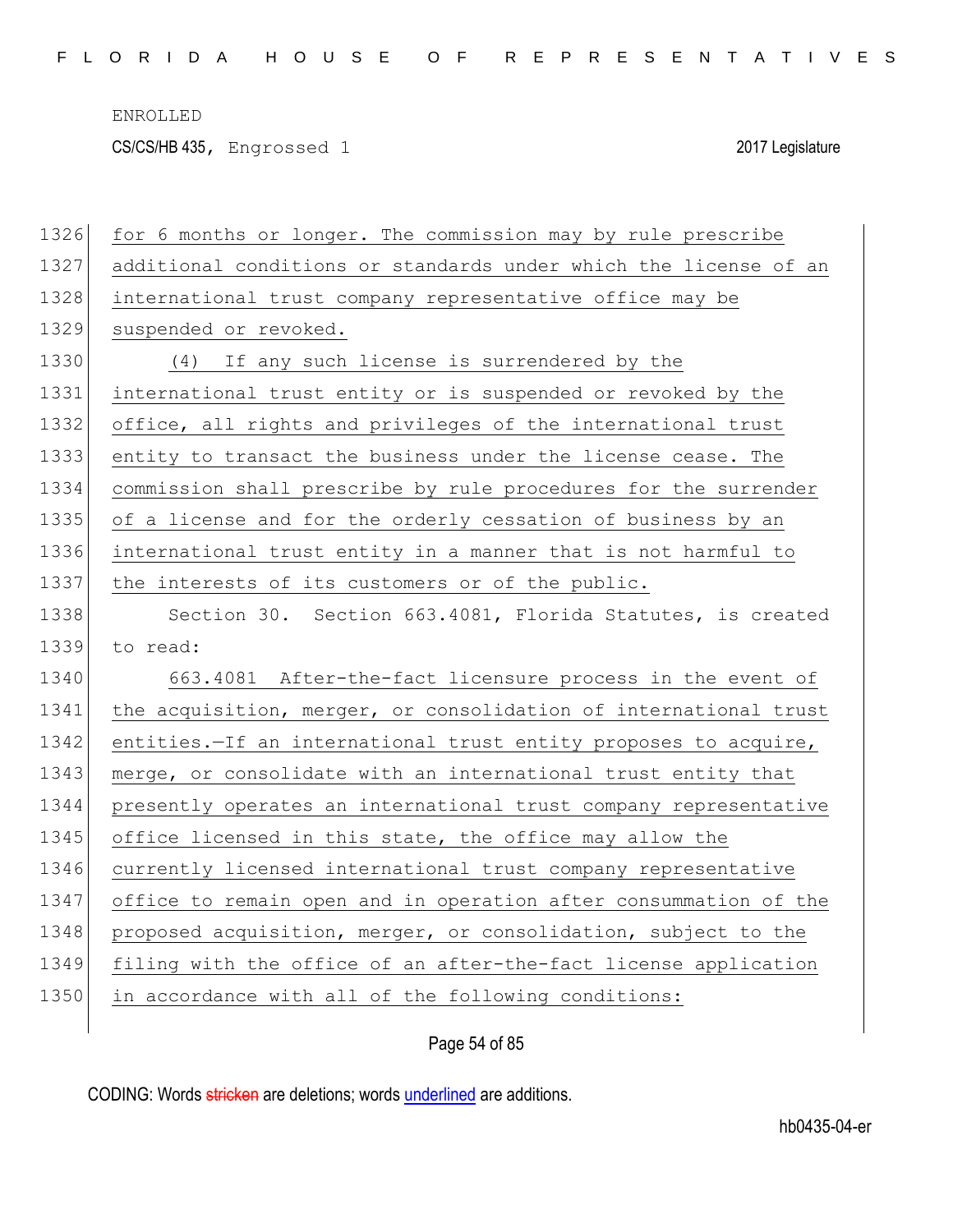ENROLLED

CS/CS/HB 435, Engrossed 1 2017 Legislature

for 6 months or longer. The commission may by rule prescribe additional conditions or standards under which the license of an international trust company representative office may be suspended or revoked.

(4) If any such license is surrendered by the international trust entity or is suspended or revoked by the office, all rights and privileges of the international trust entity to transact the business under the license cease. The commission shall prescribe by rule procedures for the surrender of a license and for the orderly cessation of business by an international trust entity in a manner that is not harmful to the interests of its customers or of the public.

Section 30. Section 663.4081, Florida Statutes, is created to read:

663.4081 After-the-fact licensure process in the event of the acquisition, merger, or consolidation of international trust entities.—If an international trust entity proposes to acquire, merge, or consolidate with an international trust entity that presently operates an international trust company representative office licensed in this state, the office may allow the currently licensed international trust company representative office to remain open and in operation after consummation of the proposed acquisition, merger, or consolidation, subject to the filing with the office of an after-the-fact license application in accordance with all of the following conditions:

CODING: Words stricken are deletions; words underlined are additions.

hb0435-04-er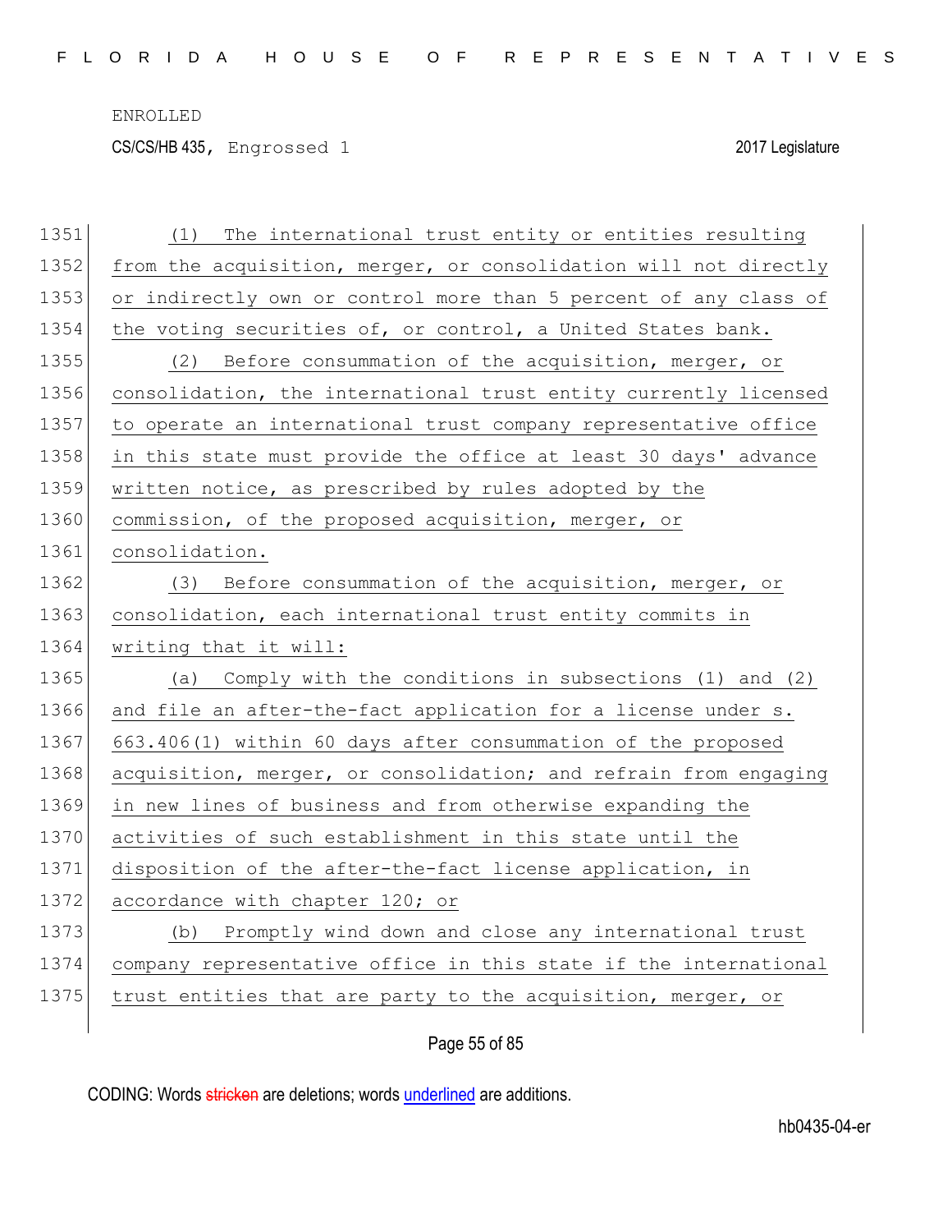(1) The international trust entity or entities resulting from the acquisition, merger, or consolidation will not directly or indirectly own or control more than 5 percent of any class of the voting securities of, or control, a United States bank.

(2) Before consummation of the acquisition, merger, or consolidation, the international trust entity currently licensed to operate an international trust company representative office in this state must provide the office at least 30 days' advance written notice, as prescribed by rules adopted by the commission, of the proposed acquisition, merger, or consolidation.

(3) Before consummation of the acquisition, merger, or consolidation, each international trust entity commits in writing that it will:

(a) Comply with the conditions in subsections (1) and (2) and file an after-the-fact application for a license under s. 663.406(1) within 60 days after consummation of the proposed acquisition, merger, or consolidation; and refrain from engaging in new lines of business and from otherwise expanding the activities of such establishment in this state until the disposition of the after-the-fact license application, in accordance with chapter 120; or

(b) Promptly wind down and close any international trust company representative office in this state if the international trust entities that are party to the acquisition, merger, or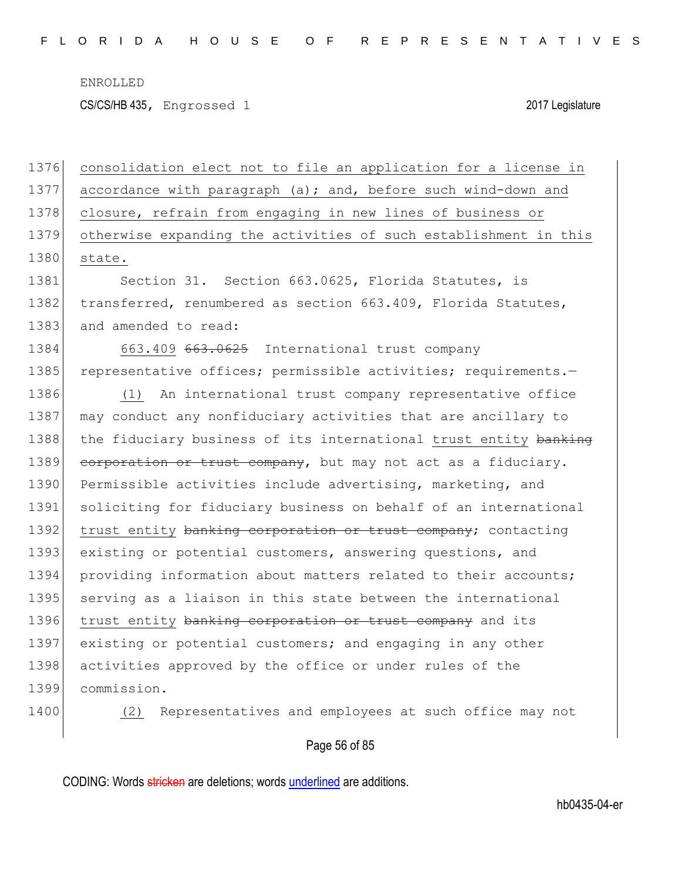consolidation elect not to file an application for a license in accordance with paragraph (a); and, before such wind-down and closure, refrain from engaging in new lines of business or otherwise expanding the activities of such establishment in this state.

Section 31. Section 663.0625, Florida Statutes, is transferred, renumbered as section 663.409, Florida Statutes, and amended to read:

663.409 ~~663.0625~~ International trust company representative offices; permissible activities; requirements.—

(1) An international trust company representative office may conduct any nonfiduciary activities that are ancillary to the fiduciary business of its international trust entity ~~banking corporation or trust company~~, but may not act as a fiduciary. Permissible activities include advertising, marketing, and soliciting for fiduciary business on behalf of an international trust entity ~~banking corporation or trust company~~; contacting existing or potential customers, answering questions, and providing information about matters related to their accounts; serving as a liaison in this state between the international trust entity ~~banking corporation or trust company~~ and its existing or potential customers; and engaging in any other activities approved by the office or under rules of the commission.

(2) Representatives and employees at such office may not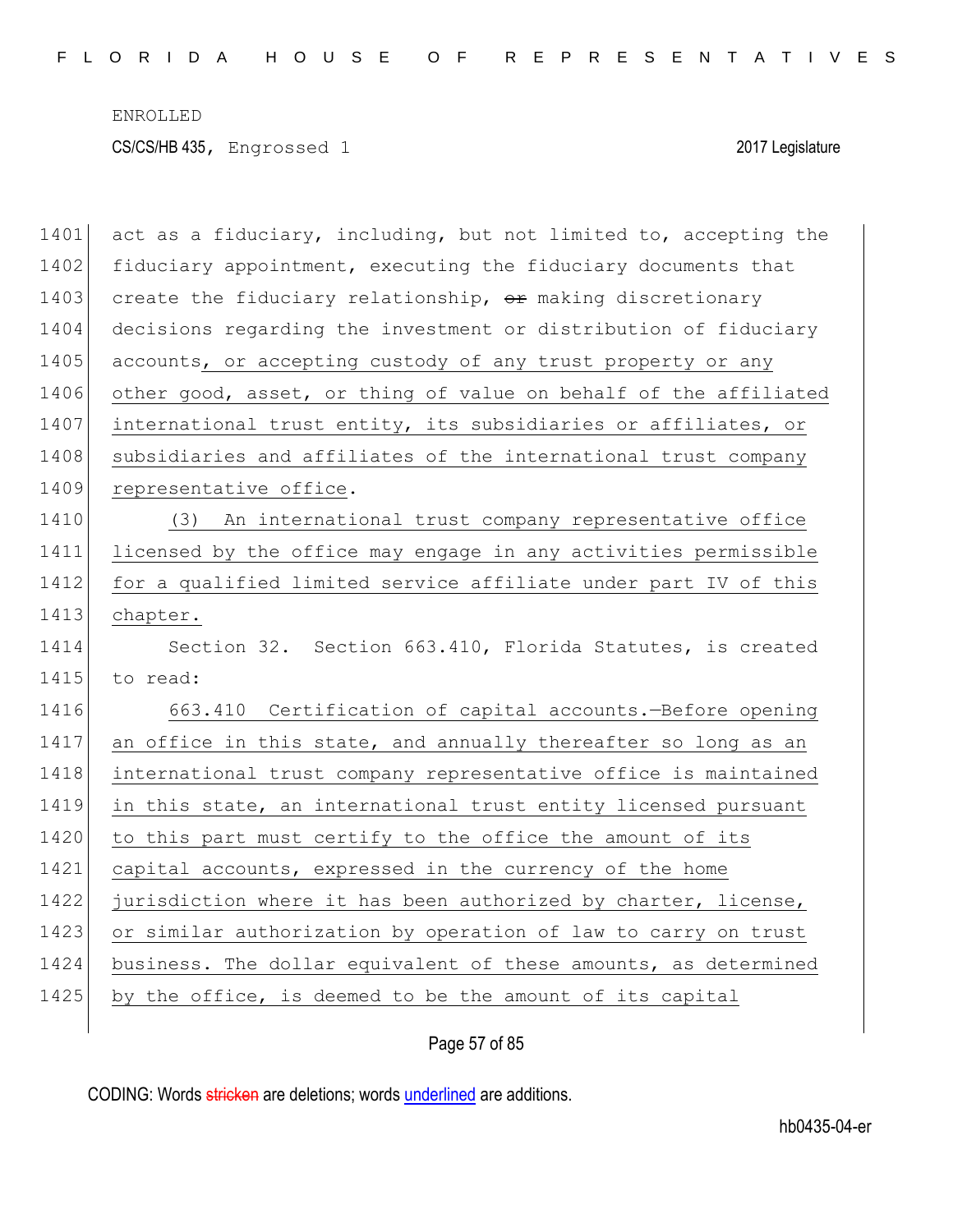act as a fiduciary, including, but not limited to, accepting the fiduciary appointment, executing the fiduciary documents that create the fiduciary relationship, ~~or~~ making discretionary decisions regarding the investment or distribution of fiduciary accounts, or accepting custody of any trust property or any other good, asset, or thing of value on behalf of the affiliated international trust entity, its subsidiaries or affiliates, or subsidiaries and affiliates of the international trust company representative office.

(3) An international trust company representative office licensed by the office may engage in any activities permissible for a qualified limited service affiliate under part IV of this chapter.

Section 32. Section 663.410, Florida Statutes, is created to read:

663.410 Certification of capital accounts.—Before opening an office in this state, and annually thereafter so long as an international trust company representative office is maintained in this state, an international trust entity licensed pursuant to this part must certify to the office the amount of its capital accounts, expressed in the currency of the home jurisdiction where it has been authorized by charter, license, or similar authorization by operation of law to carry on trust business. The dollar equivalent of these amounts, as determined by the office, is deemed to be the amount of its capital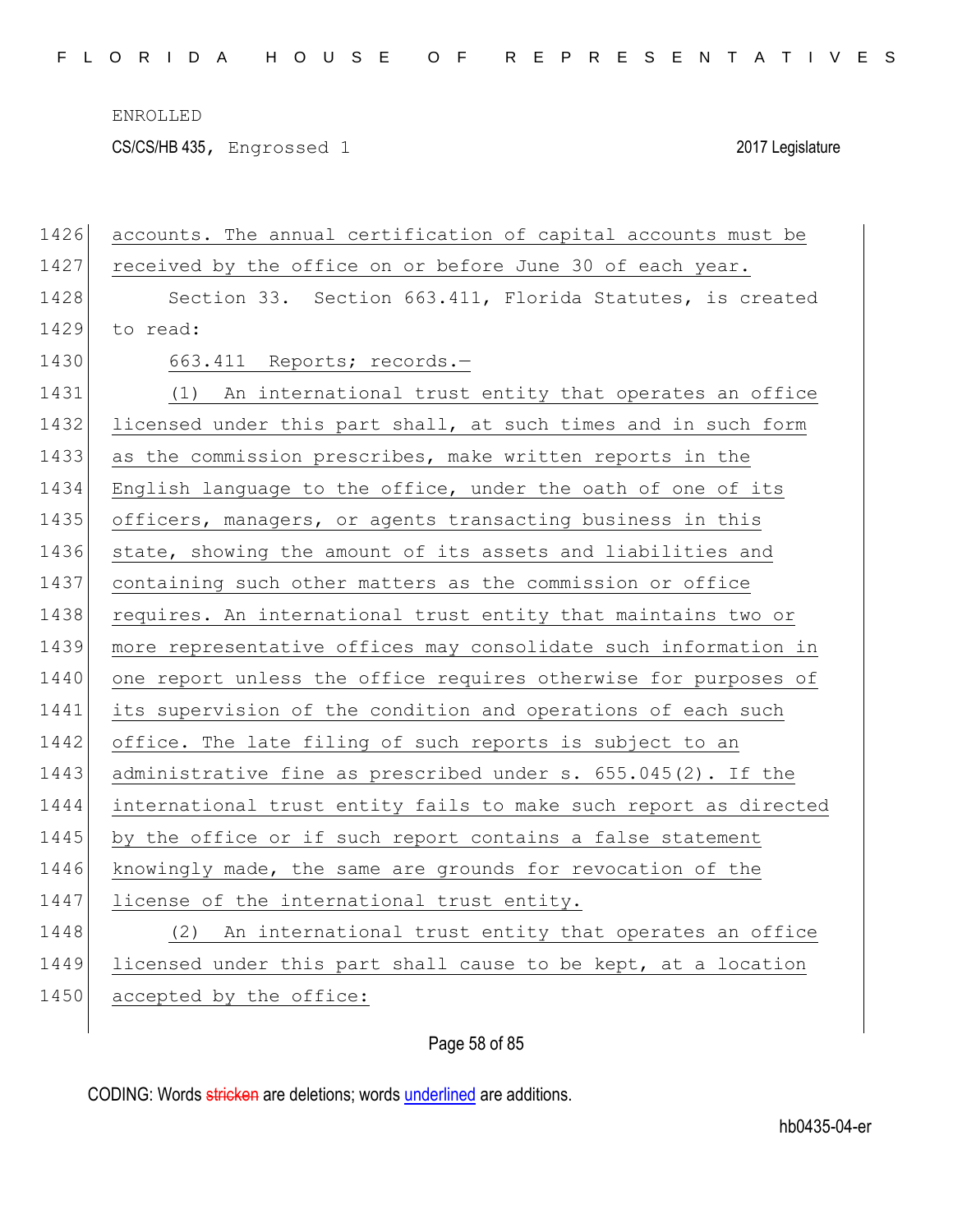accounts. The annual certification of capital accounts must be received by the office on or before June 30 of each year.

Section 33. Section 663.411, Florida Statutes, is created to read:

663.411 Reports; records.—

(1) An international trust entity that operates an office licensed under this part shall, at such times and in such form as the commission prescribes, make written reports in the English language to the office, under the oath of one of its officers, managers, or agents transacting business in this state, showing the amount of its assets and liabilities and containing such other matters as the commission or office requires. An international trust entity that maintains two or more representative offices may consolidate such information in one report unless the office requires otherwise for purposes of its supervision of the condition and operations of each such office. The late filing of such reports is subject to an administrative fine as prescribed under s. 655.045(2). If the international trust entity fails to make such report as directed by the office or if such report contains a false statement knowingly made, the same are grounds for revocation of the license of the international trust entity.

(2) An international trust entity that operates an office licensed under this part shall cause to be kept, at a location accepted by the office: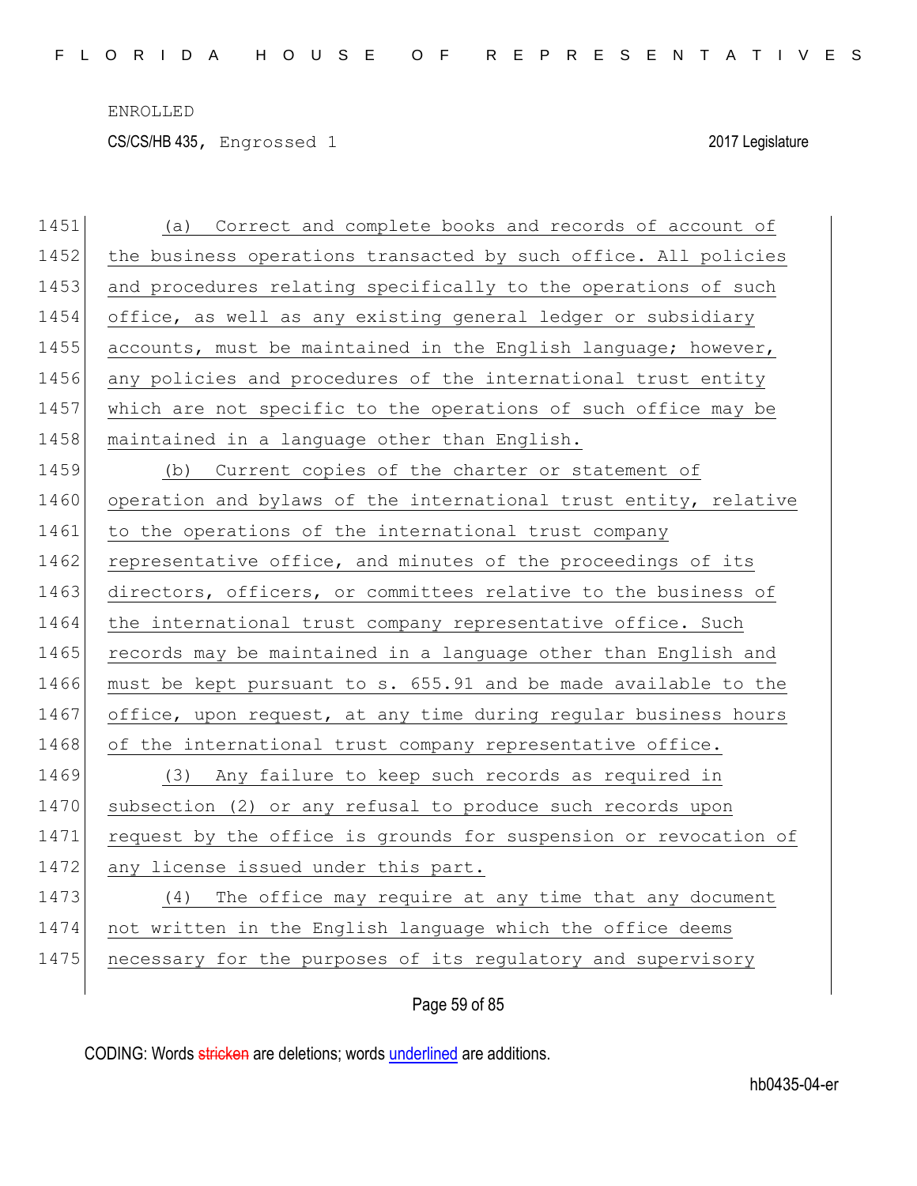(a) Correct and complete books and records of account of the business operations transacted by such office. All policies and procedures relating specifically to the operations of such office, as well as any existing general ledger or subsidiary accounts, must be maintained in the English language; however, any policies and procedures of the international trust entity which are not specific to the operations of such office may be maintained in a language other than English.

(b) Current copies of the charter or statement of operation and bylaws of the international trust entity, relative to the operations of the international trust company representative office, and minutes of the proceedings of its directors, officers, or committees relative to the business of the international trust company representative office. Such records may be maintained in a language other than English and must be kept pursuant to s. 655.91 and be made available to the office, upon request, at any time during regular business hours of the international trust company representative office.

(3) Any failure to keep such records as required in subsection (2) or any refusal to produce such records upon request by the office is grounds for suspension or revocation of any license issued under this part.

(4) The office may require at any time that any document not written in the English language which the office deems necessary for the purposes of its regulatory and supervisory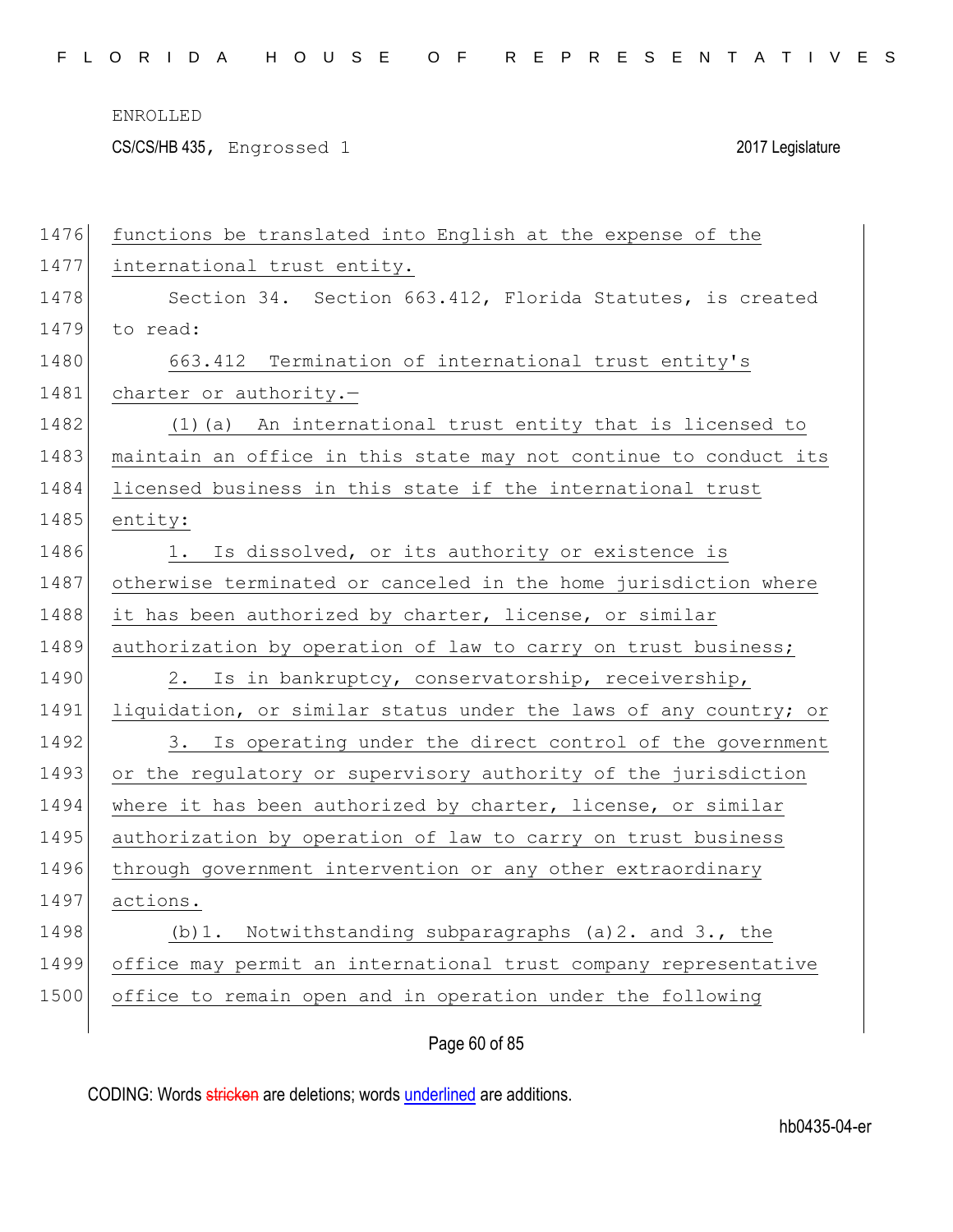functions be translated into English at the expense of the international trust entity.

Section 34. Section 663.412, Florida Statutes, is created to read:

663.412 Termination of international trust entity's charter or authority.—

(1)(a) An international trust entity that is licensed to maintain an office in this state may not continue to conduct its licensed business in this state if the international trust entity:

1. Is dissolved, or its authority or existence is otherwise terminated or canceled in the home jurisdiction where it has been authorized by charter, license, or similar authorization by operation of law to carry on trust business;

2. Is in bankruptcy, conservatorship, receivership, liquidation, or similar status under the laws of any country; or

3. Is operating under the direct control of the government or the regulatory or supervisory authority of the jurisdiction where it has been authorized by charter, license, or similar authorization by operation of law to carry on trust business through government intervention or any other extraordinary actions.

(b)1. Notwithstanding subparagraphs (a)2. and 3., the office may permit an international trust company representative office to remain open and in operation under the following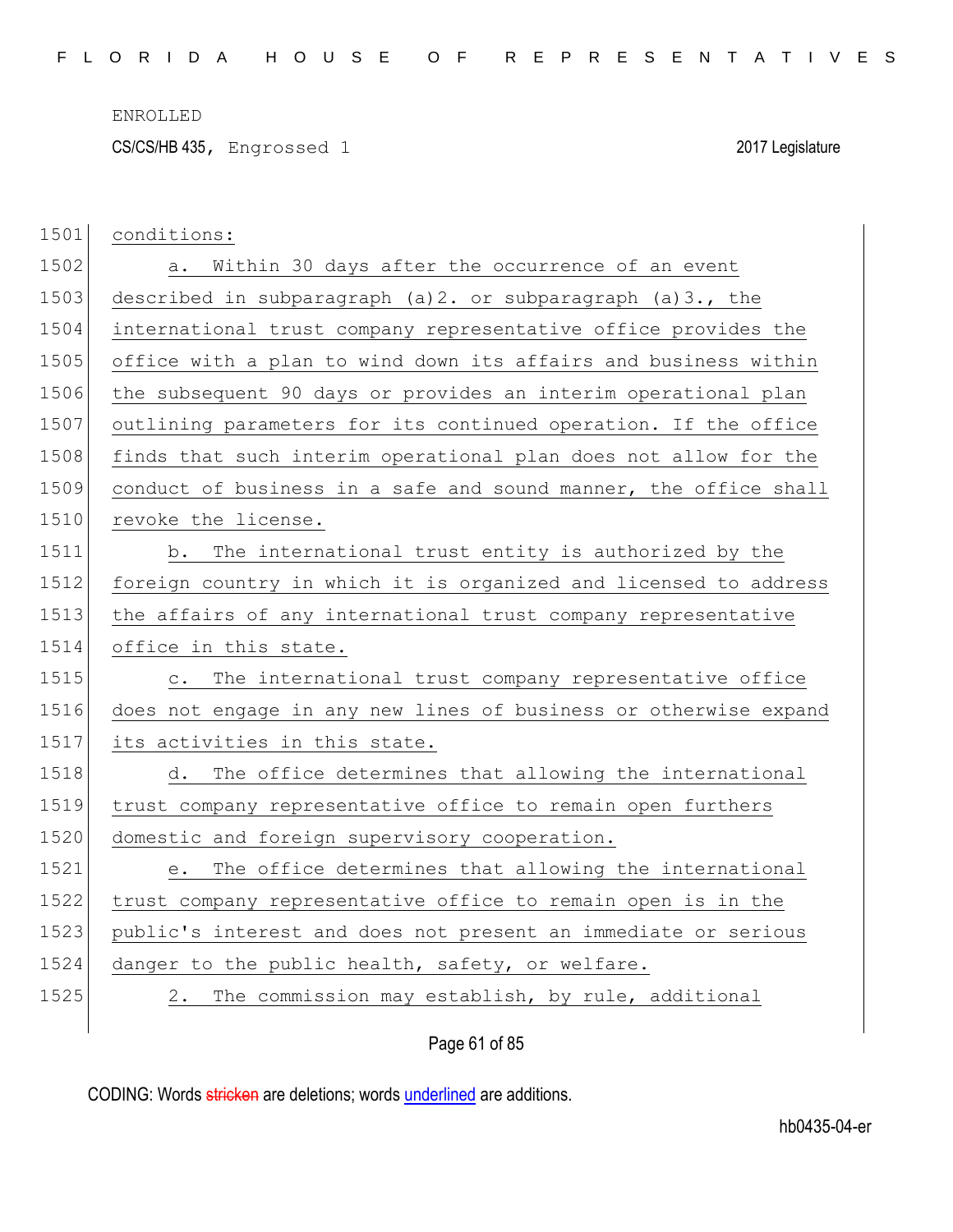conditions:

a. Within 30 days after the occurrence of an event described in subparagraph (a)2. or subparagraph (a)3., the international trust company representative office provides the office with a plan to wind down its affairs and business within the subsequent 90 days or provides an interim operational plan outlining parameters for its continued operation. If the office finds that such interim operational plan does not allow for the conduct of business in a safe and sound manner, the office shall revoke the license.

b. The international trust entity is authorized by the foreign country in which it is organized and licensed to address the affairs of any international trust company representative office in this state.

c. The international trust company representative office does not engage in any new lines of business or otherwise expand its activities in this state.

d. The office determines that allowing the international trust company representative office to remain open furthers domestic and foreign supervisory cooperation.

e. The office determines that allowing the international trust company representative office to remain open is in the public's interest and does not present an immediate or serious danger to the public health, safety, or welfare.

2. The commission may establish, by rule, additional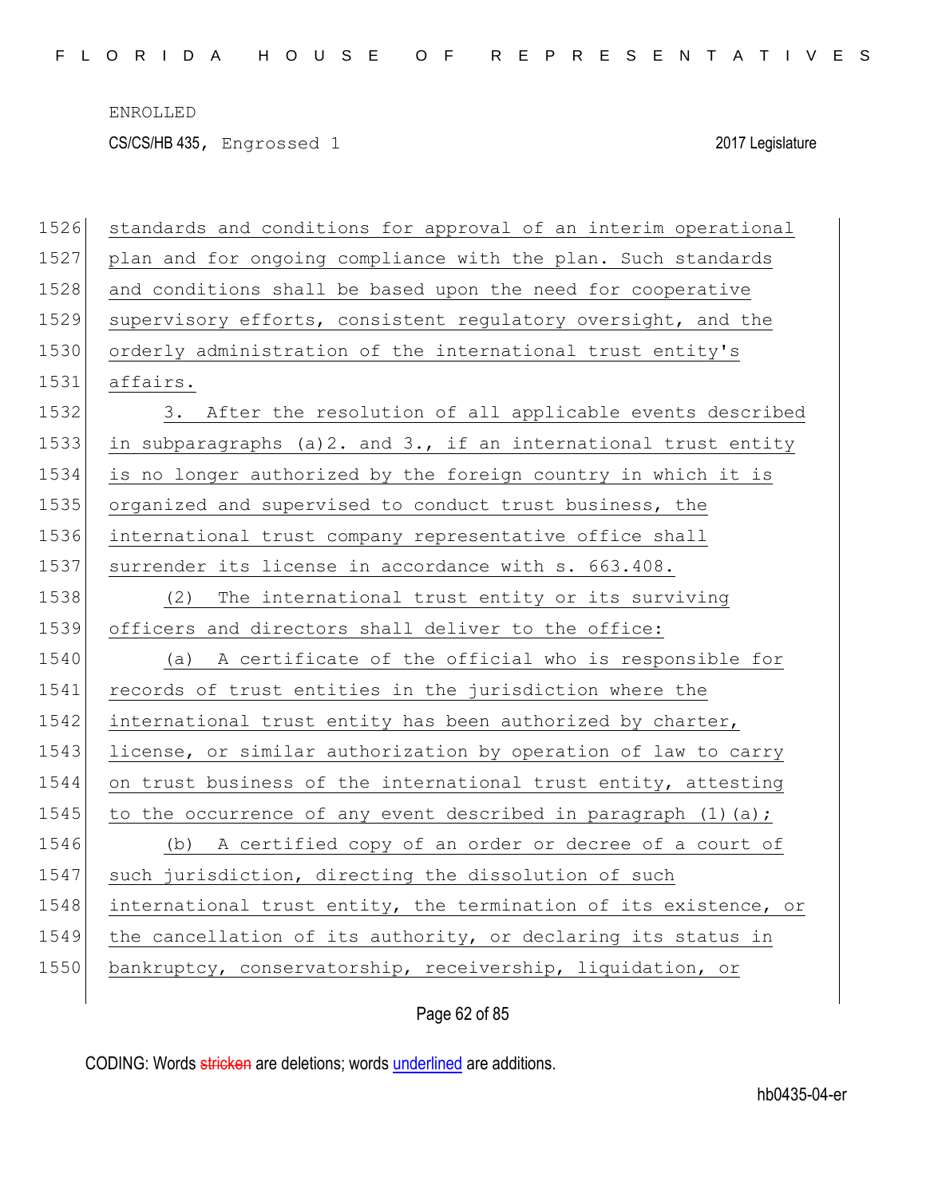standards and conditions for approval of an interim operational plan and for ongoing compliance with the plan. Such standards and conditions shall be based upon the need for cooperative supervisory efforts, consistent regulatory oversight, and the orderly administration of the international trust entity's affairs.

3. After the resolution of all applicable events described in subparagraphs (a)2. and 3., if an international trust entity is no longer authorized by the foreign country in which it is organized and supervised to conduct trust business, the international trust company representative office shall surrender its license in accordance with s. 663.408.

(2) The international trust entity or its surviving officers and directors shall deliver to the office:

(a) A certificate of the official who is responsible for records of trust entities in the jurisdiction where the international trust entity has been authorized by charter, license, or similar authorization by operation of law to carry on trust business of the international trust entity, attesting to the occurrence of any event described in paragraph (1)(a);

(b) A certified copy of an order or decree of a court of such jurisdiction, directing the dissolution of such international trust entity, the termination of its existence, or the cancellation of its authority, or declaring its status in bankruptcy, conservatorship, receivership, liquidation, or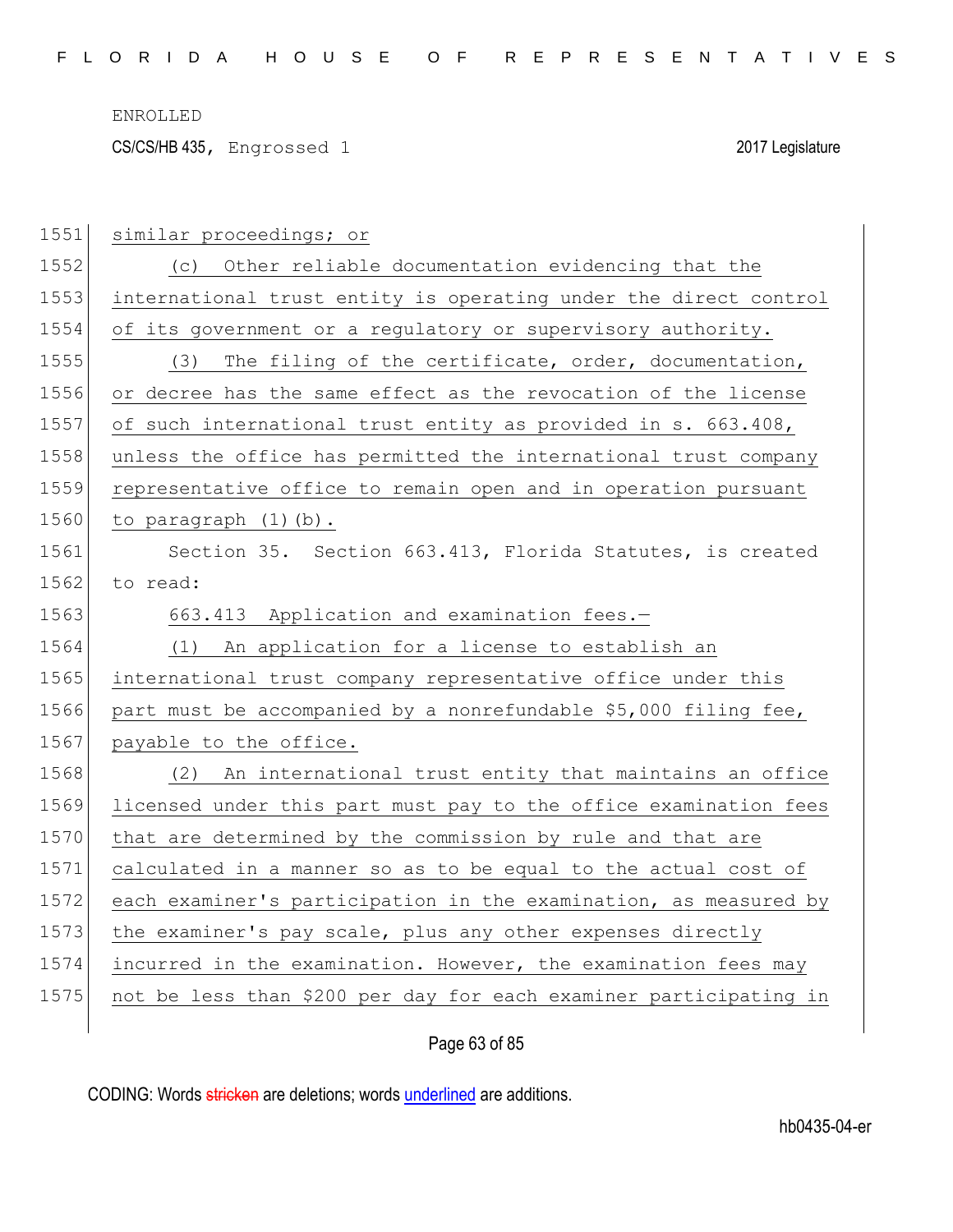similar proceedings; or

(c) Other reliable documentation evidencing that the international trust entity is operating under the direct control of its government or a regulatory or supervisory authority.

(3) The filing of the certificate, order, documentation, or decree has the same effect as the revocation of the license of such international trust entity as provided in s. 663.408, unless the office has permitted the international trust company representative office to remain open and in operation pursuant to paragraph (1)(b).

Section 35. Section 663.413, Florida Statutes, is created to read:

663.413 Application and examination fees.—

(1) An application for a license to establish an international trust company representative office under this part must be accompanied by a nonrefundable $5,000 filing fee, payable to the office.

(2) An international trust entity that maintains an office licensed under this part must pay to the office examination fees that are determined by the commission by rule and that are calculated in a manner so as to be equal to the actual cost of each examiner's participation in the examination, as measured by the examiner's pay scale, plus any other expenses directly incurred in the examination. However, the examination fees may not be less than $200 per day for each examiner participating in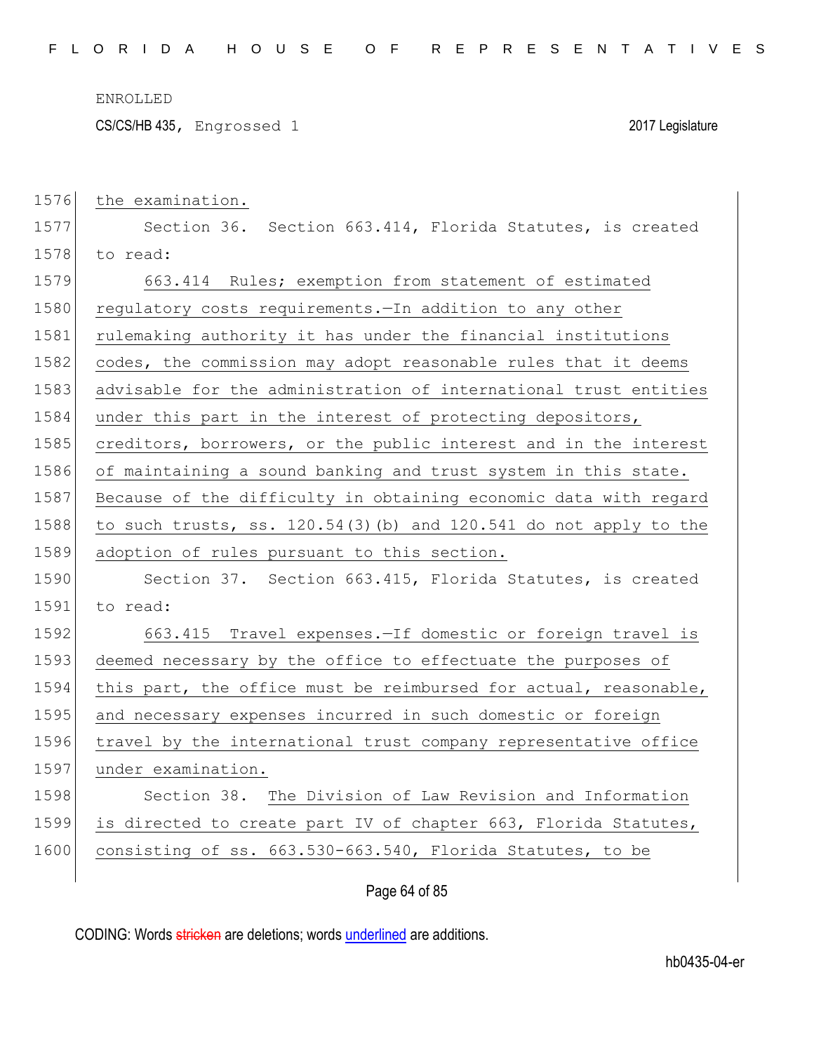the examination.

Section 36. Section 663.414, Florida Statutes, is created to read:

663.414 Rules; exemption from statement of estimated regulatory costs requirements.—In addition to any other rulemaking authority it has under the financial institutions codes, the commission may adopt reasonable rules that it deems advisable for the administration of international trust entities under this part in the interest of protecting depositors, creditors, borrowers, or the public interest and in the interest of maintaining a sound banking and trust system in this state. Because of the difficulty in obtaining economic data with regard to such trusts, ss. 120.54(3)(b) and 120.541 do not apply to the adoption of rules pursuant to this section.

Section 37. Section 663.415, Florida Statutes, is created to read:

663.415 Travel expenses.—If domestic or foreign travel is deemed necessary by the office to effectuate the purposes of this part, the office must be reimbursed for actual, reasonable, and necessary expenses incurred in such domestic or foreign travel by the international trust company representative office under examination.

Section 38. The Division of Law Revision and Information is directed to create part IV of chapter 663, Florida Statutes, consisting of ss. 663.530-663.540, Florida Statutes, to be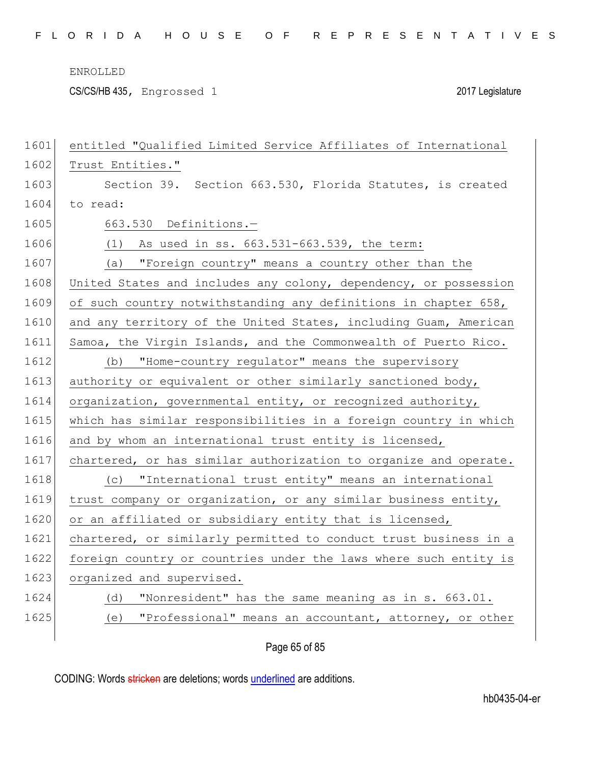entitled "Qualified Limited Service Affiliates of International Trust Entities."

Section 39. Section 663.530, Florida Statutes, is created to read:

663.530 Definitions.—

(1) As used in ss. 663.531-663.539, the term:

(a) "Foreign country" means a country other than the United States and includes any colony, dependency, or possession of such country notwithstanding any definitions in chapter 658, and any territory of the United States, including Guam, American Samoa, the Virgin Islands, and the Commonwealth of Puerto Rico.

(b) "Home-country regulator" means the supervisory authority or equivalent or other similarly sanctioned body, organization, governmental entity, or recognized authority, which has similar responsibilities in a foreign country in which and by whom an international trust entity is licensed, chartered, or has similar authorization to organize and operate.

(c) "International trust entity" means an international trust company or organization, or any similar business entity, or an affiliated or subsidiary entity that is licensed, chartered, or similarly permitted to conduct trust business in a foreign country or countries under the laws where such entity is organized and supervised.

(d) "Nonresident" has the same meaning as in s. 663.01.

(e) "Professional" means an accountant, attorney, or other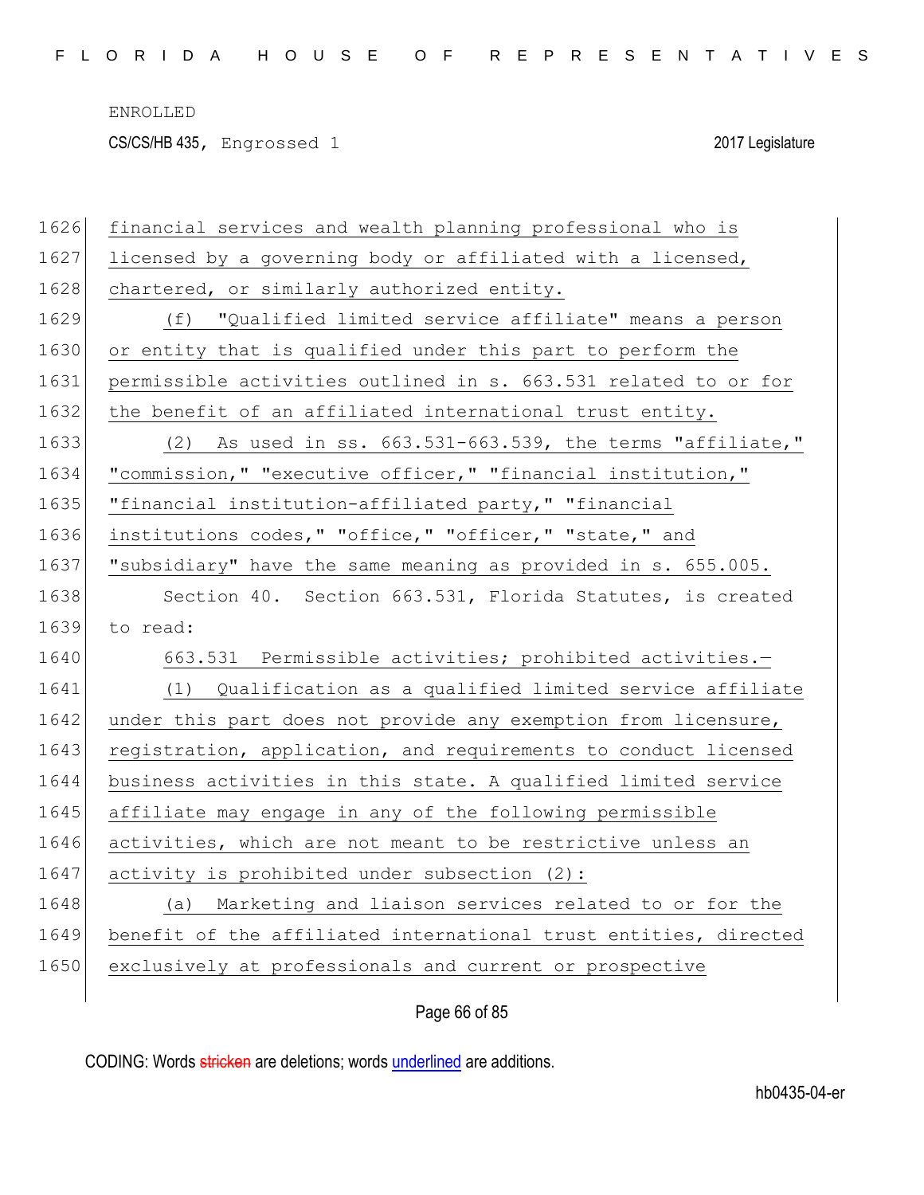financial services and wealth planning professional who is licensed by a governing body or affiliated with a licensed, chartered, or similarly authorized entity.

(f) "Qualified limited service affiliate" means a person or entity that is qualified under this part to perform the permissible activities outlined in s. 663.531 related to or for the benefit of an affiliated international trust entity.

(2) As used in ss. 663.531-663.539, the terms "affiliate," "commission," "executive officer," "financial institution," "financial institution-affiliated party," "financial institutions codes," "office," "officer," "state," and "subsidiary" have the same meaning as provided in s. 655.005.

Section 40. Section 663.531, Florida Statutes, is created to read:

663.531 Permissible activities; prohibited activities.—

(1) Qualification as a qualified limited service affiliate under this part does not provide any exemption from licensure, registration, application, and requirements to conduct licensed business activities in this state. A qualified limited service affiliate may engage in any of the following permissible activities, which are not meant to be restrictive unless an activity is prohibited under subsection (2):

(a) Marketing and liaison services related to or for the benefit of the affiliated international trust entities, directed exclusively at professionals and current or prospective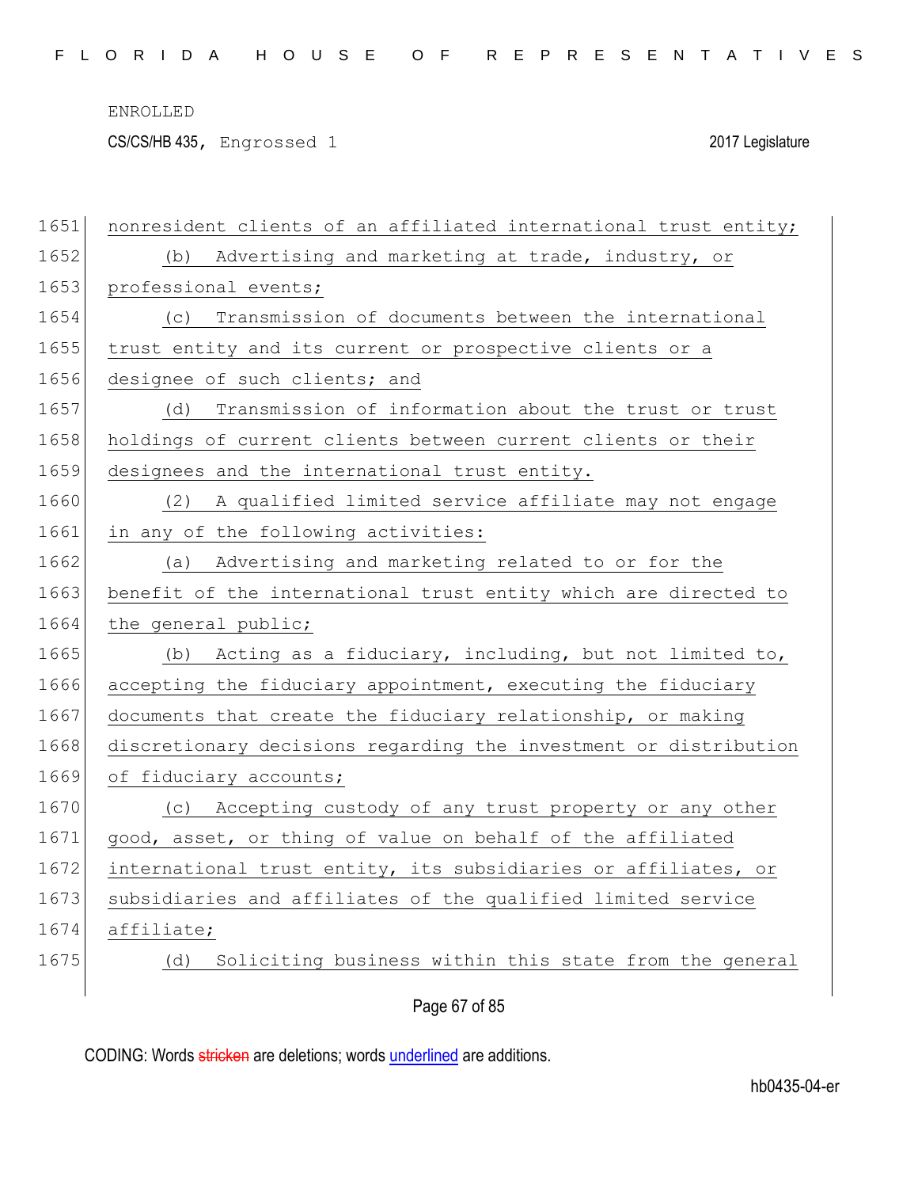nonresident clients of an affiliated international trust entity;

(b) Advertising and marketing at trade, industry, or professional events;

(c) Transmission of documents between the international trust entity and its current or prospective clients or a designee of such clients; and

(d) Transmission of information about the trust or trust holdings of current clients between current clients or their designees and the international trust entity.

(2) A qualified limited service affiliate may not engage in any of the following activities:

(a) Advertising and marketing related to or for the benefit of the international trust entity which are directed to the general public;

(b) Acting as a fiduciary, including, but not limited to, accepting the fiduciary appointment, executing the fiduciary documents that create the fiduciary relationship, or making discretionary decisions regarding the investment or distribution of fiduciary accounts;

(c) Accepting custody of any trust property or any other good, asset, or thing of value on behalf of the affiliated international trust entity, its subsidiaries or affiliates, or subsidiaries and affiliates of the qualified limited service affiliate;

(d) Soliciting business within this state from the general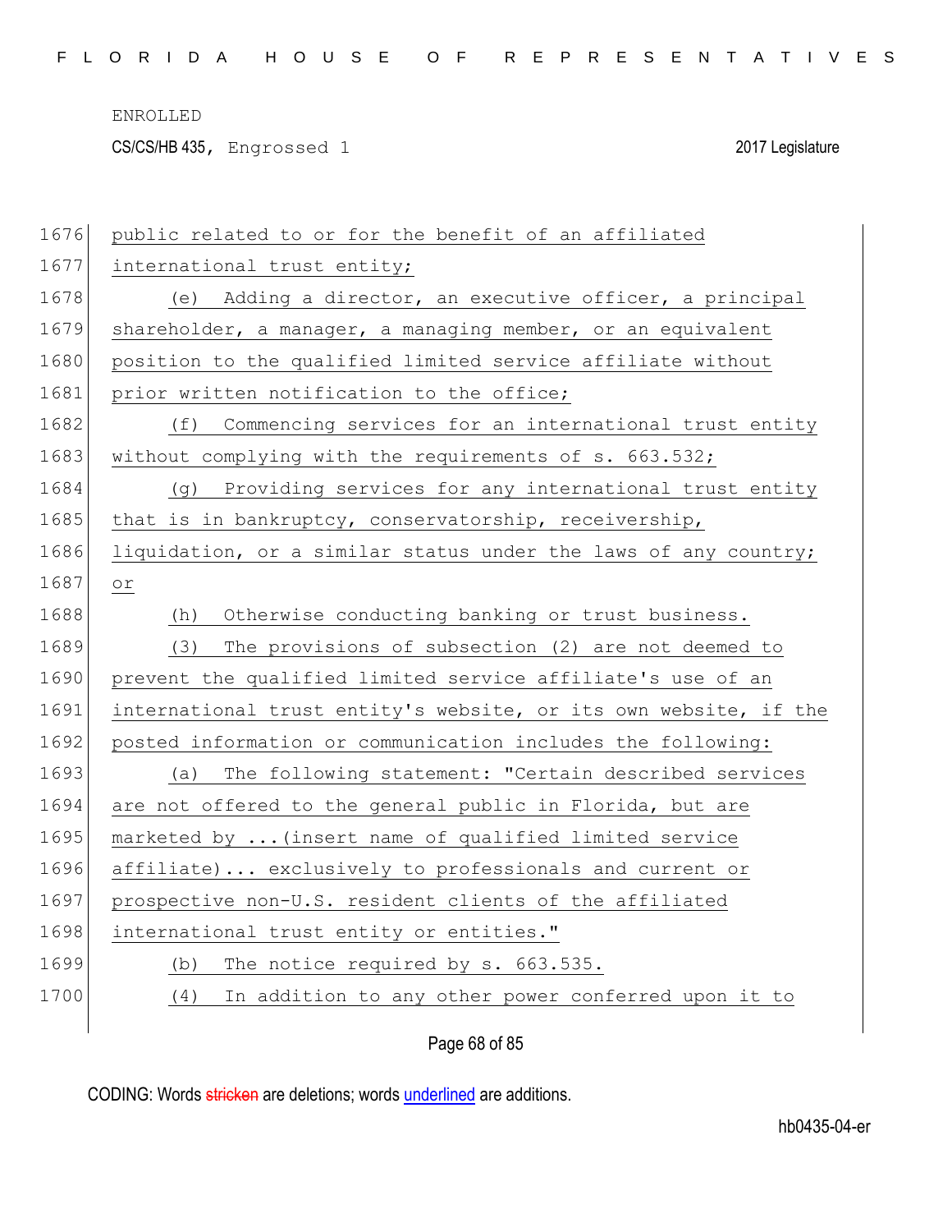public related to or for the benefit of an affiliated international trust entity;

(e) Adding a director, an executive officer, a principal shareholder, a manager, a managing member, or an equivalent position to the qualified limited service affiliate without prior written notification to the office;

(f) Commencing services for an international trust entity without complying with the requirements of s. 663.532;

(g) Providing services for any international trust entity that is in bankruptcy, conservatorship, receivership, liquidation, or a similar status under the laws of any country; or

(h) Otherwise conducting banking or trust business.

(3) The provisions of subsection (2) are not deemed to prevent the qualified limited service affiliate's use of an international trust entity's website, or its own website, if the posted information or communication includes the following:

(a) The following statement: "Certain described services are not offered to the general public in Florida, but are marketed by ...(insert name of qualified limited service affiliate)... exclusively to professionals and current or prospective non-U.S. resident clients of the affiliated international trust entity or entities."

(b) The notice required by s. 663.535.

(4) In addition to any other power conferred upon it to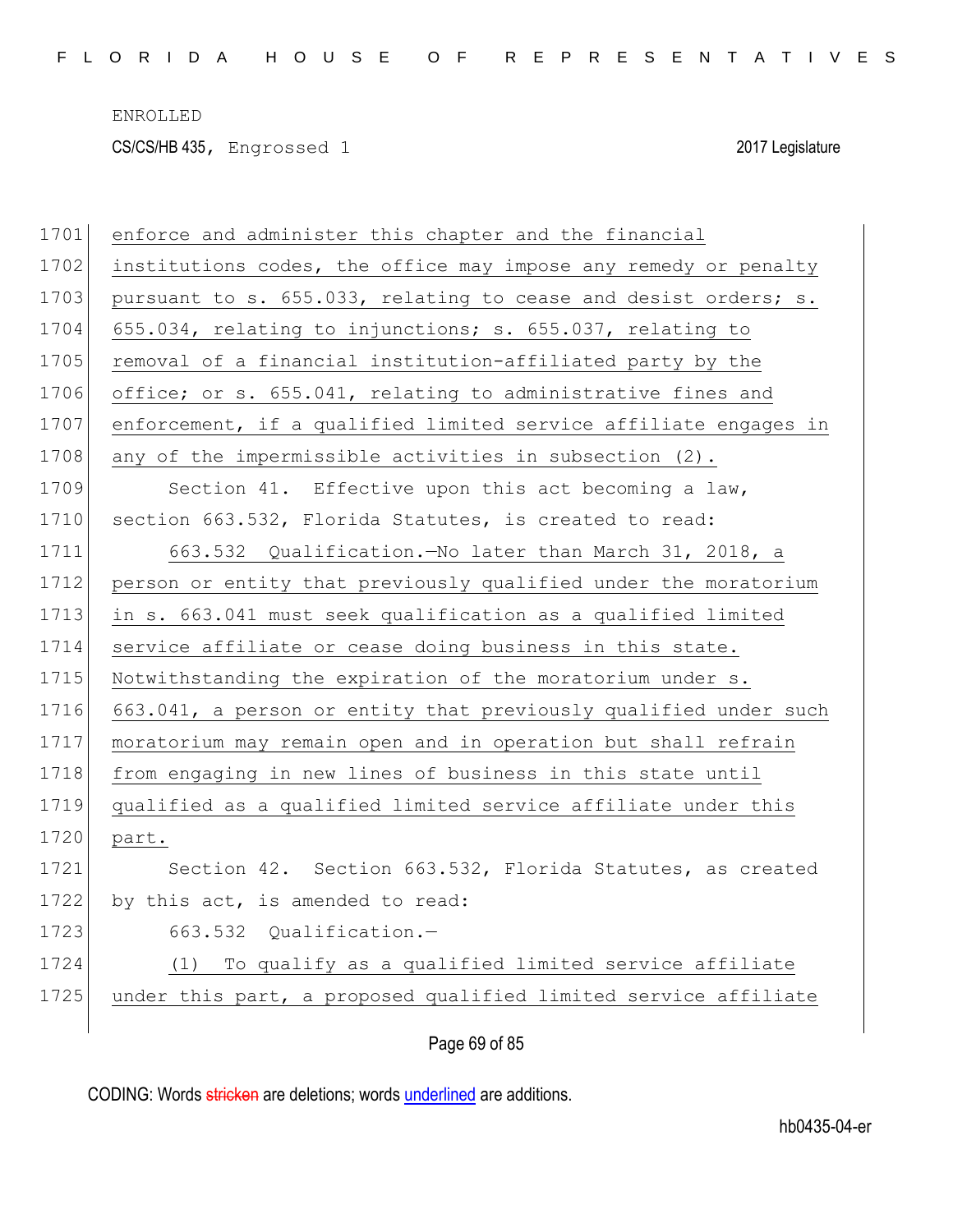enforce and administer this chapter and the financial institutions codes, the office may impose any remedy or penalty pursuant to s. 655.033, relating to cease and desist orders; s. 655.034, relating to injunctions; s. 655.037, relating to removal of a financial institution-affiliated party by the office; or s. 655.041, relating to administrative fines and enforcement, if a qualified limited service affiliate engages in any of the impermissible activities in subsection (2).

Section 41. Effective upon this act becoming a law, section 663.532, Florida Statutes, is created to read:

663.532 Qualification.—No later than March 31, 2018, a person or entity that previously qualified under the moratorium in s. 663.041 must seek qualification as a qualified limited service affiliate or cease doing business in this state. Notwithstanding the expiration of the moratorium under s. 663.041, a person or entity that previously qualified under such moratorium may remain open and in operation but shall refrain from engaging in new lines of business in this state until qualified as a qualified limited service affiliate under this part.

Section 42. Section 663.532, Florida Statutes, as created by this act, is amended to read:

663.532 Qualification.—

(1) To qualify as a qualified limited service affiliate under this part, a proposed qualified limited service affiliate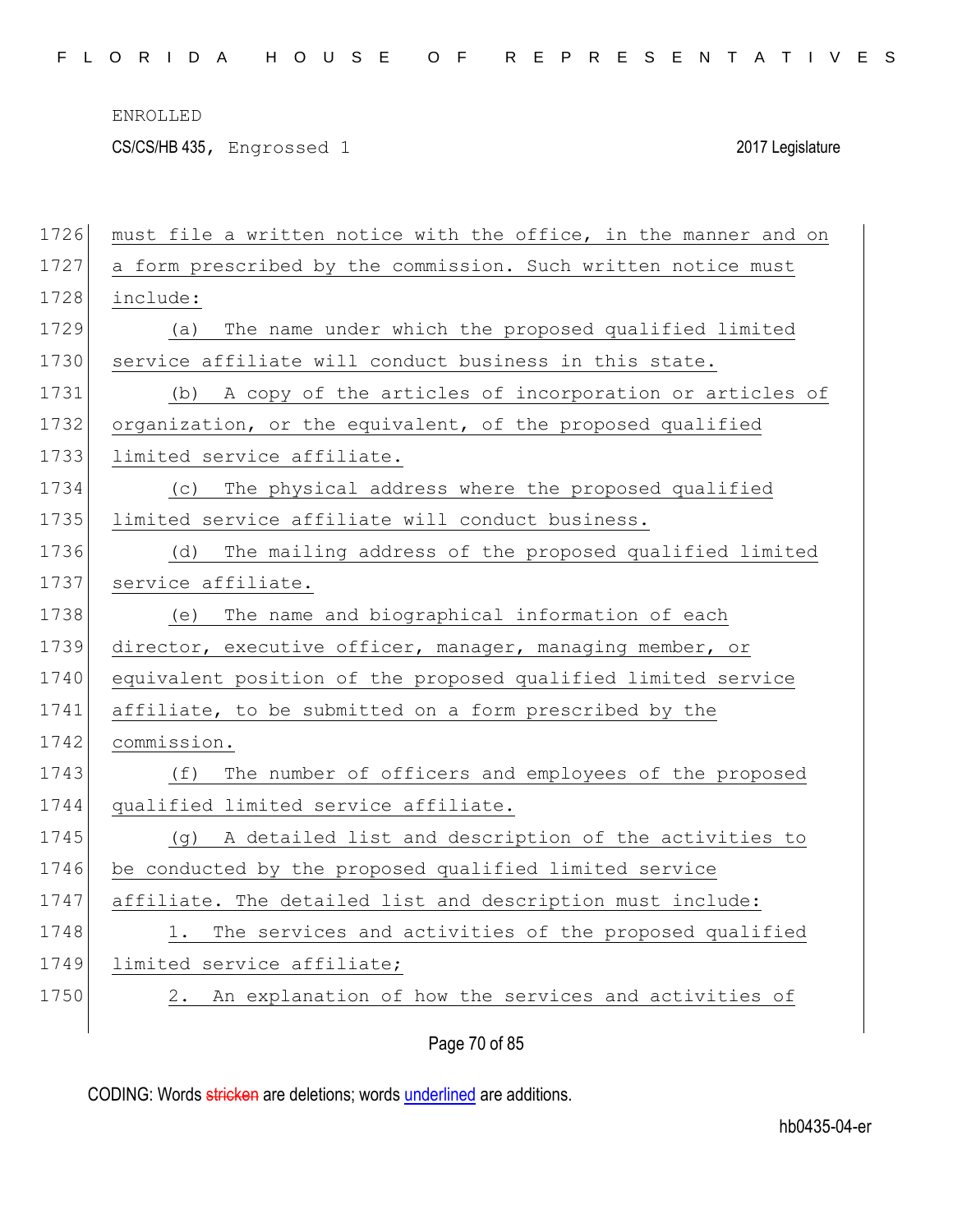must file a written notice with the office, in the manner and on a form prescribed by the commission. Such written notice must include:

(a) The name under which the proposed qualified limited service affiliate will conduct business in this state.

(b) A copy of the articles of incorporation or articles of organization, or the equivalent, of the proposed qualified limited service affiliate.

(c) The physical address where the proposed qualified limited service affiliate will conduct business.

(d) The mailing address of the proposed qualified limited service affiliate.

(e) The name and biographical information of each director, executive officer, manager, managing member, or equivalent position of the proposed qualified limited service affiliate, to be submitted on a form prescribed by the commission.

(f) The number of officers and employees of the proposed qualified limited service affiliate.

(g) A detailed list and description of the activities to be conducted by the proposed qualified limited service affiliate. The detailed list and description must include:

1. The services and activities of the proposed qualified limited service affiliate;

2. An explanation of how the services and activities of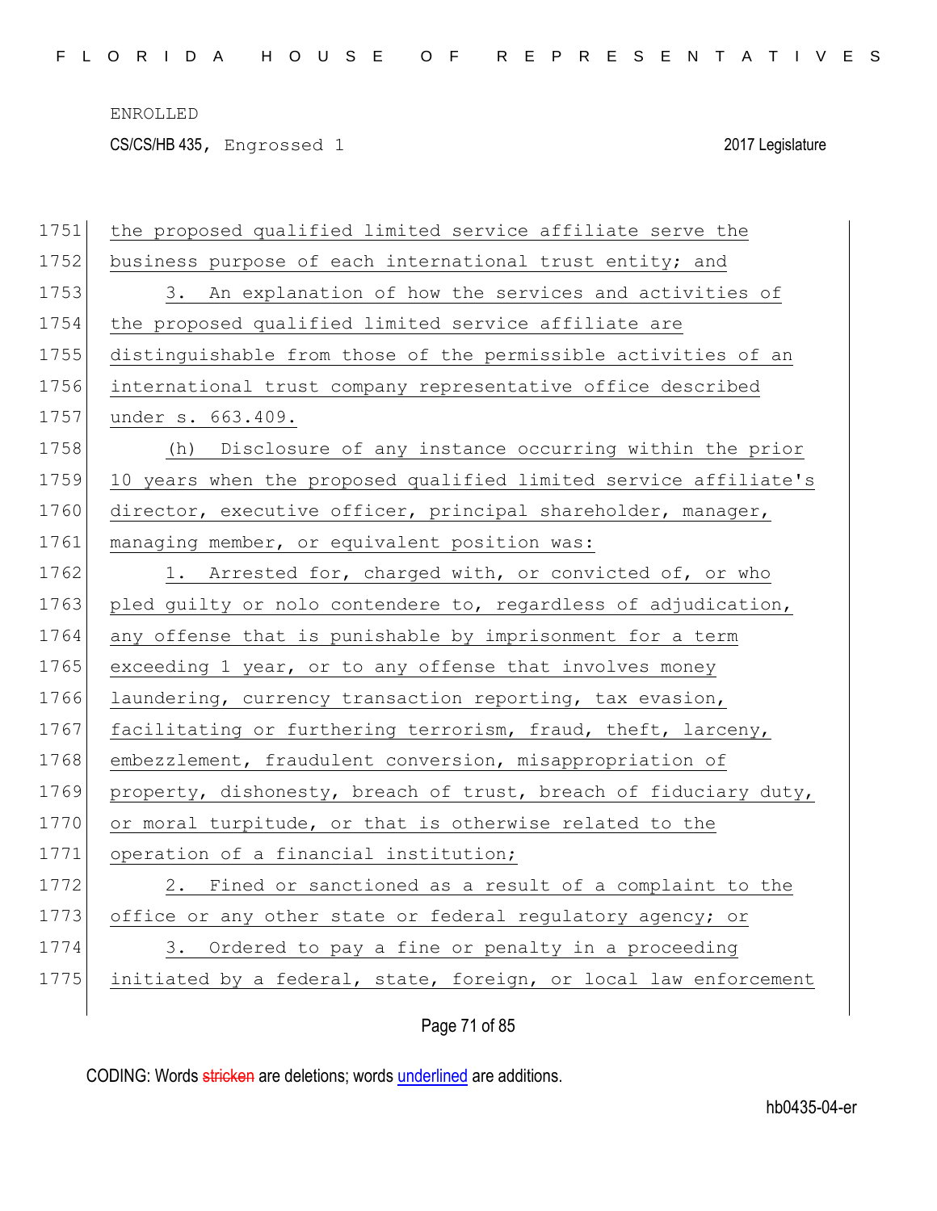the proposed qualified limited service affiliate serve the business purpose of each international trust entity; and

3. An explanation of how the services and activities of the proposed qualified limited service affiliate are distinguishable from those of the permissible activities of an international trust company representative office described under s. 663.409.

(h) Disclosure of any instance occurring within the prior 10 years when the proposed qualified limited service affiliate's director, executive officer, principal shareholder, manager, managing member, or equivalent position was:

1. Arrested for, charged with, or convicted of, or who pled guilty or nolo contendere to, regardless of adjudication, any offense that is punishable by imprisonment for a term exceeding 1 year, or to any offense that involves money laundering, currency transaction reporting, tax evasion, facilitating or furthering terrorism, fraud, theft, larceny, embezzlement, fraudulent conversion, misappropriation of property, dishonesty, breach of trust, breach of fiduciary duty, or moral turpitude, or that is otherwise related to the operation of a financial institution;

2. Fined or sanctioned as a result of a complaint to the office or any other state or federal regulatory agency; or

3. Ordered to pay a fine or penalty in a proceeding initiated by a federal, state, foreign, or local law enforcement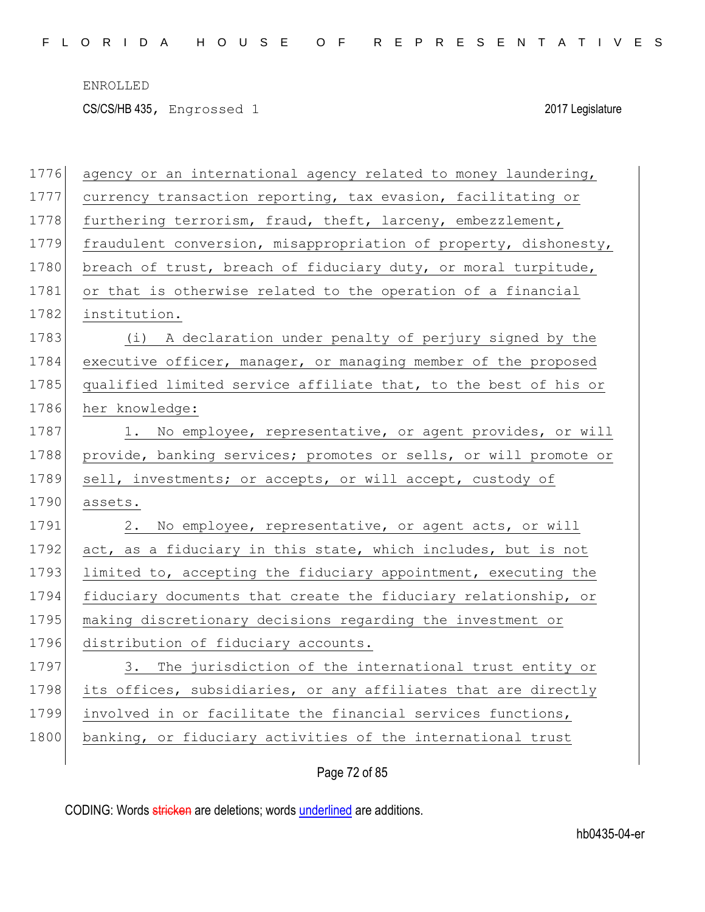agency or an international agency related to money laundering, currency transaction reporting, tax evasion, facilitating or furthering terrorism, fraud, theft, larceny, embezzlement, fraudulent conversion, misappropriation of property, dishonesty, breach of trust, breach of fiduciary duty, or moral turpitude, or that is otherwise related to the operation of a financial institution.

(i) A declaration under penalty of perjury signed by the executive officer, manager, or managing member of the proposed qualified limited service affiliate that, to the best of his or her knowledge:

1. No employee, representative, or agent provides, or will provide, banking services; promotes or sells, or will promote or sell, investments; or accepts, or will accept, custody of assets.

2. No employee, representative, or agent acts, or will act, as a fiduciary in this state, which includes, but is not limited to, accepting the fiduciary appointment, executing the fiduciary documents that create the fiduciary relationship, or making discretionary decisions regarding the investment or distribution of fiduciary accounts.

3. The jurisdiction of the international trust entity or its offices, subsidiaries, or any affiliates that are directly involved in or facilitate the financial services functions, banking, or fiduciary activities of the international trust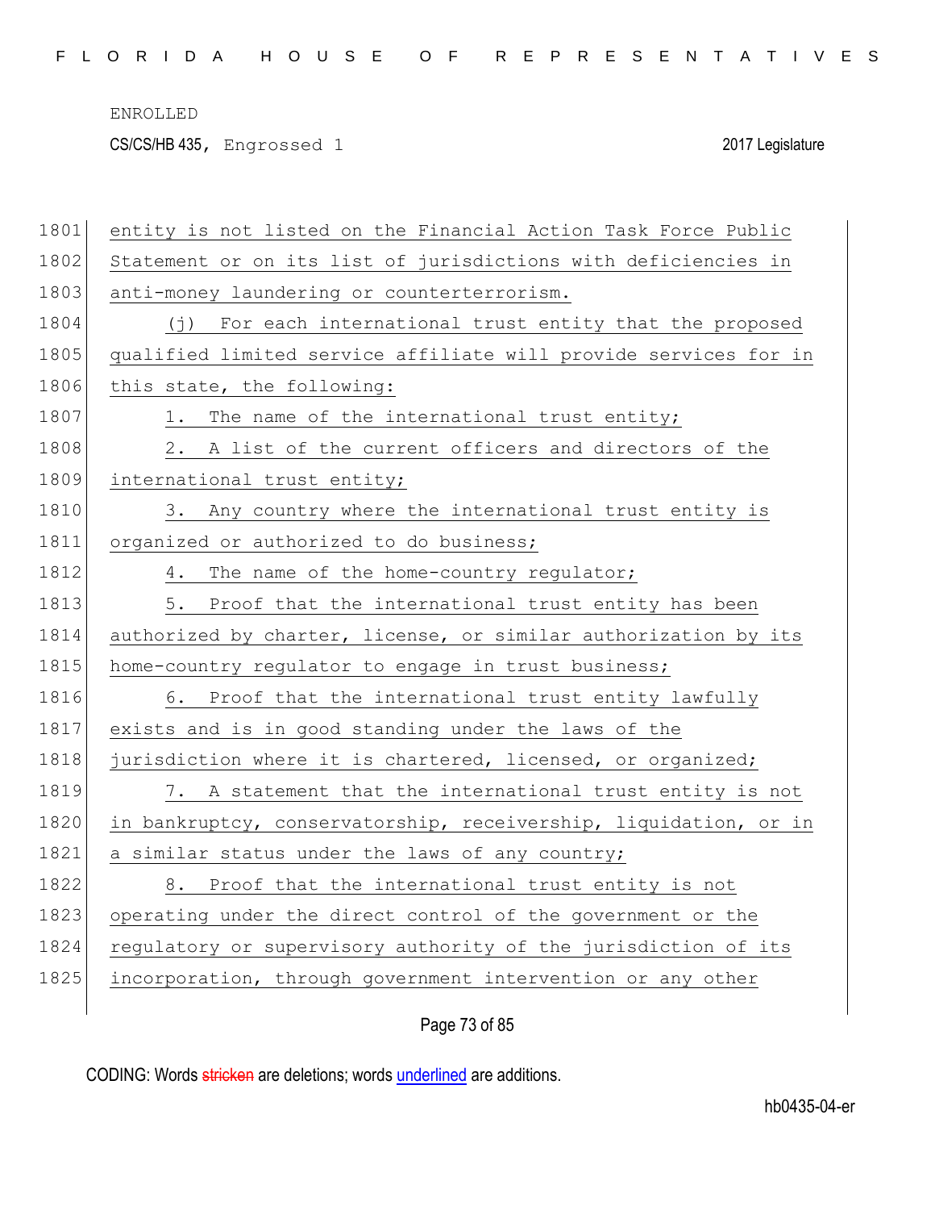entity is not listed on the Financial Action Task Force Public Statement or on its list of jurisdictions with deficiencies in anti-money laundering or counterterrorism.

(j) For each international trust entity that the proposed qualified limited service affiliate will provide services for in this state, the following:

1. The name of the international trust entity;

2. A list of the current officers and directors of the international trust entity;

3. Any country where the international trust entity is organized or authorized to do business;

4. The name of the home-country regulator;

5. Proof that the international trust entity has been authorized by charter, license, or similar authorization by its home-country regulator to engage in trust business;

6. Proof that the international trust entity lawfully exists and is in good standing under the laws of the jurisdiction where it is chartered, licensed, or organized;

7. A statement that the international trust entity is not in bankruptcy, conservatorship, receivership, liquidation, or in a similar status under the laws of any country;

8. Proof that the international trust entity is not operating under the direct control of the government or the regulatory or supervisory authority of the jurisdiction of its incorporation, through government intervention or any other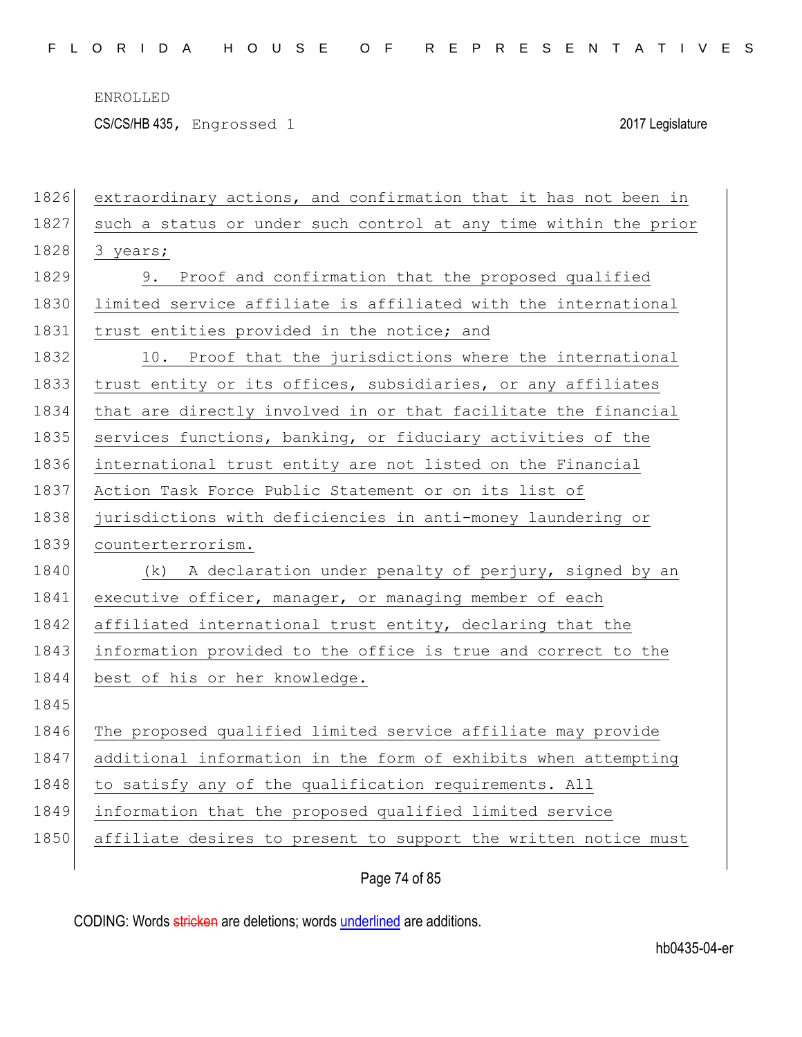extraordinary actions, and confirmation that it has not been in such a status or under such control at any time within the prior 3 years;

9. Proof and confirmation that the proposed qualified limited service affiliate is affiliated with the international trust entities provided in the notice; and

10. Proof that the jurisdictions where the international trust entity or its offices, subsidiaries, or any affiliates that are directly involved in or that facilitate the financial services functions, banking, or fiduciary activities of the international trust entity are not listed on the Financial Action Task Force Public Statement or on its list of jurisdictions with deficiencies in anti-money laundering or counterterrorism.

(k) A declaration under penalty of perjury, signed by an executive officer, manager, or managing member of each affiliated international trust entity, declaring that the information provided to the office is true and correct to the best of his or her knowledge.

The proposed qualified limited service affiliate may provide additional information in the form of exhibits when attempting to satisfy any of the qualification requirements. All information that the proposed qualified limited service affiliate desires to present to support the written notice must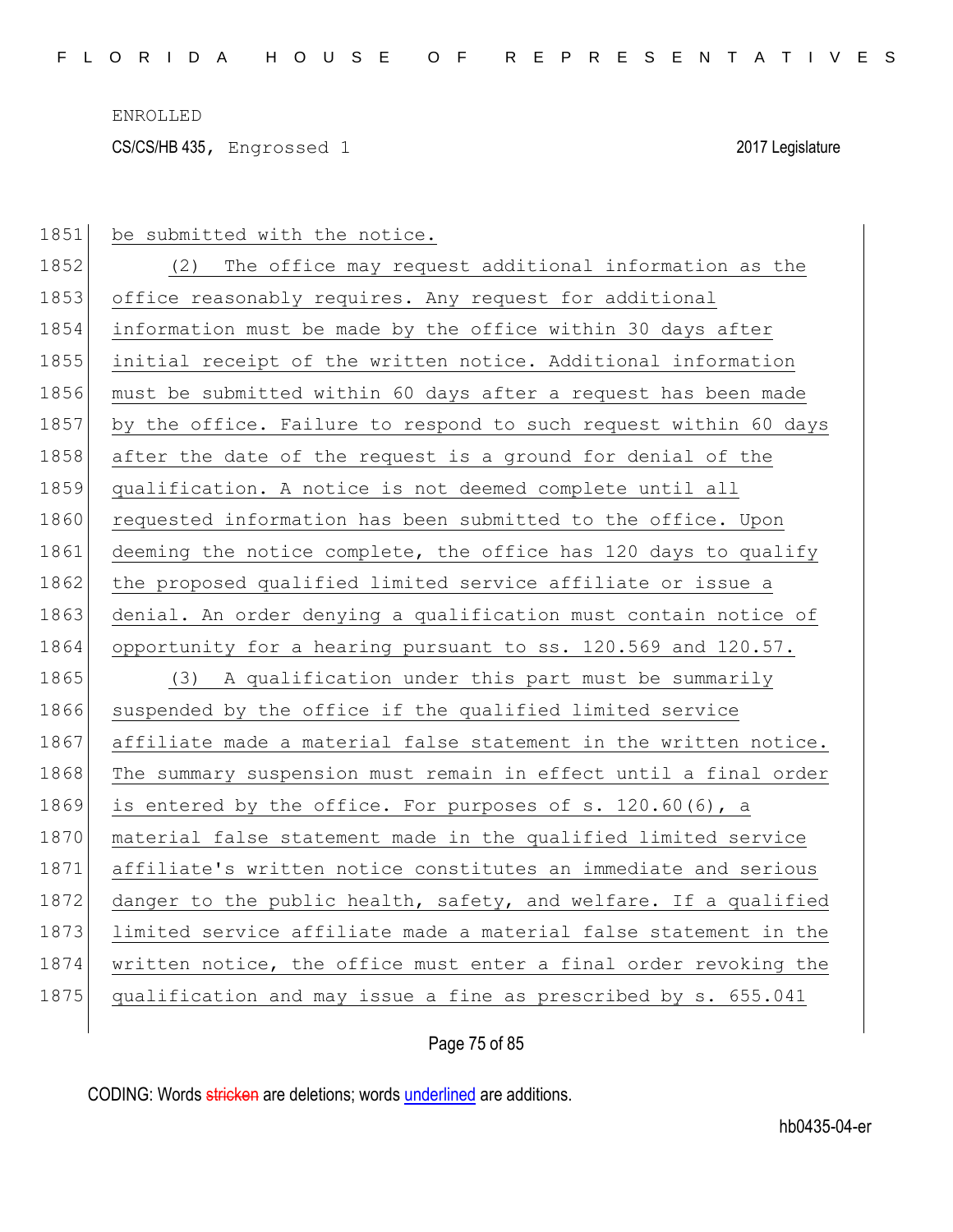be submitted with the notice.

(2) The office may request additional information as the office reasonably requires. Any request for additional information must be made by the office within 30 days after initial receipt of the written notice. Additional information must be submitted within 60 days after a request has been made by the office. Failure to respond to such request within 60 days after the date of the request is a ground for denial of the qualification. A notice is not deemed complete until all requested information has been submitted to the office. Upon deeming the notice complete, the office has 120 days to qualify the proposed qualified limited service affiliate or issue a denial. An order denying a qualification must contain notice of opportunity for a hearing pursuant to ss. 120.569 and 120.57.

(3) A qualification under this part must be summarily suspended by the office if the qualified limited service affiliate made a material false statement in the written notice. The summary suspension must remain in effect until a final order is entered by the office. For purposes of s. 120.60(6), a material false statement made in the qualified limited service affiliate's written notice constitutes an immediate and serious danger to the public health, safety, and welfare. If a qualified limited service affiliate made a material false statement in the written notice, the office must enter a final order revoking the qualification and may issue a fine as prescribed by s. 655.041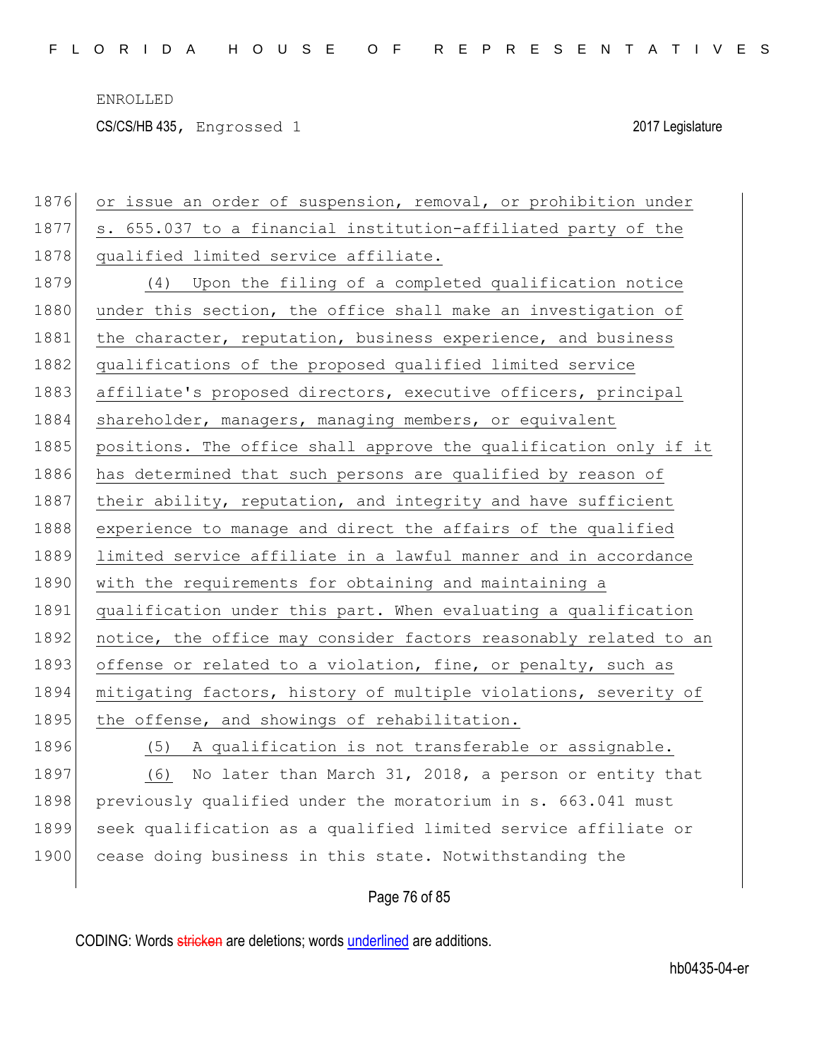or issue an order of suspension, removal, or prohibition under s. 655.037 to a financial institution-affiliated party of the qualified limited service affiliate.

(4) Upon the filing of a completed qualification notice under this section, the office shall make an investigation of the character, reputation, business experience, and business qualifications of the proposed qualified limited service affiliate's proposed directors, executive officers, principal shareholder, managers, managing members, or equivalent positions. The office shall approve the qualification only if it has determined that such persons are qualified by reason of their ability, reputation, and integrity and have sufficient experience to manage and direct the affairs of the qualified limited service affiliate in a lawful manner and in accordance with the requirements for obtaining and maintaining a qualification under this part. When evaluating a qualification notice, the office may consider factors reasonably related to an offense or related to a violation, fine, or penalty, such as mitigating factors, history of multiple violations, severity of the offense, and showings of rehabilitation.

(5) A qualification is not transferable or assignable.

(6) No later than March 31, 2018, a person or entity that previously qualified under the moratorium in s. 663.041 must seek qualification as a qualified limited service affiliate or cease doing business in this state. Notwithstanding the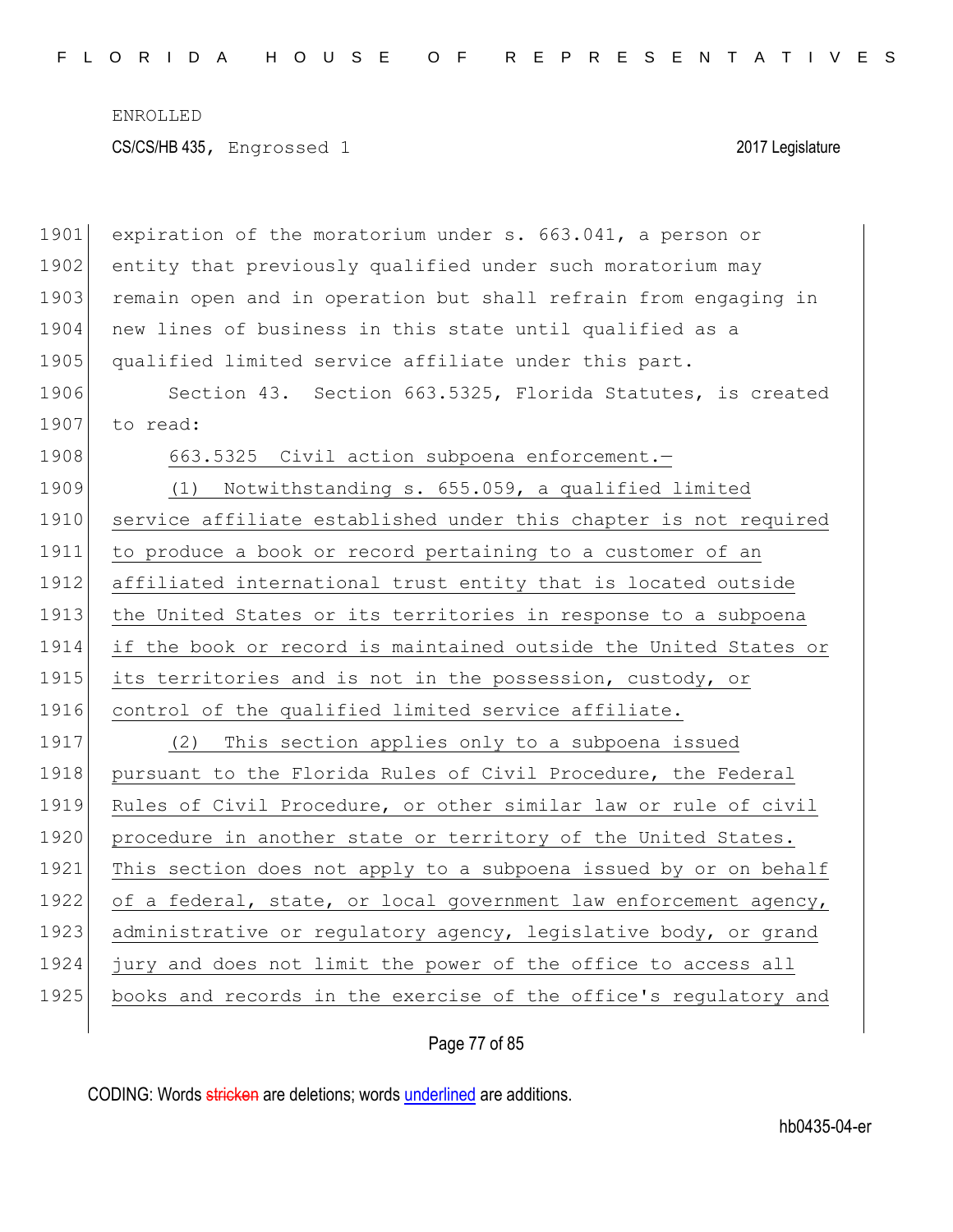expiration of the moratorium under s. 663.041, a person or entity that previously qualified under such moratorium may remain open and in operation but shall refrain from engaging in new lines of business in this state until qualified as a qualified limited service affiliate under this part.

Section 43. Section 663.5325, Florida Statutes, is created to read:

<u>663.5325 Civil action subpoena enforcement.—</u>

<u>(1) Notwithstanding s. 655.059, a qualified limited service affiliate established under this chapter is not required to produce a book or record pertaining to a customer of an affiliated international trust entity that is located outside the United States or its territories in response to a subpoena if the book or record is maintained outside the United States or its territories and is not in the possession, custody, or control of the qualified limited service affiliate.</u>

<u>(2) This section applies only to a subpoena issued pursuant to the Florida Rules of Civil Procedure, the Federal Rules of Civil Procedure, or other similar law or rule of civil procedure in another state or territory of the United States. This section does not apply to a subpoena issued by or on behalf of a federal, state, or local government law enforcement agency, administrative or regulatory agency, legislative body, or grand jury and does not limit the power of the office to access all books and records in the exercise of the office's regulatory and</u>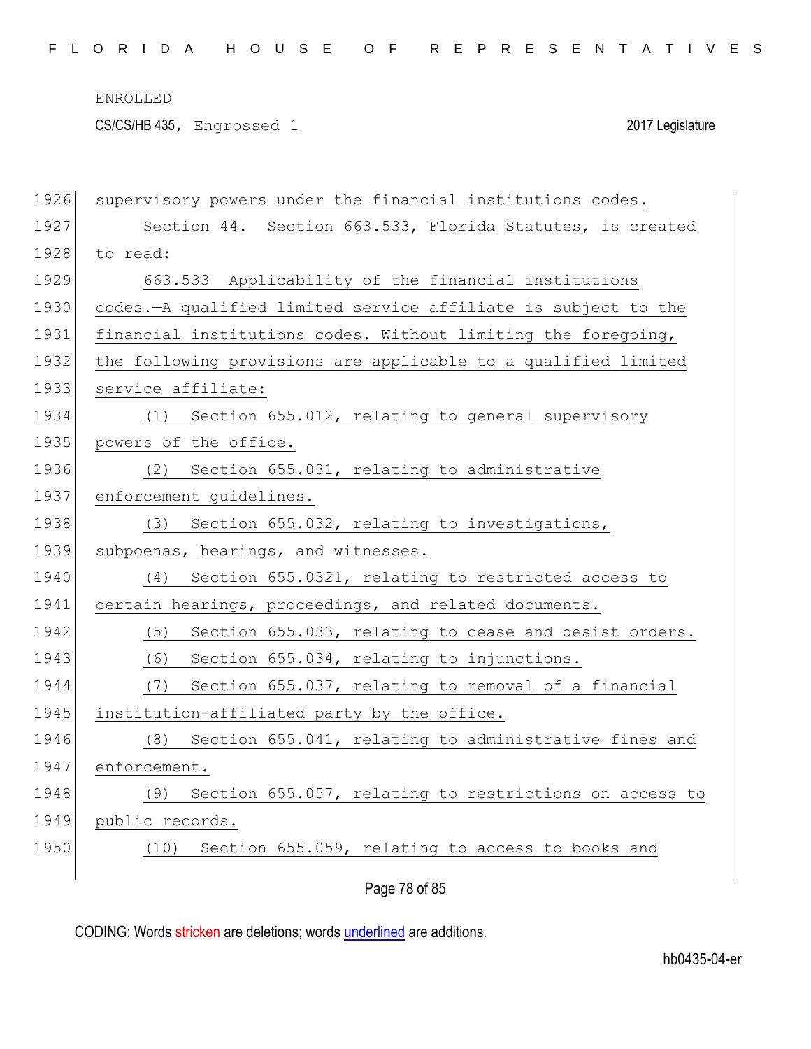supervisory powers under the financial institutions codes.

Section 44. Section 663.533, Florida Statutes, is created to read:

663.533 Applicability of the financial institutions codes.—A qualified limited service affiliate is subject to the financial institutions codes. Without limiting the foregoing, the following provisions are applicable to a qualified limited service affiliate:

(1) Section 655.012, relating to general supervisory powers of the office.

(2) Section 655.031, relating to administrative enforcement guidelines.

(3) Section 655.032, relating to investigations, subpoenas, hearings, and witnesses.

(4) Section 655.0321, relating to restricted access to certain hearings, proceedings, and related documents.

(5) Section 655.033, relating to cease and desist orders.

(6) Section 655.034, relating to injunctions.

(7) Section 655.037, relating to removal of a financial institution-affiliated party by the office.

(8) Section 655.041, relating to administrative fines and enforcement.

(9) Section 655.057, relating to restrictions on access to public records.

(10) Section 655.059, relating to access to books and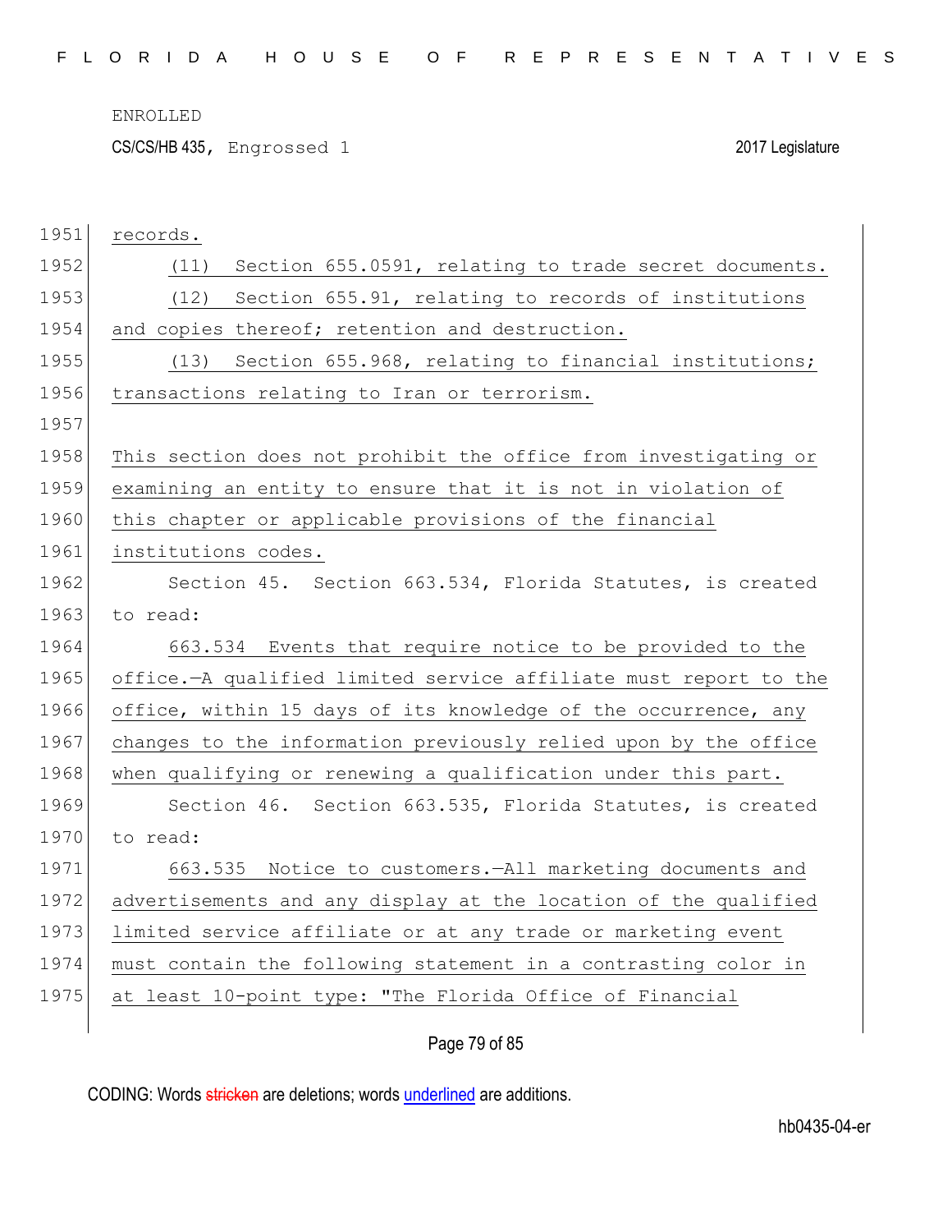records.

(11) Section 655.0591, relating to trade secret documents.

(12) Section 655.91, relating to records of institutions and copies thereof; retention and destruction.

(13) Section 655.968, relating to financial institutions; transactions relating to Iran or terrorism.

This section does not prohibit the office from investigating or examining an entity to ensure that it is not in violation of this chapter or applicable provisions of the financial institutions codes.

Section 45. Section 663.534, Florida Statutes, is created to read:

663.534 Events that require notice to be provided to the office.—A qualified limited service affiliate must report to the office, within 15 days of its knowledge of the occurrence, any changes to the information previously relied upon by the office when qualifying or renewing a qualification under this part.

Section 46. Section 663.535, Florida Statutes, is created to read:

663.535 Notice to customers.—All marketing documents and advertisements and any display at the location of the qualified limited service affiliate or at any trade or marketing event must contain the following statement in a contrasting color in at least 10-point type: "The Florida Office of Financial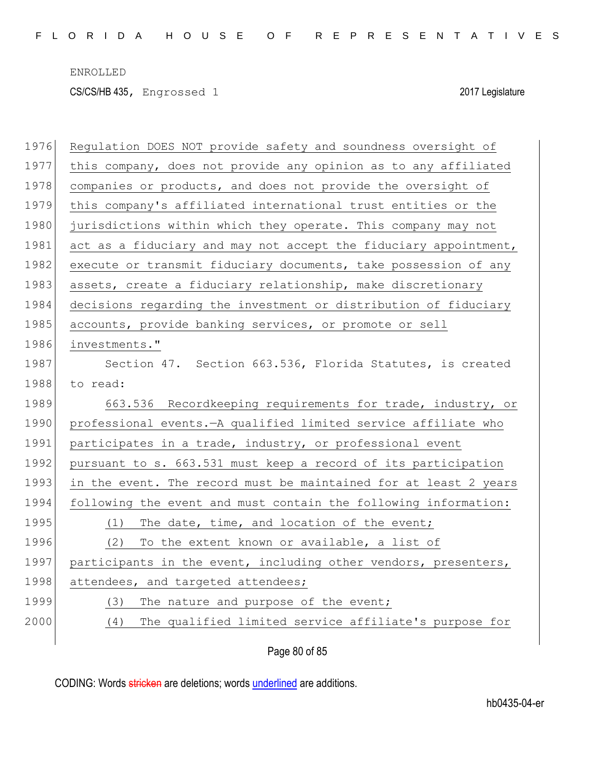Regulation DOES NOT provide safety and soundness oversight of this company, does not provide any opinion as to any affiliated companies or products, and does not provide the oversight of this company's affiliated international trust entities or the jurisdictions within which they operate. This company may not act as a fiduciary and may not accept the fiduciary appointment, execute or transmit fiduciary documents, take possession of any assets, create a fiduciary relationship, make discretionary decisions regarding the investment or distribution of fiduciary accounts, provide banking services, or promote or sell investments."

Section 47. Section 663.536, Florida Statutes, is created to read:

663.536 Recordkeeping requirements for trade, industry, or professional events.—A qualified limited service affiliate who participates in a trade, industry, or professional event pursuant to s. 663.531 must keep a record of its participation in the event. The record must be maintained for at least 2 years following the event and must contain the following information:

(1) The date, time, and location of the event;

(2) To the extent known or available, a list of participants in the event, including other vendors, presenters, attendees, and targeted attendees;

(3) The nature and purpose of the event;

(4) The qualified limited service affiliate's purpose for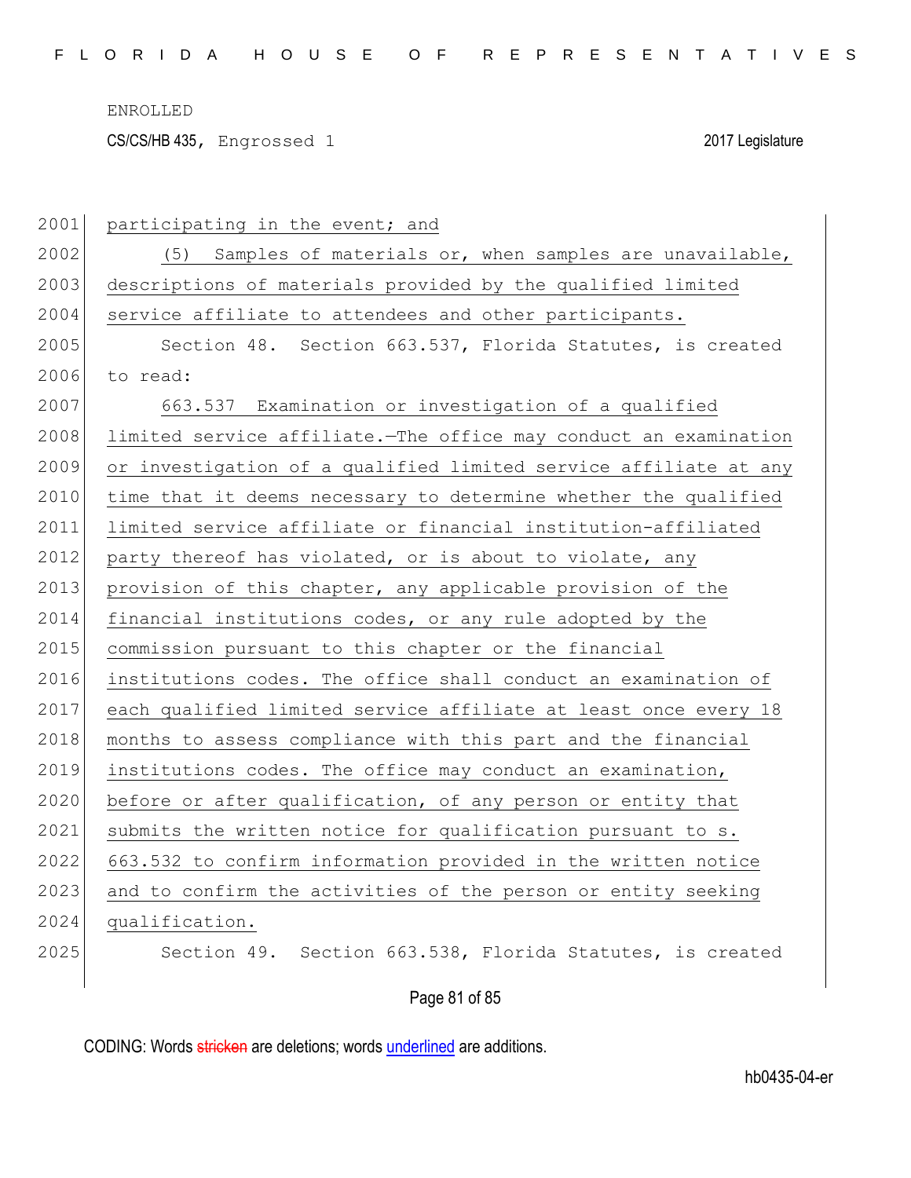participating in the event; and

(5) Samples of materials or, when samples are unavailable, descriptions of materials provided by the qualified limited service affiliate to attendees and other participants.

Section 48. Section 663.537, Florida Statutes, is created to read:

663.537 Examination or investigation of a qualified limited service affiliate.—The office may conduct an examination or investigation of a qualified limited service affiliate at any time that it deems necessary to determine whether the qualified limited service affiliate or financial institution-affiliated party thereof has violated, or is about to violate, any provision of this chapter, any applicable provision of the financial institutions codes, or any rule adopted by the commission pursuant to this chapter or the financial institutions codes. The office shall conduct an examination of each qualified limited service affiliate at least once every 18 months to assess compliance with this part and the financial institutions codes. The office may conduct an examination, before or after qualification, of any person or entity that submits the written notice for qualification pursuant to s. 663.532 to confirm information provided in the written notice and to confirm the activities of the person or entity seeking qualification.

Section 49. Section 663.538, Florida Statutes, is created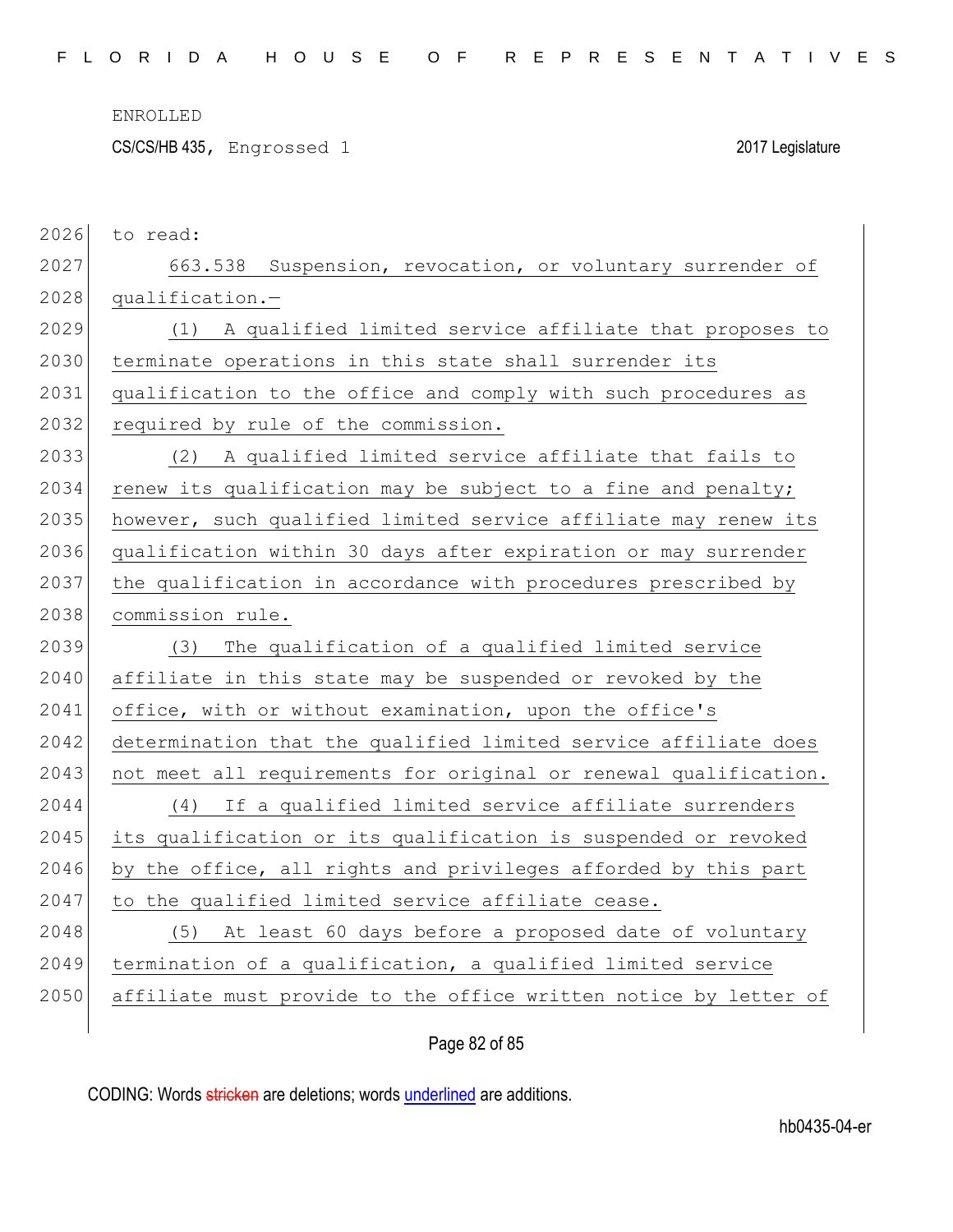ENROLLED

CS/CS/HB 435, Engrossed 1 2017 Legislature

2026 to read:

2027 663.538 Suspension, revocation, or voluntary surrender of

2028 qualification.—

2029 (1) A qualified limited service affiliate that proposes to

2030 terminate operations in this state shall surrender its

2031 qualification to the office and comply with such procedures as

2032 required by rule of the commission.

2033 (2) A qualified limited service affiliate that fails to

2034 renew its qualification may be subject to a fine and penalty;

2035 however, such qualified limited service affiliate may renew its

2036 qualification within 30 days after expiration or may surrender

2037 the qualification in accordance with procedures prescribed by

2038 commission rule.

2039 (3) The qualification of a qualified limited service

2040 affiliate in this state may be suspended or revoked by the

2041 office, with or without examination, upon the office's

2042 determination that the qualified limited service affiliate does

2043 not meet all requirements for original or renewal qualification.

2044 (4) If a qualified limited service affiliate surrenders

2045 its qualification or its qualification is suspended or revoked

2046 by the office, all rights and privileges afforded by this part

2047 to the qualified limited service affiliate cease.

2048 (5) At least 60 days before a proposed date of voluntary

2049 termination of a qualification, a qualified limited service

2050 affiliate must provide to the office written notice by letter of

CODING: Words stricken are deletions; words underlined are additions.

hb0435-04-er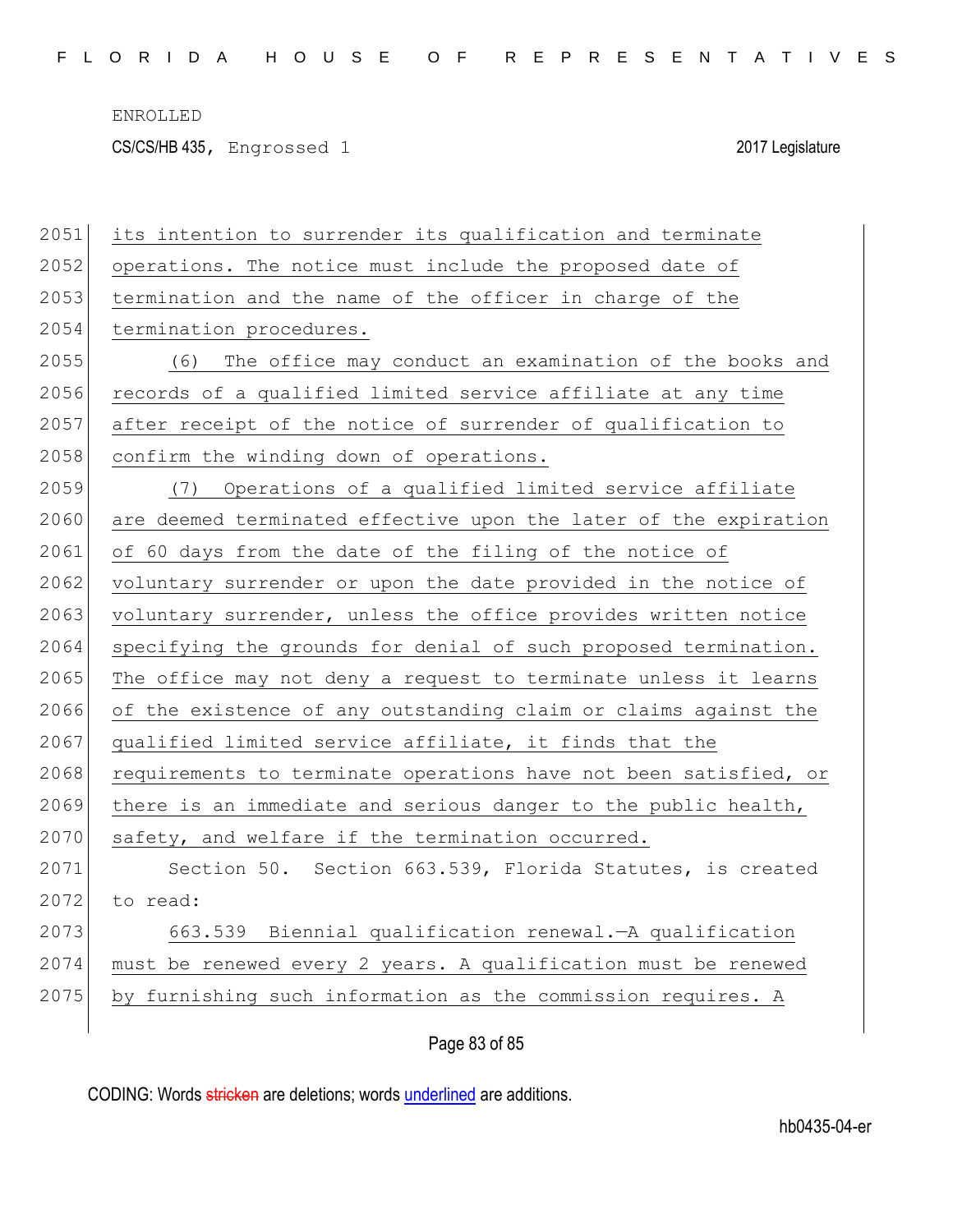its intention to surrender its qualification and terminate operations. The notice must include the proposed date of termination and the name of the officer in charge of the termination procedures.

(6) The office may conduct an examination of the books and records of a qualified limited service affiliate at any time after receipt of the notice of surrender of qualification to confirm the winding down of operations.

(7) Operations of a qualified limited service affiliate are deemed terminated effective upon the later of the expiration of 60 days from the date of the filing of the notice of voluntary surrender or upon the date provided in the notice of voluntary surrender, unless the office provides written notice specifying the grounds for denial of such proposed termination. The office may not deny a request to terminate unless it learns of the existence of any outstanding claim or claims against the qualified limited service affiliate, it finds that the requirements to terminate operations have not been satisfied, or there is an immediate and serious danger to the public health, safety, and welfare if the termination occurred.

Section 50. Section 663.539, Florida Statutes, is created to read:

663.539 Biennial qualification renewal.—A qualification must be renewed every 2 years. A qualification must be renewed by furnishing such information as the commission requires. A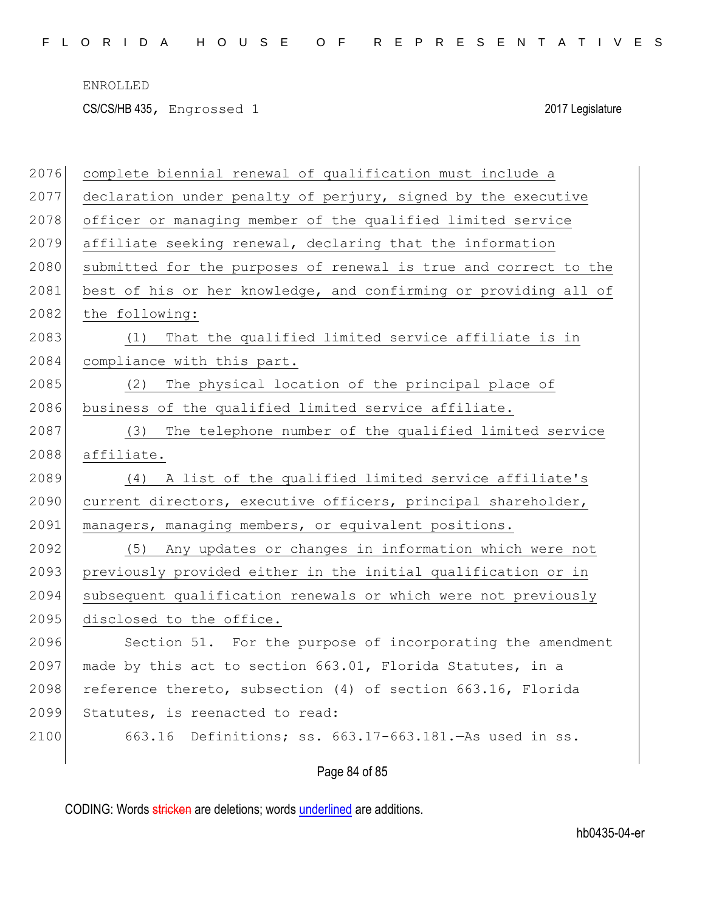complete biennial renewal of qualification must include a declaration under penalty of perjury, signed by the executive officer or managing member of the qualified limited service affiliate seeking renewal, declaring that the information submitted for the purposes of renewal is true and correct to the best of his or her knowledge, and confirming or providing all of the following:

(1) That the qualified limited service affiliate is in compliance with this part.

(2) The physical location of the principal place of business of the qualified limited service affiliate.

(3) The telephone number of the qualified limited service affiliate.

(4) A list of the qualified limited service affiliate's current directors, executive officers, principal shareholder, managers, managing members, or equivalent positions.

(5) Any updates or changes in information which were not previously provided either in the initial qualification or in subsequent qualification renewals or which were not previously disclosed to the office.

Section 51. For the purpose of incorporating the amendment made by this act to section 663.01, Florida Statutes, in a reference thereto, subsection (4) of section 663.16, Florida Statutes, is reenacted to read:

663.16 Definitions; ss. 663.17-663.181.—As used in ss.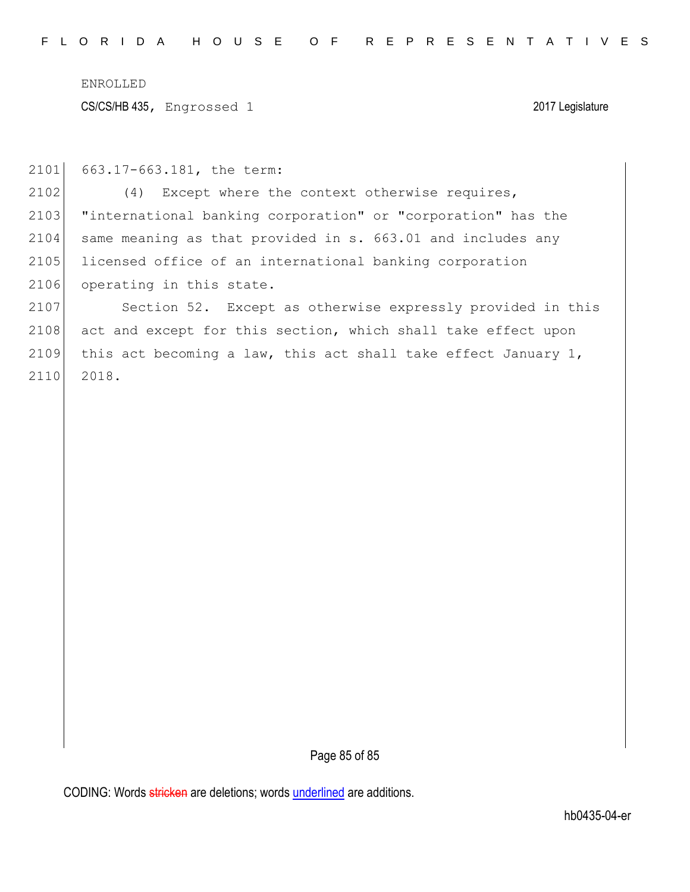663.17-663.181, the term:

(4) Except where the context otherwise requires, "international banking corporation" or "corporation" has the same meaning as that provided in s. 663.01 and includes any licensed office of an international banking corporation operating in this state.

Section 52. Except as otherwise expressly provided in this act and except for this section, which shall take effect upon this act becoming a law, this act shall take effect January 1, 2018.